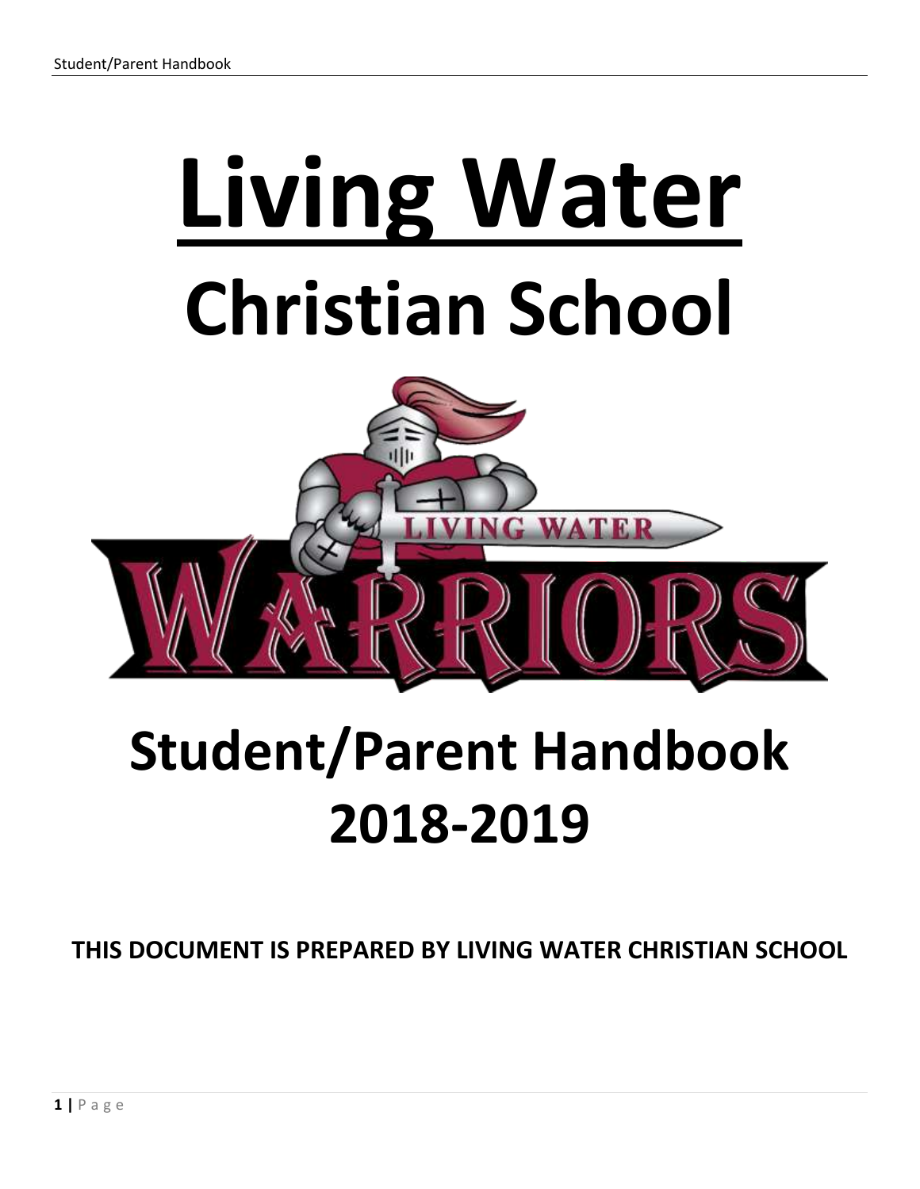# Living Water

# Christian School

# Student/Parent Handbook 2018-2019

**THIS DOCUMENT IS PREPARED BY LIVING WATER CHRISTIAN SCHOOL**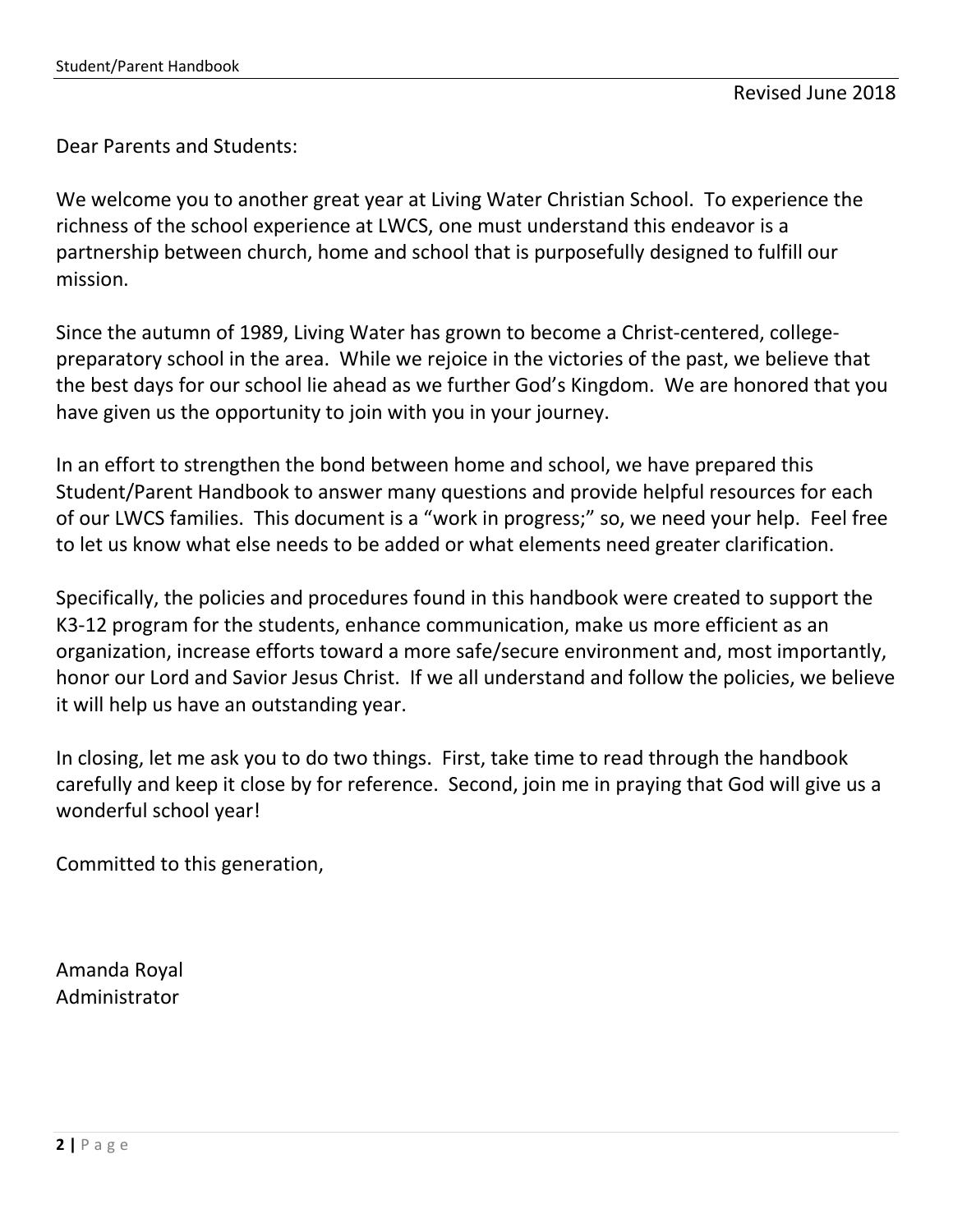Revised June 2018

Dear Parents and Students:

We welcome you to another great year at Living Water Christian School. To experience the richness of the school experience at LWCS, one must understand this endeavor is a partnership between church, home and school that is purposefully designed to fulfill our mission.

Since the autumn of 1989, Living Water has grown to become a Christ-centered, college-preparatory school in the area. While we rejoice in the victories of the past, we believe that the best days for our school lie ahead as we further God's Kingdom. We are honored that you have given us the opportunity to join with you in your journey.

In an effort to strengthen the bond between home and school, we have prepared this Student/Parent Handbook to answer many questions and provide helpful resources for each of our LWCS families. This document is a "work in progress;" so, we need your help. Feel free to let us know what else needs to be added or what elements need greater clarification.

Specifically, the policies and procedures found in this handbook were created to support the K3-12 program for the students, enhance communication, make us more efficient as an organization, increase efforts toward a more safe/secure environment and, most importantly, honor our Lord and Savior Jesus Christ. If we all understand and follow the policies, we believe it will help us have an outstanding year.

In closing, let me ask you to do two things. First, take time to read through the handbook carefully and keep it close by for reference. Second, join me in praying that God will give us a wonderful school year!

Committed to this generation,

Amanda Royal
Administrator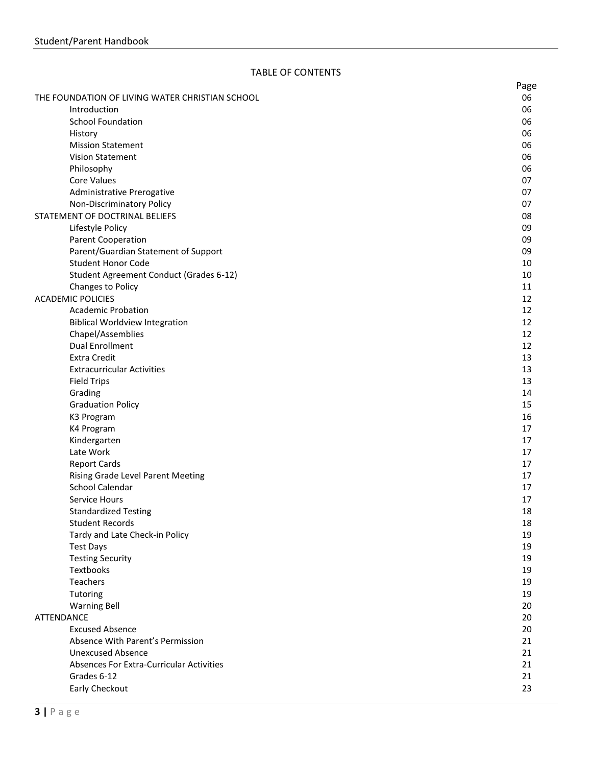TABLE OF CONTENTS

| | Page |
|---|---|
| THE FOUNDATION OF LIVING WATER CHRISTIAN SCHOOL | 06 |
| Introduction | 06 |
| School Foundation | 06 |
| History | 06 |
| Mission Statement | 06 |
| Vision Statement | 06 |
| Philosophy | 06 |
| Core Values | 07 |
| Administrative Prerogative | 07 |
| Non-Discriminatory Policy | 07 |
| STATEMENT OF DOCTRINAL BELIEFS | 08 |
| Lifestyle Policy | 09 |
| Parent Cooperation | 09 |
| Parent/Guardian Statement of Support | 09 |
| Student Honor Code | 10 |
| Student Agreement Conduct (Grades 6-12) | 10 |
| Changes to Policy | 11 |
| ACADEMIC POLICIES | 12 |
| Academic Probation | 12 |
| Biblical Worldview Integration | 12 |
| Chapel/Assemblies | 12 |
| Dual Enrollment | 12 |
| Extra Credit | 13 |
| Extracurricular Activities | 13 |
| Field Trips | 13 |
| Grading | 14 |
| Graduation Policy | 15 |
| K3 Program | 16 |
| K4 Program | 17 |
| Kindergarten | 17 |
| Late Work | 17 |
| Report Cards | 17 |
| Rising Grade Level Parent Meeting | 17 |
| School Calendar | 17 |
| Service Hours | 17 |
| Standardized Testing | 18 |
| Student Records | 18 |
| Tardy and Late Check-in Policy | 19 |
| Test Days | 19 |
| Testing Security | 19 |
| Textbooks | 19 |
| Teachers | 19 |
| Tutoring | 19 |
| Warning Bell | 20 |
| ATTENDANCE | 20 |
| Excused Absence | 20 |
| Absence With Parent's Permission | 21 |
| Unexcused Absence | 21 |
| Absences For Extra-Curricular Activities | 21 |
| Grades 6-12 | 21 |
| Early Checkout | 23 |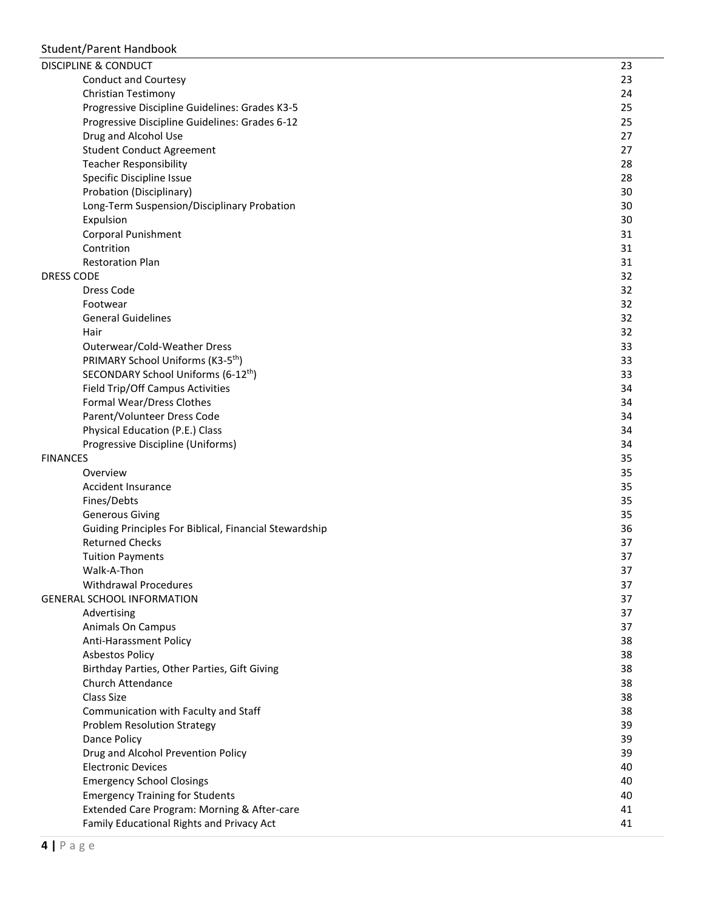| | |
|---|---|
| DISCIPLINE & CONDUCT | 23 |
| Conduct and Courtesy | 23 |
| Christian Testimony | 24 |
| Progressive Discipline Guidelines: Grades K3-5 | 25 |
| Progressive Discipline Guidelines: Grades 6-12 | 25 |
| Drug and Alcohol Use | 27 |
| Student Conduct Agreement | 27 |
| Teacher Responsibility | 28 |
| Specific Discipline Issue | 28 |
| Probation (Disciplinary) | 30 |
| Long-Term Suspension/Disciplinary Probation | 30 |
| Expulsion | 30 |
| Corporal Punishment | 31 |
| Contrition | 31 |
| Restoration Plan | 31 |
| DRESS CODE | 32 |
| Dress Code | 32 |
| Footwear | 32 |
| General Guidelines | 32 |
| Hair | 32 |
| Outerwear/Cold-Weather Dress | 33 |
| PRIMARY School Uniforms (K3-5th) | 33 |
| SECONDARY School Uniforms (6-12th) | 33 |
| Field Trip/Off Campus Activities | 34 |
| Formal Wear/Dress Clothes | 34 |
| Parent/Volunteer Dress Code | 34 |
| Physical Education (P.E.) Class | 34 |
| Progressive Discipline (Uniforms) | 34 |
| FINANCES | 35 |
| Overview | 35 |
| Accident Insurance | 35 |
| Fines/Debts | 35 |
| Generous Giving | 35 |
| Guiding Principles For Biblical, Financial Stewardship | 36 |
| Returned Checks | 37 |
| Tuition Payments | 37 |
| Walk-A-Thon | 37 |
| Withdrawal Procedures | 37 |
| GENERAL SCHOOL INFORMATION | 37 |
| Advertising | 37 |
| Animals On Campus | 37 |
| Anti-Harassment Policy | 38 |
| Asbestos Policy | 38 |
| Birthday Parties, Other Parties, Gift Giving | 38 |
| Church Attendance | 38 |
| Class Size | 38 |
| Communication with Faculty and Staff | 38 |
| Problem Resolution Strategy | 39 |
| Dance Policy | 39 |
| Drug and Alcohol Prevention Policy | 39 |
| Electronic Devices | 40 |
| Emergency School Closings | 40 |
| Emergency Training for Students | 40 |
| Extended Care Program: Morning & After-care | 41 |
| Family Educational Rights and Privacy Act | 41 |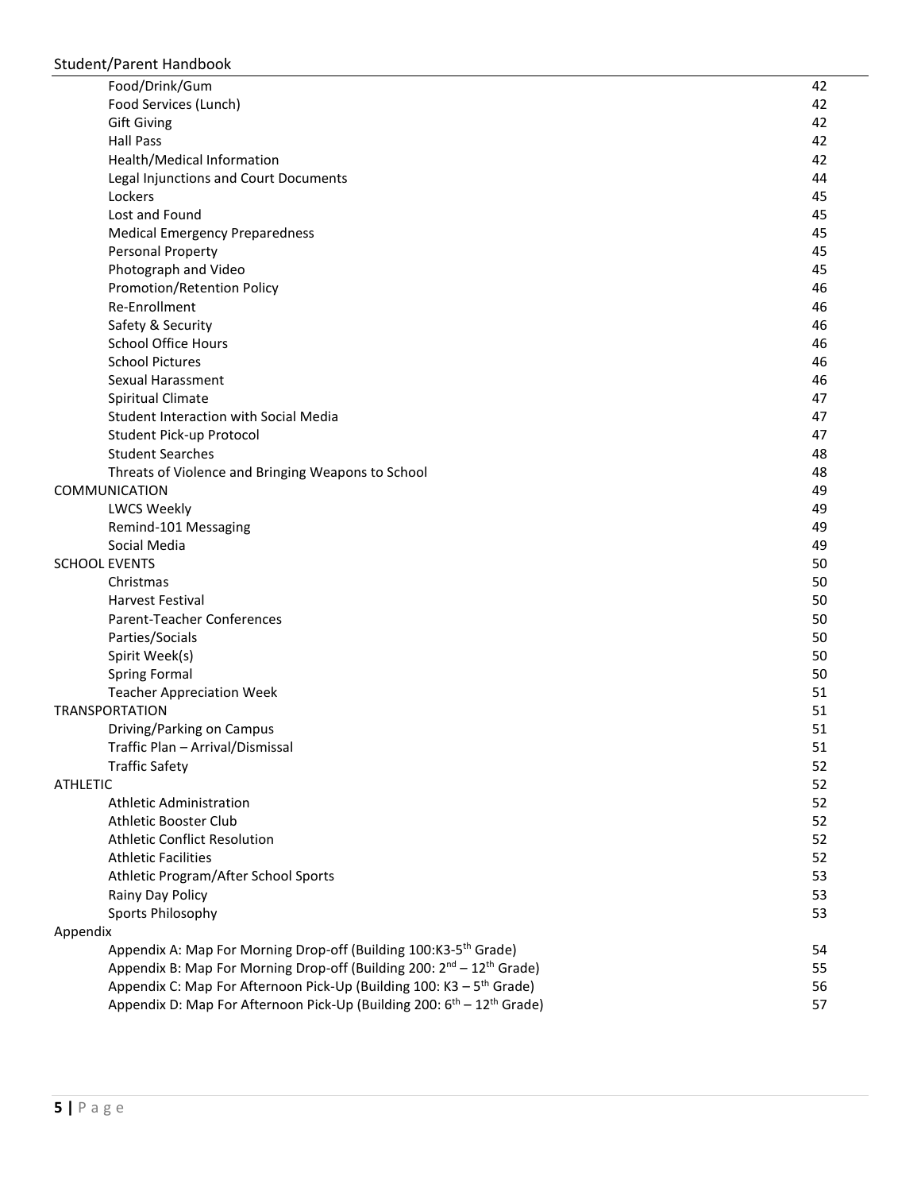| | |
|---|---|
| Food/Drink/Gum | 42 |
| Food Services (Lunch) | 42 |
| Gift Giving | 42 |
| Hall Pass | 42 |
| Health/Medical Information | 42 |
| Legal Injunctions and Court Documents | 44 |
| Lockers | 45 |
| Lost and Found | 45 |
| Medical Emergency Preparedness | 45 |
| Personal Property | 45 |
| Photograph and Video | 45 |
| Promotion/Retention Policy | 46 |
| Re-Enrollment | 46 |
| Safety & Security | 46 |
| School Office Hours | 46 |
| School Pictures | 46 |
| Sexual Harassment | 46 |
| Spiritual Climate | 47 |
| Student Interaction with Social Media | 47 |
| Student Pick-up Protocol | 47 |
| Student Searches | 48 |
| Threats of Violence and Bringing Weapons to School | 48 |
| COMMUNICATION | 49 |
| LWCS Weekly | 49 |
| Remind-101 Messaging | 49 |
| Social Media | 49 |
| SCHOOL EVENTS | 50 |
| Christmas | 50 |
| Harvest Festival | 50 |
| Parent-Teacher Conferences | 50 |
| Parties/Socials | 50 |
| Spirit Week(s) | 50 |
| Spring Formal | 50 |
| Teacher Appreciation Week | 51 |
| TRANSPORTATION | 51 |
| Driving/Parking on Campus | 51 |
| Traffic Plan – Arrival/Dismissal | 51 |
| Traffic Safety | 52 |
| ATHLETIC | 52 |
| Athletic Administration | 52 |
| Athletic Booster Club | 52 |
| Athletic Conflict Resolution | 52 |
| Athletic Facilities | 52 |
| Athletic Program/After School Sports | 53 |
| Rainy Day Policy | 53 |
| Sports Philosophy | 53 |
| Appendix | |
| Appendix A: Map For Morning Drop-off (Building 100:K3-5th Grade) | 54 |
| Appendix B: Map For Morning Drop-off (Building 200: 2nd – 12th Grade) | 55 |
| Appendix C: Map For Afternoon Pick-Up (Building 100: K3 – 5th Grade) | 56 |
| Appendix D: Map For Afternoon Pick-Up (Building 200: 6th – 12th Grade) | 57 |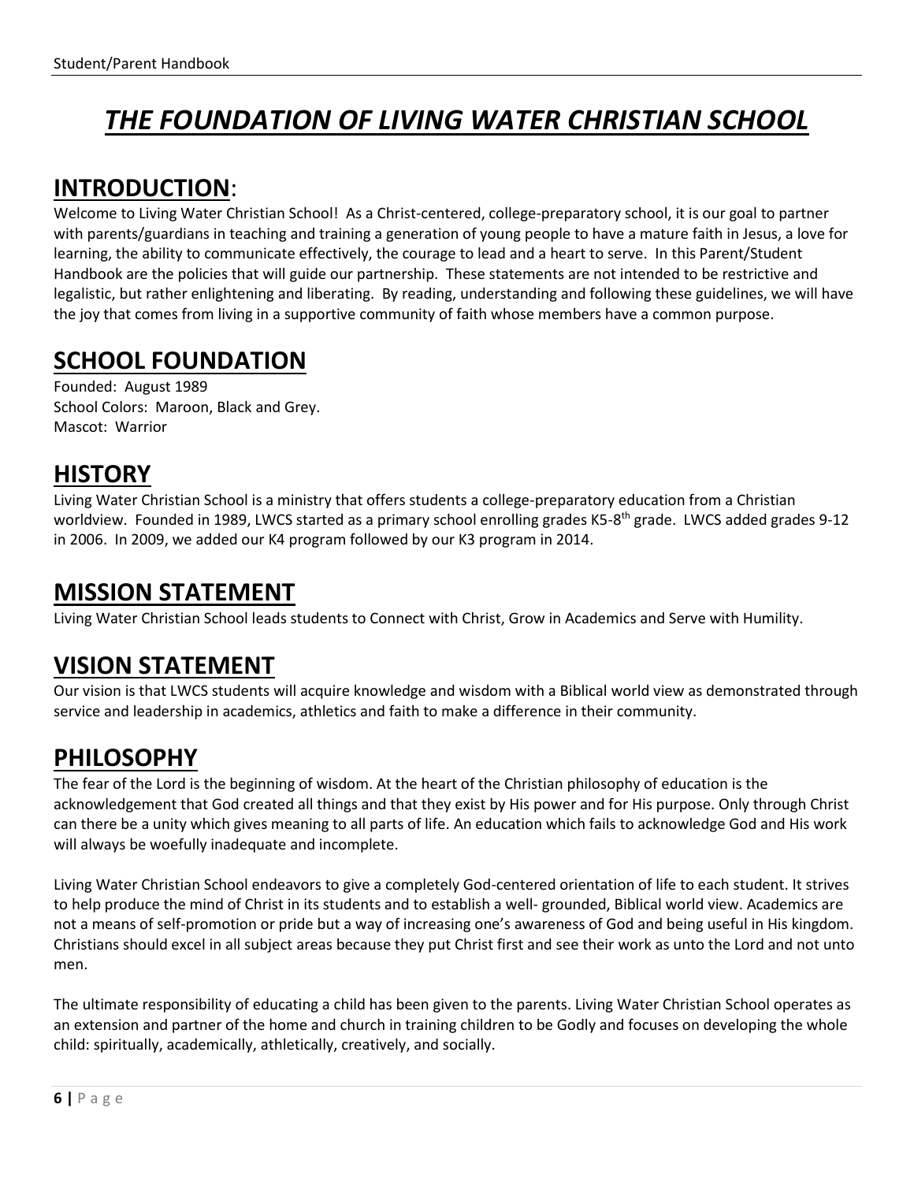# *THE FOUNDATION OF LIVING WATER CHRISTIAN SCHOOL*

## INTRODUCTION:

Welcome to Living Water Christian School! As a Christ-centered, college-preparatory school, it is our goal to partner with parents/guardians in teaching and training a generation of young people to have a mature faith in Jesus, a love for learning, the ability to communicate effectively, the courage to lead and a heart to serve. In this Parent/Student Handbook are the policies that will guide our partnership. These statements are not intended to be restrictive and legalistic, but rather enlightening and liberating. By reading, understanding and following these guidelines, we will have the joy that comes from living in a supportive community of faith whose members have a common purpose.

## SCHOOL FOUNDATION

Founded: August 1989
School Colors: Maroon, Black and Grey.
Mascot: Warrior

## HISTORY

Living Water Christian School is a ministry that offers students a college-preparatory education from a Christian worldview. Founded in 1989, LWCS started as a primary school enrolling grades K5-8th grade. LWCS added grades 9-12 in 2006. In 2009, we added our K4 program followed by our K3 program in 2014.

## MISSION STATEMENT

Living Water Christian School leads students to Connect with Christ, Grow in Academics and Serve with Humility.

## VISION STATEMENT

Our vision is that LWCS students will acquire knowledge and wisdom with a Biblical world view as demonstrated through service and leadership in academics, athletics and faith to make a difference in their community.

## PHILOSOPHY

The fear of the Lord is the beginning of wisdom. At the heart of the Christian philosophy of education is the acknowledgement that God created all things and that they exist by His power and for His purpose. Only through Christ can there be a unity which gives meaning to all parts of life. An education which fails to acknowledge God and His work will always be woefully inadequate and incomplete.

Living Water Christian School endeavors to give a completely God-centered orientation of life to each student. It strives to help produce the mind of Christ in its students and to establish a well- grounded, Biblical world view. Academics are not a means of self-promotion or pride but a way of increasing one's awareness of God and being useful in His kingdom. Christians should excel in all subject areas because they put Christ first and see their work as unto the Lord and not unto men.

The ultimate responsibility of educating a child has been given to the parents. Living Water Christian School operates as an extension and partner of the home and church in training children to be Godly and focuses on developing the whole child: spiritually, academically, athletically, creatively, and socially.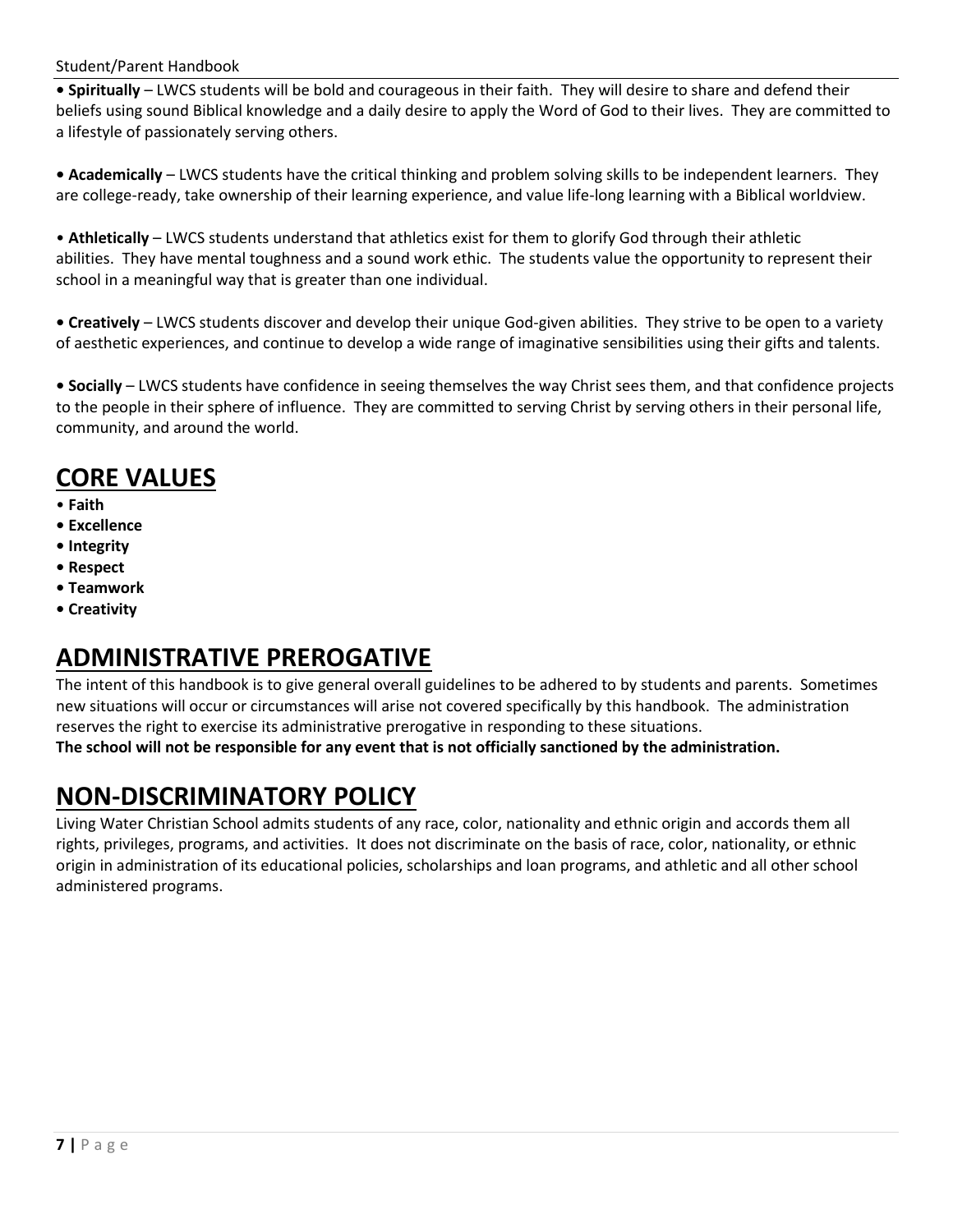- **Spiritually** – LWCS students will be bold and courageous in their faith. They will desire to share and defend their beliefs using sound Biblical knowledge and a daily desire to apply the Word of God to their lives. They are committed to a lifestyle of passionately serving others.

- **Academically** – LWCS students have the critical thinking and problem solving skills to be independent learners. They are college-ready, take ownership of their learning experience, and value life-long learning with a Biblical worldview.

- **Athletically** – LWCS students understand that athletics exist for them to glorify God through their athletic abilities. They have mental toughness and a sound work ethic. The students value the opportunity to represent their school in a meaningful way that is greater than one individual.

- **Creatively** – LWCS students discover and develop their unique God-given abilities. They strive to be open to a variety of aesthetic experiences, and continue to develop a wide range of imaginative sensibilities using their gifts and talents.

- **Socially** – LWCS students have confidence in seeing themselves the way Christ sees them, and that confidence projects to the people in their sphere of influence. They are committed to serving Christ by serving others in their personal life, community, and around the world.

# CORE VALUES

- **Faith**
- **Excellence**
- **Integrity**
- **Respect**
- **Teamwork**
- **Creativity**

# ADMINISTRATIVE PREROGATIVE

The intent of this handbook is to give general overall guidelines to be adhered to by students and parents. Sometimes new situations will occur or circumstances will arise not covered specifically by this handbook. The administration reserves the right to exercise its administrative prerogative in responding to these situations.

**The school will not be responsible for any event that is not officially sanctioned by the administration.**

# NON-DISCRIMINATORY POLICY

Living Water Christian School admits students of any race, color, nationality and ethnic origin and accords them all rights, privileges, programs, and activities. It does not discriminate on the basis of race, color, nationality, or ethnic origin in administration of its educational policies, scholarships and loan programs, and athletic and all other school administered programs.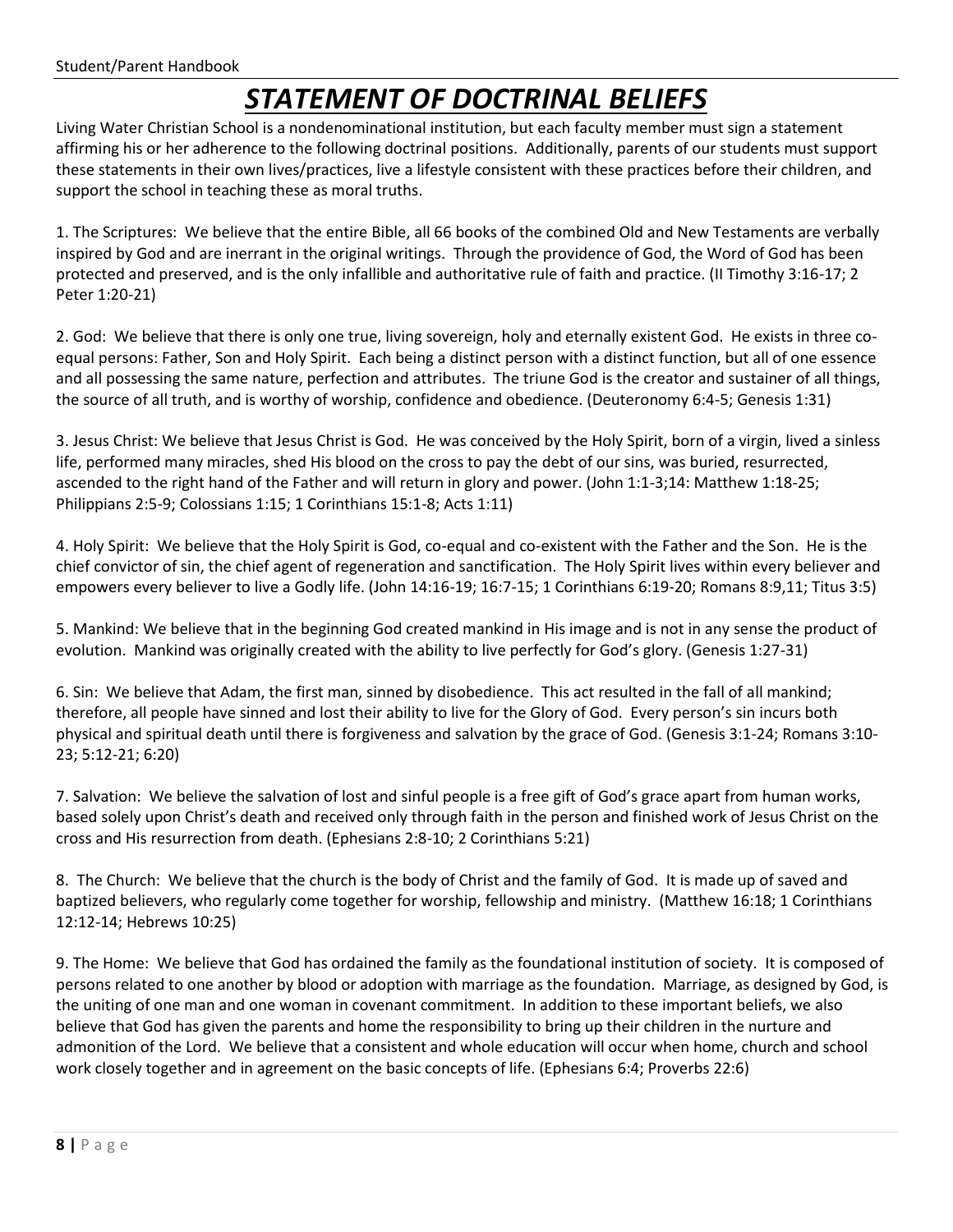# ***STATEMENT OF DOCTRINAL BELIEFS***

Living Water Christian School is a nondenominational institution, but each faculty member must sign a statement affirming his or her adherence to the following doctrinal positions. Additionally, parents of our students must support these statements in their own lives/practices, live a lifestyle consistent with these practices before their children, and support the school in teaching these as moral truths.

1. The Scriptures: We believe that the entire Bible, all 66 books of the combined Old and New Testaments are verbally inspired by God and are inerrant in the original writings. Through the providence of God, the Word of God has been protected and preserved, and is the only infallible and authoritative rule of faith and practice. (II Timothy 3:16-17; 2 Peter 1:20-21)

2. God: We believe that there is only one true, living sovereign, holy and eternally existent God. He exists in three co-equal persons: Father, Son and Holy Spirit. Each being a distinct person with a distinct function, but all of one essence and all possessing the same nature, perfection and attributes. The triune God is the creator and sustainer of all things, the source of all truth, and is worthy of worship, confidence and obedience. (Deuteronomy 6:4-5; Genesis 1:31)

3. Jesus Christ: We believe that Jesus Christ is God. He was conceived by the Holy Spirit, born of a virgin, lived a sinless life, performed many miracles, shed His blood on the cross to pay the debt of our sins, was buried, resurrected, ascended to the right hand of the Father and will return in glory and power. (John 1:1-3;14: Matthew 1:18-25; Philippians 2:5-9; Colossians 1:15; 1 Corinthians 15:1-8; Acts 1:11)

4. Holy Spirit: We believe that the Holy Spirit is God, co-equal and co-existent with the Father and the Son. He is the chief convictor of sin, the chief agent of regeneration and sanctification. The Holy Spirit lives within every believer and empowers every believer to live a Godly life. (John 14:16-19; 16:7-15; 1 Corinthians 6:19-20; Romans 8:9,11; Titus 3:5)

5. Mankind: We believe that in the beginning God created mankind in His image and is not in any sense the product of evolution. Mankind was originally created with the ability to live perfectly for God's glory. (Genesis 1:27-31)

6. Sin: We believe that Adam, the first man, sinned by disobedience. This act resulted in the fall of all mankind; therefore, all people have sinned and lost their ability to live for the Glory of God. Every person's sin incurs both physical and spiritual death until there is forgiveness and salvation by the grace of God. (Genesis 3:1-24; Romans 3:10-23; 5:12-21; 6:20)

7. Salvation: We believe the salvation of lost and sinful people is a free gift of God's grace apart from human works, based solely upon Christ's death and received only through faith in the person and finished work of Jesus Christ on the cross and His resurrection from death. (Ephesians 2:8-10; 2 Corinthians 5:21)

8. The Church: We believe that the church is the body of Christ and the family of God. It is made up of saved and baptized believers, who regularly come together for worship, fellowship and ministry. (Matthew 16:18; 1 Corinthians 12:12-14; Hebrews 10:25)

9. The Home: We believe that God has ordained the family as the foundational institution of society. It is composed of persons related to one another by blood or adoption with marriage as the foundation. Marriage, as designed by God, is the uniting of one man and one woman in covenant commitment. In addition to these important beliefs, we also believe that God has given the parents and home the responsibility to bring up their children in the nurture and admonition of the Lord. We believe that a consistent and whole education will occur when home, church and school work closely together and in agreement on the basic concepts of life. (Ephesians 6:4; Proverbs 22:6)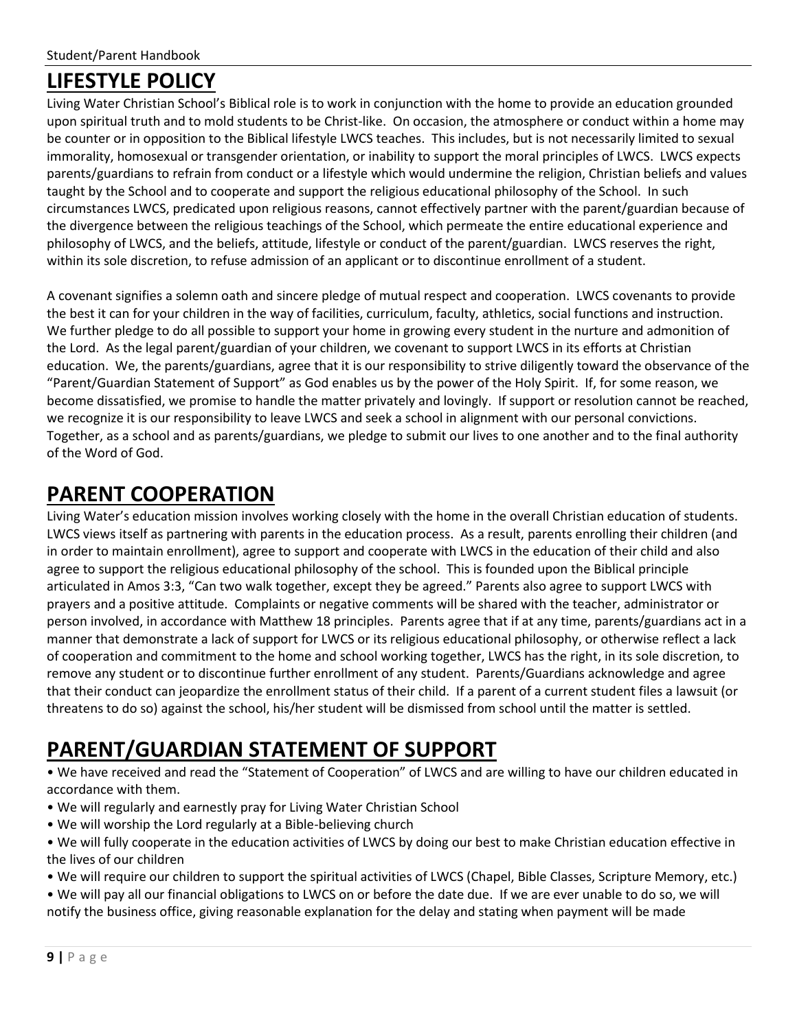# LIFESTYLE POLICY

Living Water Christian School's Biblical role is to work in conjunction with the home to provide an education grounded upon spiritual truth and to mold students to be Christ-like. On occasion, the atmosphere or conduct within a home may be counter or in opposition to the Biblical lifestyle LWCS teaches. This includes, but is not necessarily limited to sexual immorality, homosexual or transgender orientation, or inability to support the moral principles of LWCS. LWCS expects parents/guardians to refrain from conduct or a lifestyle which would undermine the religion, Christian beliefs and values taught by the School and to cooperate and support the religious educational philosophy of the School. In such circumstances LWCS, predicated upon religious reasons, cannot effectively partner with the parent/guardian because of the divergence between the religious teachings of the School, which permeate the entire educational experience and philosophy of LWCS, and the beliefs, attitude, lifestyle or conduct of the parent/guardian. LWCS reserves the right, within its sole discretion, to refuse admission of an applicant or to discontinue enrollment of a student.

A covenant signifies a solemn oath and sincere pledge of mutual respect and cooperation. LWCS covenants to provide the best it can for your children in the way of facilities, curriculum, faculty, athletics, social functions and instruction. We further pledge to do all possible to support your home in growing every student in the nurture and admonition of the Lord. As the legal parent/guardian of your children, we covenant to support LWCS in its efforts at Christian education. We, the parents/guardians, agree that it is our responsibility to strive diligently toward the observance of the "Parent/Guardian Statement of Support" as God enables us by the power of the Holy Spirit. If, for some reason, we become dissatisfied, we promise to handle the matter privately and lovingly. If support or resolution cannot be reached, we recognize it is our responsibility to leave LWCS and seek a school in alignment with our personal convictions. Together, as a school and as parents/guardians, we pledge to submit our lives to one another and to the final authority of the Word of God.

# PARENT COOPERATION

Living Water's education mission involves working closely with the home in the overall Christian education of students. LWCS views itself as partnering with parents in the education process. As a result, parents enrolling their children (and in order to maintain enrollment), agree to support and cooperate with LWCS in the education of their child and also agree to support the religious educational philosophy of the school. This is founded upon the Biblical principle articulated in Amos 3:3, "Can two walk together, except they be agreed." Parents also agree to support LWCS with prayers and a positive attitude. Complaints or negative comments will be shared with the teacher, administrator or person involved, in accordance with Matthew 18 principles. Parents agree that if at any time, parents/guardians act in a manner that demonstrate a lack of support for LWCS or its religious educational philosophy, or otherwise reflect a lack of cooperation and commitment to the home and school working together, LWCS has the right, in its sole discretion, to remove any student or to discontinue further enrollment of any student. Parents/Guardians acknowledge and agree that their conduct can jeopardize the enrollment status of their child. If a parent of a current student files a lawsuit (or threatens to do so) against the school, his/her student will be dismissed from school until the matter is settled.

# PARENT/GUARDIAN STATEMENT OF SUPPORT

- We have received and read the "Statement of Cooperation" of LWCS and are willing to have our children educated in accordance with them.
- We will regularly and earnestly pray for Living Water Christian School
- We will worship the Lord regularly at a Bible-believing church
- We will fully cooperate in the education activities of LWCS by doing our best to make Christian education effective in the lives of our children
- We will require our children to support the spiritual activities of LWCS (Chapel, Bible Classes, Scripture Memory, etc.)
- We will pay all our financial obligations to LWCS on or before the date due. If we are ever unable to do so, we will notify the business office, giving reasonable explanation for the delay and stating when payment will be made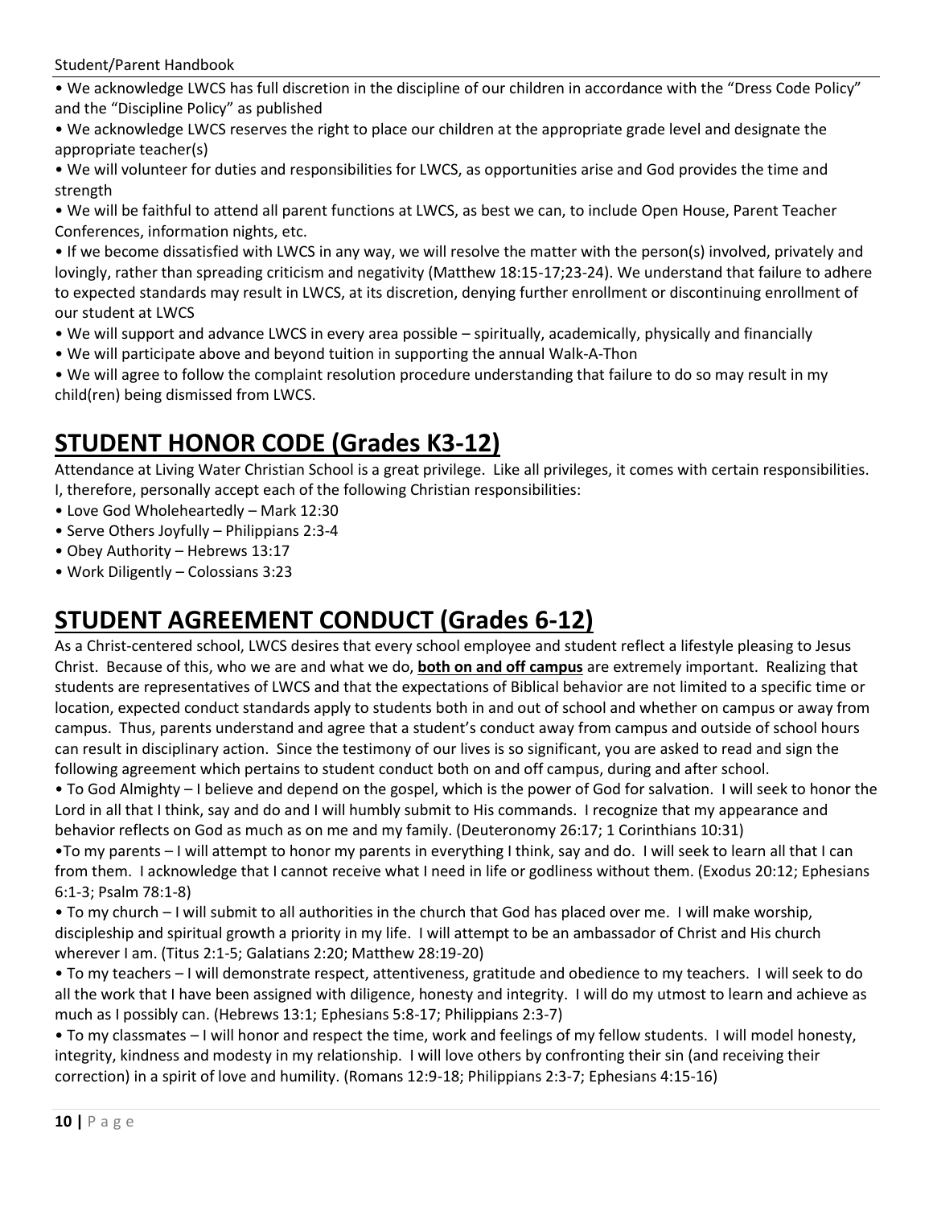- We acknowledge LWCS has full discretion in the discipline of our children in accordance with the "Dress Code Policy" and the "Discipline Policy" as published
- We acknowledge LWCS reserves the right to place our children at the appropriate grade level and designate the appropriate teacher(s)
- We will volunteer for duties and responsibilities for LWCS, as opportunities arise and God provides the time and strength
- We will be faithful to attend all parent functions at LWCS, as best we can, to include Open House, Parent Teacher Conferences, information nights, etc.
- If we become dissatisfied with LWCS in any way, we will resolve the matter with the person(s) involved, privately and lovingly, rather than spreading criticism and negativity (Matthew 18:15-17;23-24). We understand that failure to adhere to expected standards may result in LWCS, at its discretion, denying further enrollment or discontinuing enrollment of our student at LWCS
- We will support and advance LWCS in every area possible – spiritually, academically, physically and financially
- We will participate above and beyond tuition in supporting the annual Walk-A-Thon
- We will agree to follow the complaint resolution procedure understanding that failure to do so may result in my child(ren) being dismissed from LWCS.

# STUDENT HONOR CODE (Grades K3-12)

Attendance at Living Water Christian School is a great privilege. Like all privileges, it comes with certain responsibilities. I, therefore, personally accept each of the following Christian responsibilities:

- Love God Wholeheartedly – Mark 12:30
- Serve Others Joyfully – Philippians 2:3-4
- Obey Authority – Hebrews 13:17
- Work Diligently – Colossians 3:23

# STUDENT AGREEMENT CONDUCT (Grades 6-12)

As a Christ-centered school, LWCS desires that every school employee and student reflect a lifestyle pleasing to Jesus Christ. Because of this, who we are and what we do, **both on and off campus** are extremely important. Realizing that students are representatives of LWCS and that the expectations of Biblical behavior are not limited to a specific time or location, expected conduct standards apply to students both in and out of school and whether on campus or away from campus. Thus, parents understand and agree that a student's conduct away from campus and outside of school hours can result in disciplinary action. Since the testimony of our lives is so significant, you are asked to read and sign the following agreement which pertains to student conduct both on and off campus, during and after school.

- To God Almighty – I believe and depend on the gospel, which is the power of God for salvation. I will seek to honor the Lord in all that I think, say and do and I will humbly submit to His commands. I recognize that my appearance and behavior reflects on God as much as on me and my family. (Deuteronomy 26:17; 1 Corinthians 10:31)
- To my parents – I will attempt to honor my parents in everything I think, say and do. I will seek to learn all that I can from them. I acknowledge that I cannot receive what I need in life or godliness without them. (Exodus 20:12; Ephesians 6:1-3; Psalm 78:1-8)
- To my church – I will submit to all authorities in the church that God has placed over me. I will make worship, discipleship and spiritual growth a priority in my life. I will attempt to be an ambassador of Christ and His church wherever I am. (Titus 2:1-5; Galatians 2:20; Matthew 28:19-20)
- To my teachers – I will demonstrate respect, attentiveness, gratitude and obedience to my teachers. I will seek to do all the work that I have been assigned with diligence, honesty and integrity. I will do my utmost to learn and achieve as much as I possibly can. (Hebrews 13:1; Ephesians 5:8-17; Philippians 2:3-7)
- To my classmates – I will honor and respect the time, work and feelings of my fellow students. I will model honesty, integrity, kindness and modesty in my relationship. I will love others by confronting their sin (and receiving their correction) in a spirit of love and humility. (Romans 12:9-18; Philippians 2:3-7; Ephesians 4:15-16)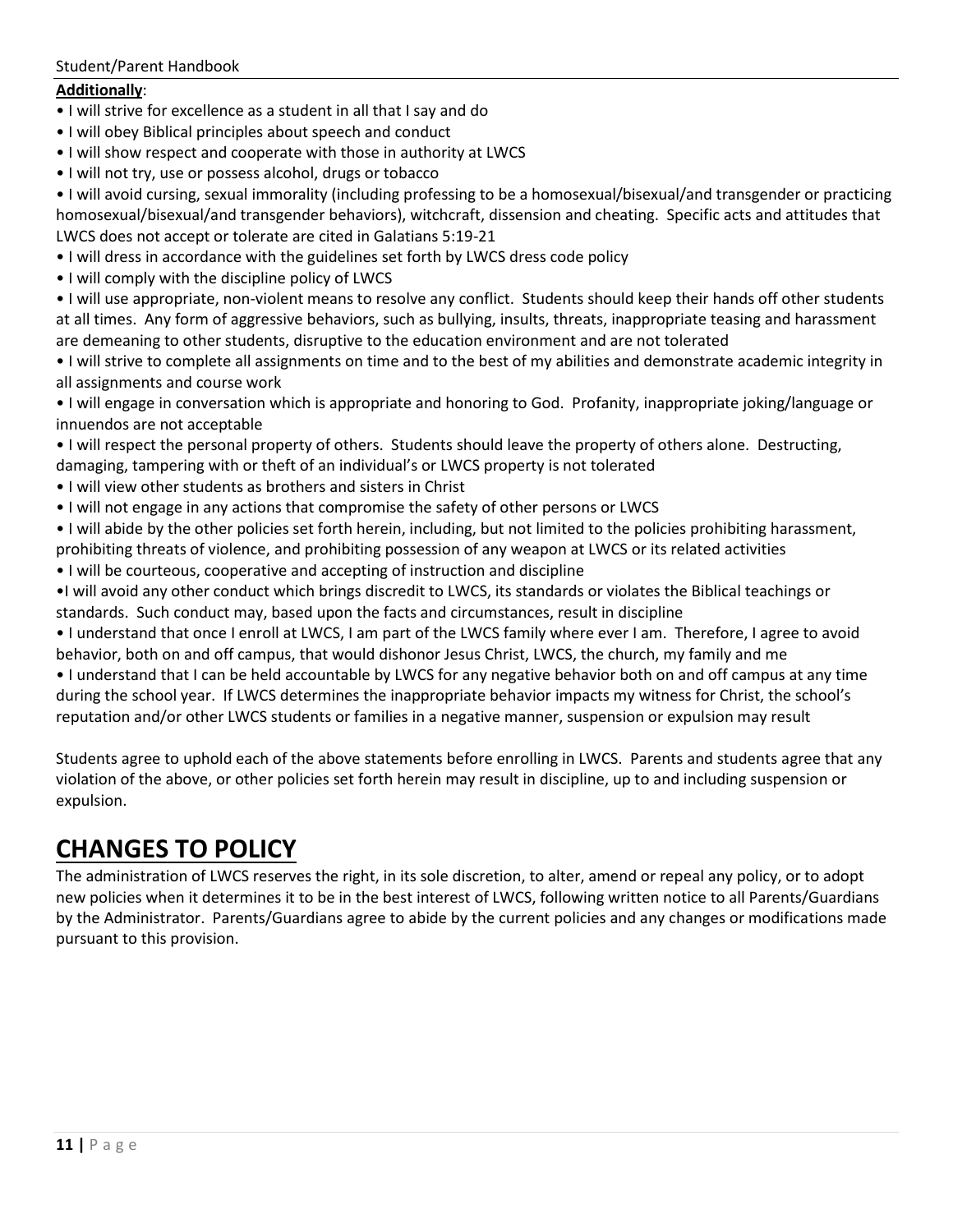**Additionally**:

- I will strive for excellence as a student in all that I say and do
- I will obey Biblical principles about speech and conduct
- I will show respect and cooperate with those in authority at LWCS
- I will not try, use or possess alcohol, drugs or tobacco
- I will avoid cursing, sexual immorality (including professing to be a homosexual/bisexual/and transgender or practicing homosexual/bisexual/and transgender behaviors), witchcraft, dissension and cheating. Specific acts and attitudes that LWCS does not accept or tolerate are cited in Galatians 5:19-21
- I will dress in accordance with the guidelines set forth by LWCS dress code policy
- I will comply with the discipline policy of LWCS
- I will use appropriate, non-violent means to resolve any conflict. Students should keep their hands off other students at all times. Any form of aggressive behaviors, such as bullying, insults, threats, inappropriate teasing and harassment are demeaning to other students, disruptive to the education environment and are not tolerated
- I will strive to complete all assignments on time and to the best of my abilities and demonstrate academic integrity in all assignments and course work
- I will engage in conversation which is appropriate and honoring to God. Profanity, inappropriate joking/language or innuendos are not acceptable
- I will respect the personal property of others. Students should leave the property of others alone. Destructing, damaging, tampering with or theft of an individual's or LWCS property is not tolerated
- I will view other students as brothers and sisters in Christ
- I will not engage in any actions that compromise the safety of other persons or LWCS
- I will abide by the other policies set forth herein, including, but not limited to the policies prohibiting harassment, prohibiting threats of violence, and prohibiting possession of any weapon at LWCS or its related activities
- I will be courteous, cooperative and accepting of instruction and discipline
- I will avoid any other conduct which brings discredit to LWCS, its standards or violates the Biblical teachings or standards. Such conduct may, based upon the facts and circumstances, result in discipline
- I understand that once I enroll at LWCS, I am part of the LWCS family where ever I am. Therefore, I agree to avoid behavior, both on and off campus, that would dishonor Jesus Christ, LWCS, the church, my family and me
- I understand that I can be held accountable by LWCS for any negative behavior both on and off campus at any time during the school year. If LWCS determines the inappropriate behavior impacts my witness for Christ, the school's reputation and/or other LWCS students or families in a negative manner, suspension or expulsion may result

Students agree to uphold each of the above statements before enrolling in LWCS. Parents and students agree that any violation of the above, or other policies set forth herein may result in discipline, up to and including suspension or expulsion.

# CHANGES TO POLICY

The administration of LWCS reserves the right, in its sole discretion, to alter, amend or repeal any policy, or to adopt new policies when it determines it to be in the best interest of LWCS, following written notice to all Parents/Guardians by the Administrator. Parents/Guardians agree to abide by the current policies and any changes or modifications made pursuant to this provision.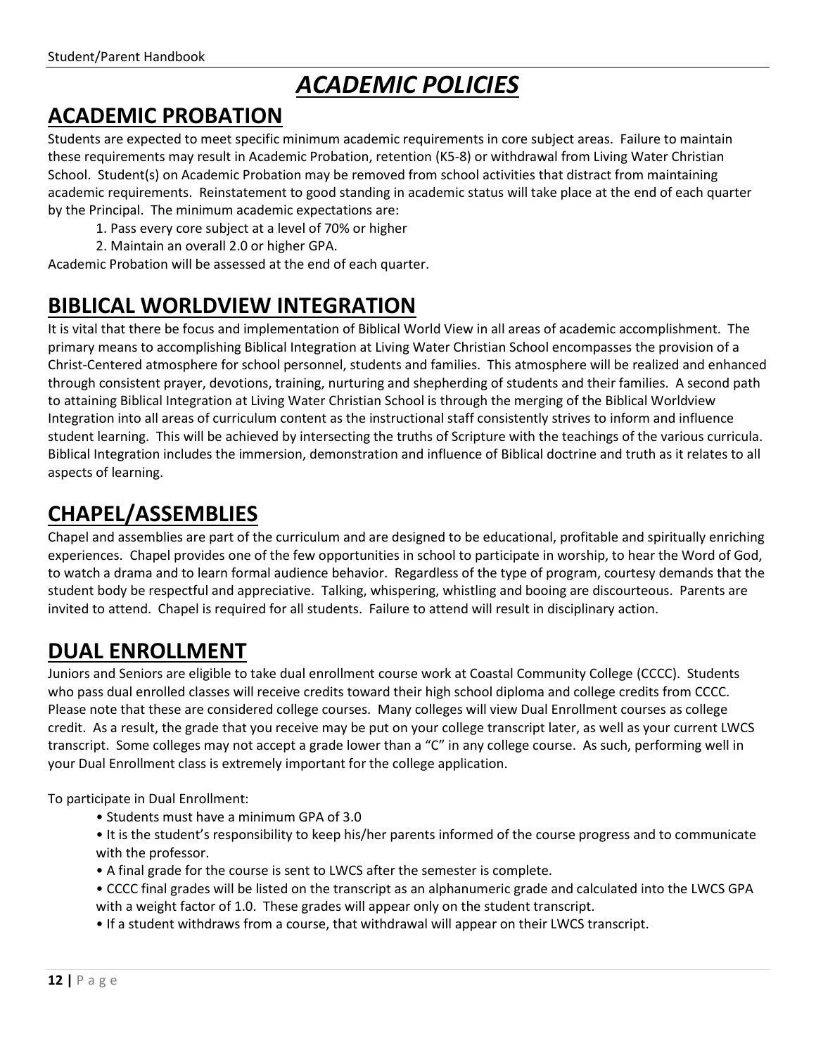# *ACADEMIC POLICIES*

## ACADEMIC PROBATION

Students are expected to meet specific minimum academic requirements in core subject areas. Failure to maintain these requirements may result in Academic Probation, retention (K5-8) or withdrawal from Living Water Christian School. Student(s) on Academic Probation may be removed from school activities that distract from maintaining academic requirements. Reinstatement to good standing in academic status will take place at the end of each quarter by the Principal. The minimum academic expectations are:

1. Pass every core subject at a level of 70% or higher
2. Maintain an overall 2.0 or higher GPA.

Academic Probation will be assessed at the end of each quarter.

## BIBLICAL WORLDVIEW INTEGRATION

It is vital that there be focus and implementation of Biblical World View in all areas of academic accomplishment. The primary means to accomplishing Biblical Integration at Living Water Christian School encompasses the provision of a Christ-Centered atmosphere for school personnel, students and families. This atmosphere will be realized and enhanced through consistent prayer, devotions, training, nurturing and shepherding of students and their families. A second path to attaining Biblical Integration at Living Water Christian School is through the merging of the Biblical Worldview Integration into all areas of curriculum content as the instructional staff consistently strives to inform and influence student learning. This will be achieved by intersecting the truths of Scripture with the teachings of the various curricula. Biblical Integration includes the immersion, demonstration and influence of Biblical doctrine and truth as it relates to all aspects of learning.

## CHAPEL/ASSEMBLIES

Chapel and assemblies are part of the curriculum and are designed to be educational, profitable and spiritually enriching experiences. Chapel provides one of the few opportunities in school to participate in worship, to hear the Word of God, to watch a drama and to learn formal audience behavior. Regardless of the type of program, courtesy demands that the student body be respectful and appreciative. Talking, whispering, whistling and booing are discourteous. Parents are invited to attend. Chapel is required for all students. Failure to attend will result in disciplinary action.

## DUAL ENROLLMENT

Juniors and Seniors are eligible to take dual enrollment course work at Coastal Community College (CCCC). Students who pass dual enrolled classes will receive credits toward their high school diploma and college credits from CCCC. Please note that these are considered college courses. Many colleges will view Dual Enrollment courses as college credit. As a result, the grade that you receive may be put on your college transcript later, as well as your current LWCS transcript. Some colleges may not accept a grade lower than a "C" in any college course. As such, performing well in your Dual Enrollment class is extremely important for the college application.

To participate in Dual Enrollment:

- Students must have a minimum GPA of 3.0
- It is the student's responsibility to keep his/her parents informed of the course progress and to communicate with the professor.
- A final grade for the course is sent to LWCS after the semester is complete.
- CCCC final grades will be listed on the transcript as an alphanumeric grade and calculated into the LWCS GPA with a weight factor of 1.0. These grades will appear only on the student transcript.
- If a student withdraws from a course, that withdrawal will appear on their LWCS transcript.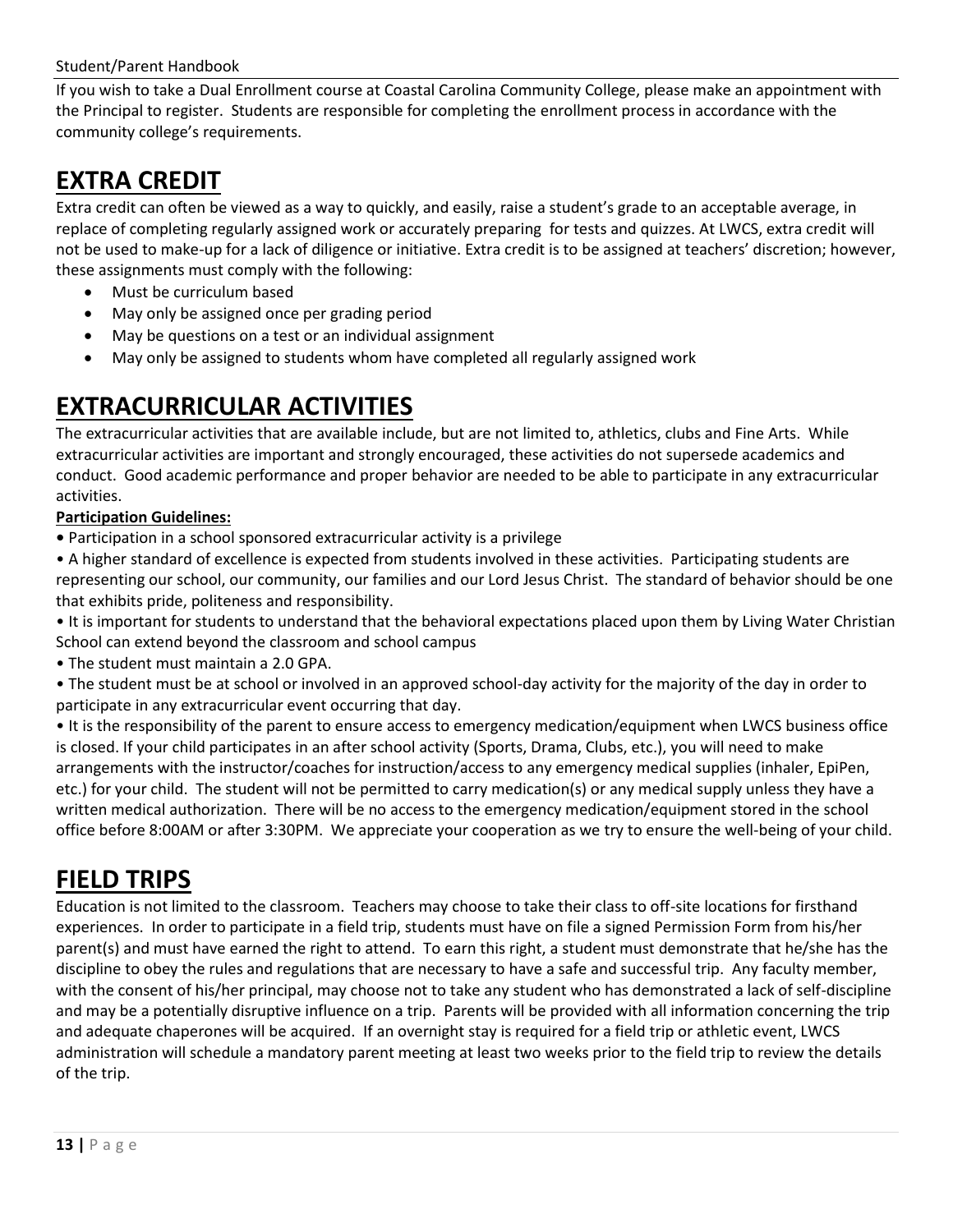If you wish to take a Dual Enrollment course at Coastal Carolina Community College, please make an appointment with the Principal to register. Students are responsible for completing the enrollment process in accordance with the community college's requirements.

# EXTRA CREDIT

Extra credit can often be viewed as a way to quickly, and easily, raise a student's grade to an acceptable average, in replace of completing regularly assigned work or accurately preparing for tests and quizzes. At LWCS, extra credit will not be used to make-up for a lack of diligence or initiative. Extra credit is to be assigned at teachers' discretion; however, these assignments must comply with the following:

- Must be curriculum based
- May only be assigned once per grading period
- May be questions on a test or an individual assignment
- May only be assigned to students whom have completed all regularly assigned work

# EXTRACURRICULAR ACTIVITIES

The extracurricular activities that are available include, but are not limited to, athletics, clubs and Fine Arts. While extracurricular activities are important and strongly encouraged, these activities do not supersede academics and conduct. Good academic performance and proper behavior are needed to be able to participate in any extracurricular activities.

**Participation Guidelines:**

- Participation in a school sponsored extracurricular activity is a privilege
- A higher standard of excellence is expected from students involved in these activities. Participating students are representing our school, our community, our families and our Lord Jesus Christ. The standard of behavior should be one that exhibits pride, politeness and responsibility.
- It is important for students to understand that the behavioral expectations placed upon them by Living Water Christian School can extend beyond the classroom and school campus
- The student must maintain a 2.0 GPA.
- The student must be at school or involved in an approved school-day activity for the majority of the day in order to participate in any extracurricular event occurring that day.
- It is the responsibility of the parent to ensure access to emergency medication/equipment when LWCS business office is closed. If your child participates in an after school activity (Sports, Drama, Clubs, etc.), you will need to make arrangements with the instructor/coaches for instruction/access to any emergency medical supplies (inhaler, EpiPen, etc.) for your child. The student will not be permitted to carry medication(s) or any medical supply unless they have a written medical authorization. There will be no access to the emergency medication/equipment stored in the school office before 8:00AM or after 3:30PM. We appreciate your cooperation as we try to ensure the well-being of your child.

# FIELD TRIPS

Education is not limited to the classroom. Teachers may choose to take their class to off-site locations for firsthand experiences. In order to participate in a field trip, students must have on file a signed Permission Form from his/her parent(s) and must have earned the right to attend. To earn this right, a student must demonstrate that he/she has the discipline to obey the rules and regulations that are necessary to have a safe and successful trip. Any faculty member, with the consent of his/her principal, may choose not to take any student who has demonstrated a lack of self-discipline and may be a potentially disruptive influence on a trip. Parents will be provided with all information concerning the trip and adequate chaperones will be acquired. If an overnight stay is required for a field trip or athletic event, LWCS administration will schedule a mandatory parent meeting at least two weeks prior to the field trip to review the details of the trip.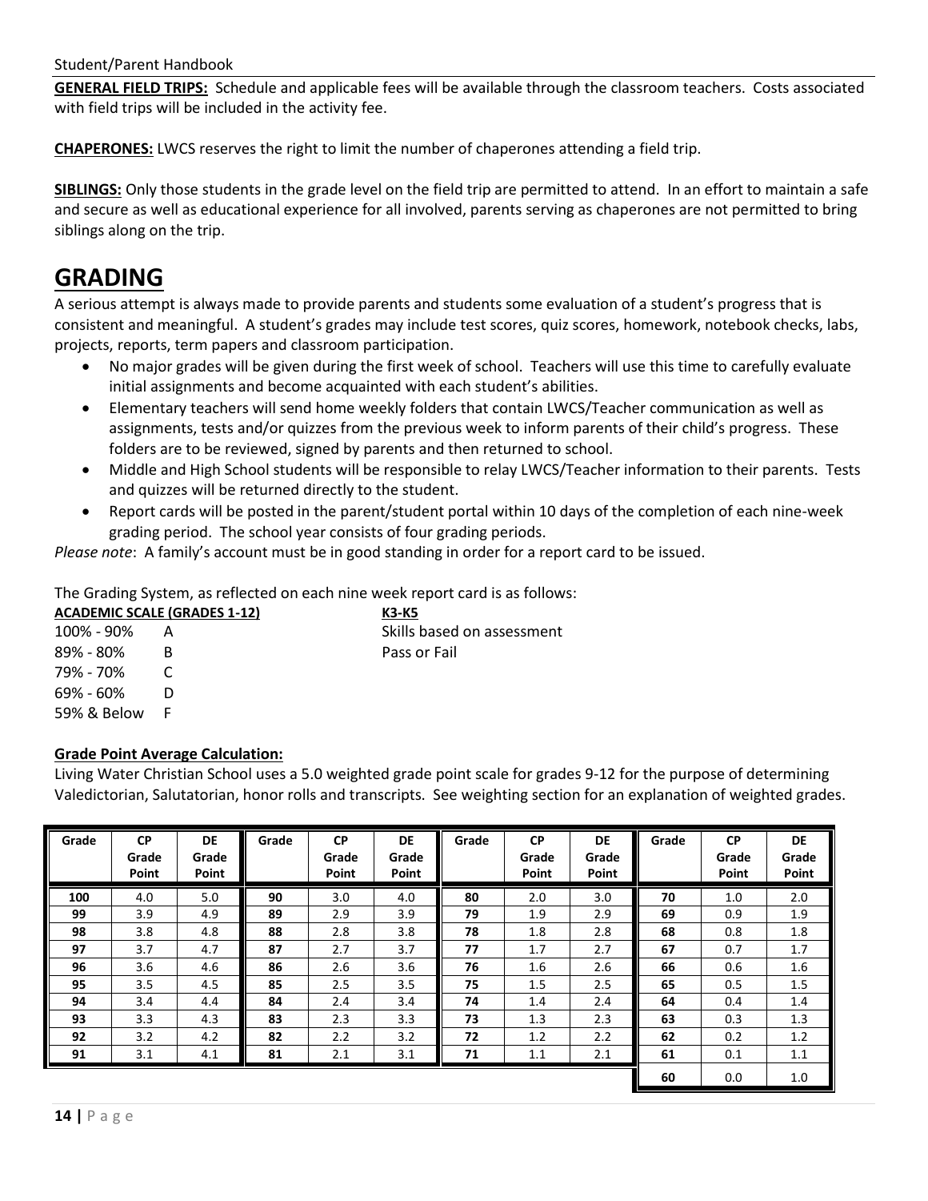**GENERAL FIELD TRIPS:** Schedule and applicable fees will be available through the classroom teachers. Costs associated with field trips will be included in the activity fee.

**CHAPERONES:** LWCS reserves the right to limit the number of chaperones attending a field trip.

**SIBLINGS:** Only those students in the grade level on the field trip are permitted to attend. In an effort to maintain a safe and secure as well as educational experience for all involved, parents serving as chaperones are not permitted to bring siblings along on the trip.

# GRADING

A serious attempt is always made to provide parents and students some evaluation of a student's progress that is consistent and meaningful. A student's grades may include test scores, quiz scores, homework, notebook checks, labs, projects, reports, term papers and classroom participation.

- No major grades will be given during the first week of school. Teachers will use this time to carefully evaluate initial assignments and become acquainted with each student's abilities.
- Elementary teachers will send home weekly folders that contain LWCS/Teacher communication as well as assignments, tests and/or quizzes from the previous week to inform parents of their child's progress. These folders are to be reviewed, signed by parents and then returned to school.
- Middle and High School students will be responsible to relay LWCS/Teacher information to their parents. Tests and quizzes will be returned directly to the student.
- Report cards will be posted in the parent/student portal within 10 days of the completion of each nine-week grading period. The school year consists of four grading periods.

*Please note*: A family's account must be in good standing in order for a report card to be issued.

The Grading System, as reflected on each nine week report card is as follows:

**ACADEMIC SCALE (GRADES 1-12)**

| | |
|---|---|
| 100% - 90% | A |
| 89% - 80% | B |
| 79% - 70% | C |
| 69% - 60% | D |
| 59% & Below | F |

**K3-K5**

Skills based on assessment

Pass or Fail

**Grade Point Average Calculation:**

Living Water Christian School uses a 5.0 weighted grade point scale for grades 9-12 for the purpose of determining Valedictorian, Salutatorian, honor rolls and transcripts. See weighting section for an explanation of weighted grades.

| Grade | CP Grade Point | DE Grade Point | Grade | CP Grade Point | DE Grade Point | Grade | CP Grade Point | DE Grade Point | Grade | CP Grade Point | DE Grade Point |
|---|---|---|---|---|---|---|---|---|---|---|---|
| 100 | 4.0 | 5.0 | 90 | 3.0 | 4.0 | 80 | 2.0 | 3.0 | 70 | 1.0 | 2.0 |
| 99 | 3.9 | 4.9 | 89 | 2.9 | 3.9 | 79 | 1.9 | 2.9 | 69 | 0.9 | 1.9 |
| 98 | 3.8 | 4.8 | 88 | 2.8 | 3.8 | 78 | 1.8 | 2.8 | 68 | 0.8 | 1.8 |
| 97 | 3.7 | 4.7 | 87 | 2.7 | 3.7 | 77 | 1.7 | 2.7 | 67 | 0.7 | 1.7 |
| 96 | 3.6 | 4.6 | 86 | 2.6 | 3.6 | 76 | 1.6 | 2.6 | 66 | 0.6 | 1.6 |
| 95 | 3.5 | 4.5 | 85 | 2.5 | 3.5 | 75 | 1.5 | 2.5 | 65 | 0.5 | 1.5 |
| 94 | 3.4 | 4.4 | 84 | 2.4 | 3.4 | 74 | 1.4 | 2.4 | 64 | 0.4 | 1.4 |
| 93 | 3.3 | 4.3 | 83 | 2.3 | 3.3 | 73 | 1.3 | 2.3 | 63 | 0.3 | 1.3 |
| 92 | 3.2 | 4.2 | 82 | 2.2 | 3.2 | 72 | 1.2 | 2.2 | 62 | 0.2 | 1.2 |
| 91 | 3.1 | 4.1 | 81 | 2.1 | 3.1 | 71 | 1.1 | 2.1 | 61 | 0.1 | 1.1 |
| | | | | | | | | | 60 | 0.0 | 1.0 |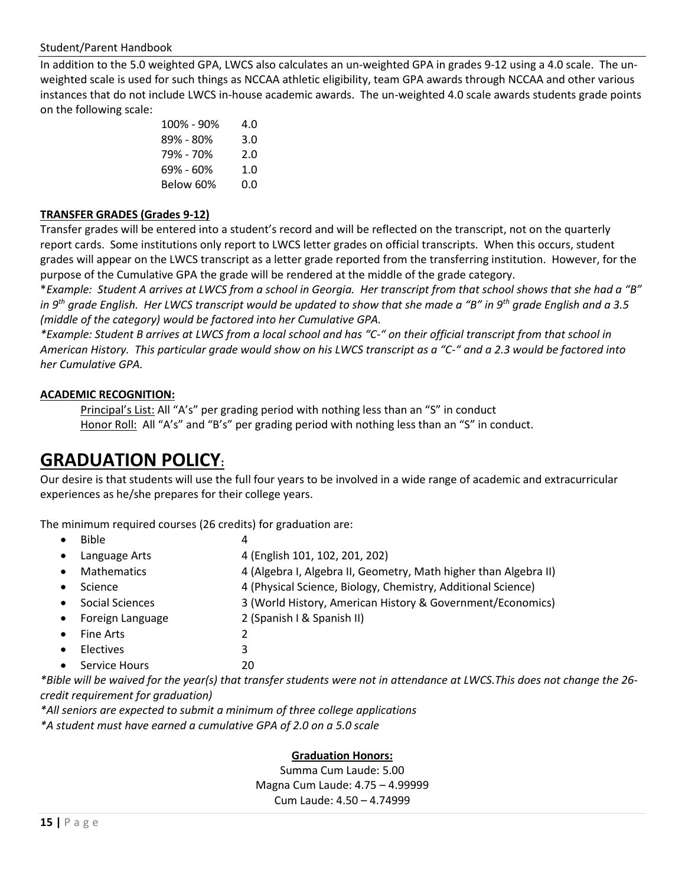In addition to the 5.0 weighted GPA, LWCS also calculates an un-weighted GPA in grades 9-12 using a 4.0 scale. The un-weighted scale is used for such things as NCCAA athletic eligibility, team GPA awards through NCCAA and other various instances that do not include LWCS in-house academic awards. The un-weighted 4.0 scale awards students grade points on the following scale:

| | |
|---|---|
| 100% - 90% | 4.0 |
| 89% - 80% | 3.0 |
| 79% - 70% | 2.0 |
| 69% - 60% | 1.0 |
| Below 60% | 0.0 |

**TRANSFER GRADES (Grades 9-12)**

Transfer grades will be entered into a student's record and will be reflected on the transcript, not on the quarterly report cards. Some institutions only report to LWCS letter grades on official transcripts. When this occurs, student grades will appear on the LWCS transcript as a letter grade reported from the transferring institution. However, for the purpose of the Cumulative GPA the grade will be rendered at the middle of the grade category.

**Example: Student A arrives at LWCS from a school in Georgia. Her transcript from that school shows that she had a "B" in 9th grade English. Her LWCS transcript would be updated to show that she made a "B" in 9th grade English and a 3.5 (middle of the category) would be factored into her Cumulative GPA.*

**Example: Student B arrives at LWCS from a local school and has "C-" on their official transcript from that school in American History. This particular grade would show on his LWCS transcript as a "C-" and a 2.3 would be factored into her Cumulative GPA.*

**ACADEMIC RECOGNITION:**

Principal's List: All "A's" per grading period with nothing less than an "S" in conduct
Honor Roll: All "A's" and "B's" per grading period with nothing less than an "S" in conduct.

# GRADUATION POLICY:

Our desire is that students will use the full four years to be involved in a wide range of academic and extracurricular experiences as he/she prepares for their college years.

The minimum required courses (26 credits) for graduation are:

- Bible — 4
- Language Arts — 4 (English 101, 102, 201, 202)
- Mathematics — 4 (Algebra I, Algebra II, Geometry, Math higher than Algebra II)
- Science — 4 (Physical Science, Biology, Chemistry, Additional Science)
- Social Sciences — 3 (World History, American History & Government/Economics)
- Foreign Language — 2 (Spanish I & Spanish II)
- Fine Arts — 2
- Electives — 3
- Service Hours — 20

**Bible will be waived for the year(s) that transfer students were not in attendance at LWCS.This does not change the 26-credit requirement for graduation)*

**All seniors are expected to submit a minimum of three college applications*

**A student must have earned a cumulative GPA of 2.0 on a 5.0 scale*

**Graduation Honors:**

Summa Cum Laude: 5.00
Magna Cum Laude: 4.75 – 4.99999
Cum Laude: 4.50 – 4.74999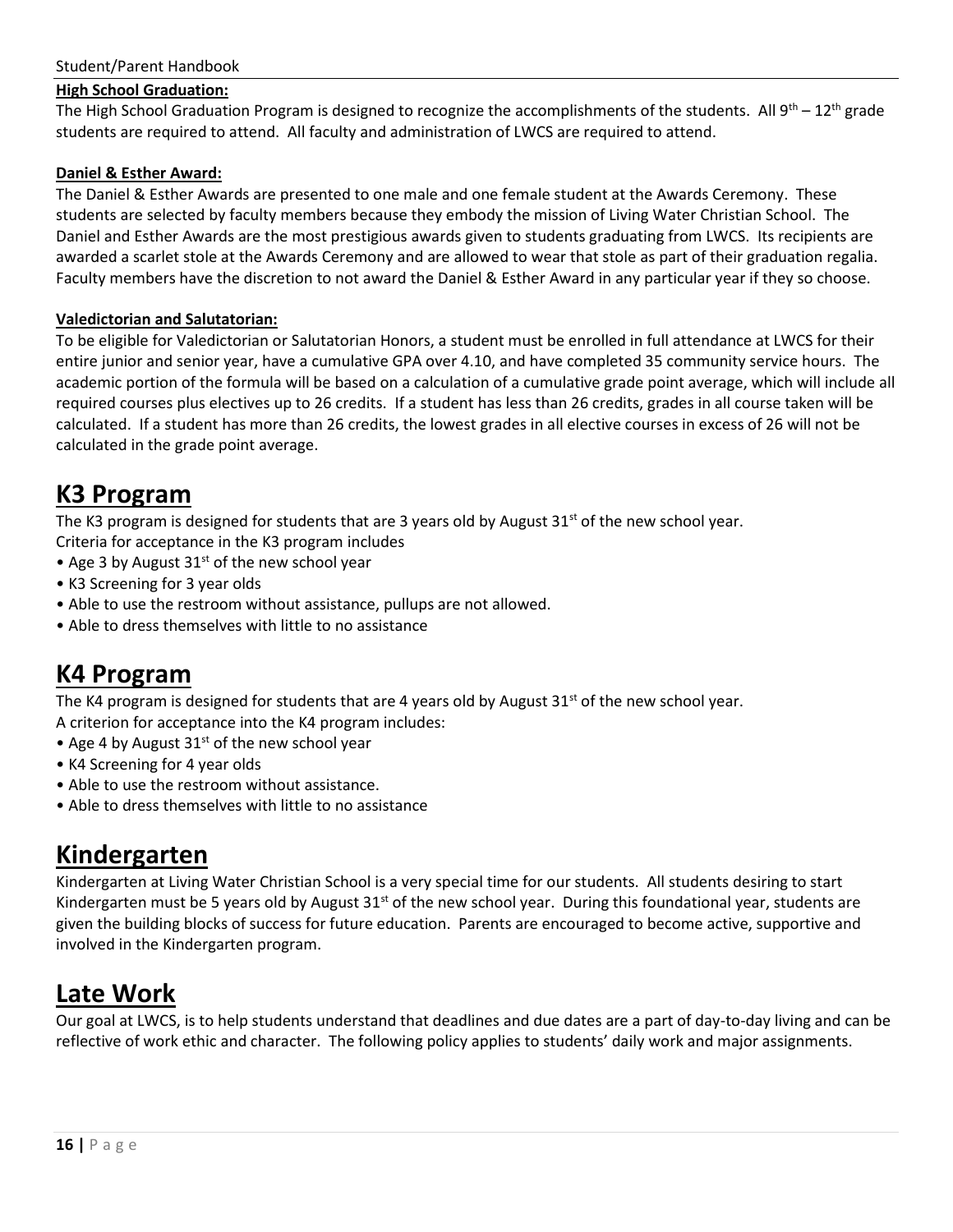**High School Graduation:**
The High School Graduation Program is designed to recognize the accomplishments of the students. All 9th – 12th grade students are required to attend. All faculty and administration of LWCS are required to attend.

**Daniel & Esther Award:**
The Daniel & Esther Awards are presented to one male and one female student at the Awards Ceremony. These students are selected by faculty members because they embody the mission of Living Water Christian School. The Daniel and Esther Awards are the most prestigious awards given to students graduating from LWCS. Its recipients are awarded a scarlet stole at the Awards Ceremony and are allowed to wear that stole as part of their graduation regalia. Faculty members have the discretion to not award the Daniel & Esther Award in any particular year if they so choose.

**Valedictorian and Salutatorian:**
To be eligible for Valedictorian or Salutatorian Honors, a student must be enrolled in full attendance at LWCS for their entire junior and senior year, have a cumulative GPA over 4.10, and have completed 35 community service hours. The academic portion of the formula will be based on a calculation of a cumulative grade point average, which will include all required courses plus electives up to 26 credits. If a student has less than 26 credits, grades in all course taken will be calculated. If a student has more than 26 credits, the lowest grades in all elective courses in excess of 26 will not be calculated in the grade point average.

# K3 Program

The K3 program is designed for students that are 3 years old by August 31st of the new school year.
Criteria for acceptance in the K3 program includes

- Age 3 by August 31st of the new school year
- K3 Screening for 3 year olds
- Able to use the restroom without assistance, pullups are not allowed.
- Able to dress themselves with little to no assistance

# K4 Program

The K4 program is designed for students that are 4 years old by August 31st of the new school year.
A criterion for acceptance into the K4 program includes:

- Age 4 by August 31st of the new school year
- K4 Screening for 4 year olds
- Able to use the restroom without assistance.
- Able to dress themselves with little to no assistance

# Kindergarten

Kindergarten at Living Water Christian School is a very special time for our students. All students desiring to start Kindergarten must be 5 years old by August 31st of the new school year. During this foundational year, students are given the building blocks of success for future education. Parents are encouraged to become active, supportive and involved in the Kindergarten program.

# Late Work

Our goal at LWCS, is to help students understand that deadlines and due dates are a part of day-to-day living and can be reflective of work ethic and character. The following policy applies to students' daily work and major assignments.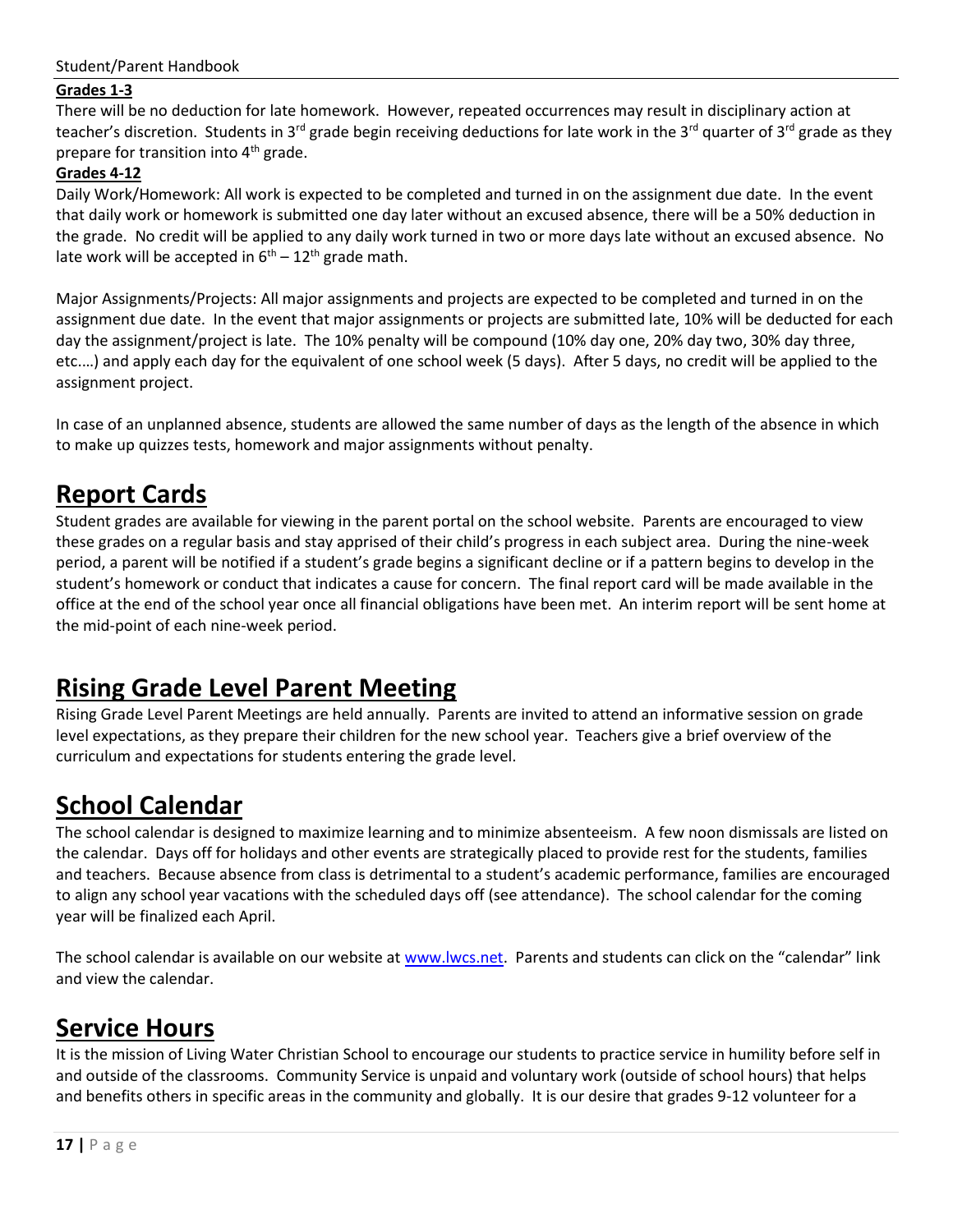**Grades 1-3**

There will be no deduction for late homework. However, repeated occurrences may result in disciplinary action at teacher's discretion. Students in 3rd grade begin receiving deductions for late work in the 3rd quarter of 3rd grade as they prepare for transition into 4th grade.

**Grades 4-12**

Daily Work/Homework: All work is expected to be completed and turned in on the assignment due date. In the event that daily work or homework is submitted one day later without an excused absence, there will be a 50% deduction in the grade. No credit will be applied to any daily work turned in two or more days late without an excused absence. No late work will be accepted in 6th – 12th grade math.

Major Assignments/Projects: All major assignments and projects are expected to be completed and turned in on the assignment due date. In the event that major assignments or projects are submitted late, 10% will be deducted for each day the assignment/project is late. The 10% penalty will be compound (10% day one, 20% day two, 30% day three, etc.…) and apply each day for the equivalent of one school week (5 days). After 5 days, no credit will be applied to the assignment project.

In case of an unplanned absence, students are allowed the same number of days as the length of the absence in which to make up quizzes tests, homework and major assignments without penalty.

# Report Cards

Student grades are available for viewing in the parent portal on the school website. Parents are encouraged to view these grades on a regular basis and stay apprised of their child's progress in each subject area. During the nine-week period, a parent will be notified if a student's grade begins a significant decline or if a pattern begins to develop in the student's homework or conduct that indicates a cause for concern. The final report card will be made available in the office at the end of the school year once all financial obligations have been met. An interim report will be sent home at the mid-point of each nine-week period.

# Rising Grade Level Parent Meeting

Rising Grade Level Parent Meetings are held annually. Parents are invited to attend an informative session on grade level expectations, as they prepare their children for the new school year. Teachers give a brief overview of the curriculum and expectations for students entering the grade level.

# School Calendar

The school calendar is designed to maximize learning and to minimize absenteeism. A few noon dismissals are listed on the calendar. Days off for holidays and other events are strategically placed to provide rest for the students, families and teachers. Because absence from class is detrimental to a student's academic performance, families are encouraged to align any school year vacations with the scheduled days off (see attendance). The school calendar for the coming year will be finalized each April.

The school calendar is available on our website at [www.lwcs.net](www.lwcs.net). Parents and students can click on the "calendar" link and view the calendar.

# Service Hours

It is the mission of Living Water Christian School to encourage our students to practice service in humility before self in and outside of the classrooms. Community Service is unpaid and voluntary work (outside of school hours) that helps and benefits others in specific areas in the community and globally. It is our desire that grades 9-12 volunteer for a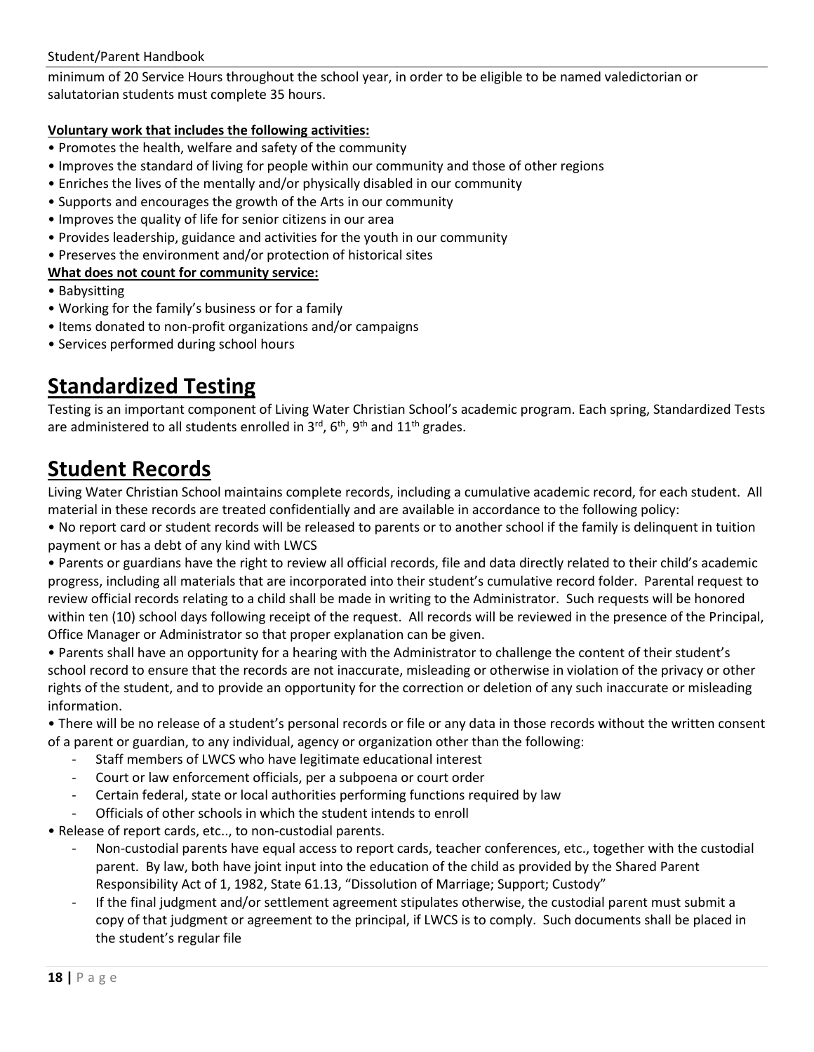minimum of 20 Service Hours throughout the school year, in order to be eligible to be named valedictorian or salutatorian students must complete 35 hours.

**Voluntary work that includes the following activities:**

- Promotes the health, welfare and safety of the community
- Improves the standard of living for people within our community and those of other regions
- Enriches the lives of the mentally and/or physically disabled in our community
- Supports and encourages the growth of the Arts in our community
- Improves the quality of life for senior citizens in our area
- Provides leadership, guidance and activities for the youth in our community
- Preserves the environment and/or protection of historical sites

**What does not count for community service:**

- Babysitting
- Working for the family's business or for a family
- Items donated to non-profit organizations and/or campaigns
- Services performed during school hours

# Standardized Testing

Testing is an important component of Living Water Christian School's academic program. Each spring, Standardized Tests are administered to all students enrolled in 3rd, 6th, 9th and 11th grades.

# Student Records

Living Water Christian School maintains complete records, including a cumulative academic record, for each student. All material in these records are treated confidentially and are available in accordance to the following policy:

- No report card or student records will be released to parents or to another school if the family is delinquent in tuition payment or has a debt of any kind with LWCS
- Parents or guardians have the right to review all official records, file and data directly related to their child's academic progress, including all materials that are incorporated into their student's cumulative record folder. Parental request to review official records relating to a child shall be made in writing to the Administrator. Such requests will be honored within ten (10) school days following receipt of the request. All records will be reviewed in the presence of the Principal, Office Manager or Administrator so that proper explanation can be given.
- Parents shall have an opportunity for a hearing with the Administrator to challenge the content of their student's school record to ensure that the records are not inaccurate, misleading or otherwise in violation of the privacy or other rights of the student, and to provide an opportunity for the correction or deletion of any such inaccurate or misleading information.
- There will be no release of a student's personal records or file or any data in those records without the written consent of a parent or guardian, to any individual, agency or organization other than the following:
    - Staff members of LWCS who have legitimate educational interest
    - Court or law enforcement officials, per a subpoena or court order
    - Certain federal, state or local authorities performing functions required by law
    - Officials of other schools in which the student intends to enroll
- Release of report cards, etc.., to non-custodial parents.
    - Non-custodial parents have equal access to report cards, teacher conferences, etc., together with the custodial parent. By law, both have joint input into the education of the child as provided by the Shared Parent Responsibility Act of 1, 1982, State 61.13, "Dissolution of Marriage; Support; Custody"
    - If the final judgment and/or settlement agreement stipulates otherwise, the custodial parent must submit a copy of that judgment or agreement to the principal, if LWCS is to comply. Such documents shall be placed in the student's regular file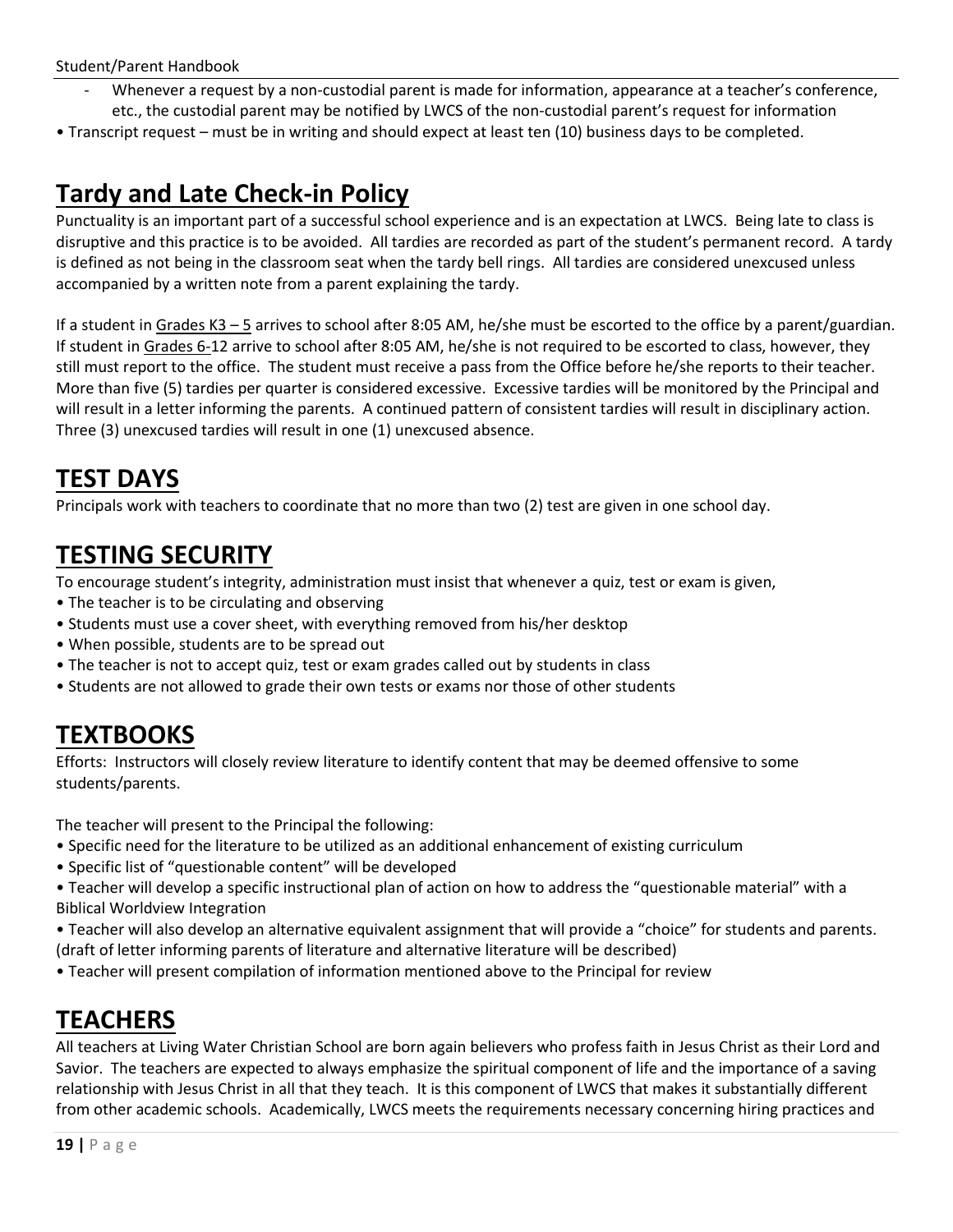- Whenever a request by a non-custodial parent is made for information, appearance at a teacher's conference, etc., the custodial parent may be notified by LWCS of the non-custodial parent's request for information

• Transcript request – must be in writing and should expect at least ten (10) business days to be completed.

# Tardy and Late Check-in Policy

Punctuality is an important part of a successful school experience and is an expectation at LWCS. Being late to class is disruptive and this practice is to be avoided. All tardies are recorded as part of the student's permanent record. A tardy is defined as not being in the classroom seat when the tardy bell rings. All tardies are considered unexcused unless accompanied by a written note from a parent explaining the tardy.

If a student in Grades K3 – 5 arrives to school after 8:05 AM, he/she must be escorted to the office by a parent/guardian. If student in Grades 6-12 arrive to school after 8:05 AM, he/she is not required to be escorted to class, however, they still must report to the office. The student must receive a pass from the Office before he/she reports to their teacher. More than five (5) tardies per quarter is considered excessive. Excessive tardies will be monitored by the Principal and will result in a letter informing the parents. A continued pattern of consistent tardies will result in disciplinary action. Three (3) unexcused tardies will result in one (1) unexcused absence.

# TEST DAYS

Principals work with teachers to coordinate that no more than two (2) test are given in one school day.

# TESTING SECURITY

To encourage student's integrity, administration must insist that whenever a quiz, test or exam is given,

- The teacher is to be circulating and observing
- Students must use a cover sheet, with everything removed from his/her desktop
- When possible, students are to be spread out
- The teacher is not to accept quiz, test or exam grades called out by students in class
- Students are not allowed to grade their own tests or exams nor those of other students

# TEXTBOOKS

Efforts: Instructors will closely review literature to identify content that may be deemed offensive to some students/parents.

The teacher will present to the Principal the following:

- Specific need for the literature to be utilized as an additional enhancement of existing curriculum
- Specific list of "questionable content" will be developed
- Teacher will develop a specific instructional plan of action on how to address the "questionable material" with a Biblical Worldview Integration
- Teacher will also develop an alternative equivalent assignment that will provide a "choice" for students and parents. (draft of letter informing parents of literature and alternative literature will be described)
- Teacher will present compilation of information mentioned above to the Principal for review

# TEACHERS

All teachers at Living Water Christian School are born again believers who profess faith in Jesus Christ as their Lord and Savior. The teachers are expected to always emphasize the spiritual component of life and the importance of a saving relationship with Jesus Christ in all that they teach. It is this component of LWCS that makes it substantially different from other academic schools. Academically, LWCS meets the requirements necessary concerning hiring practices and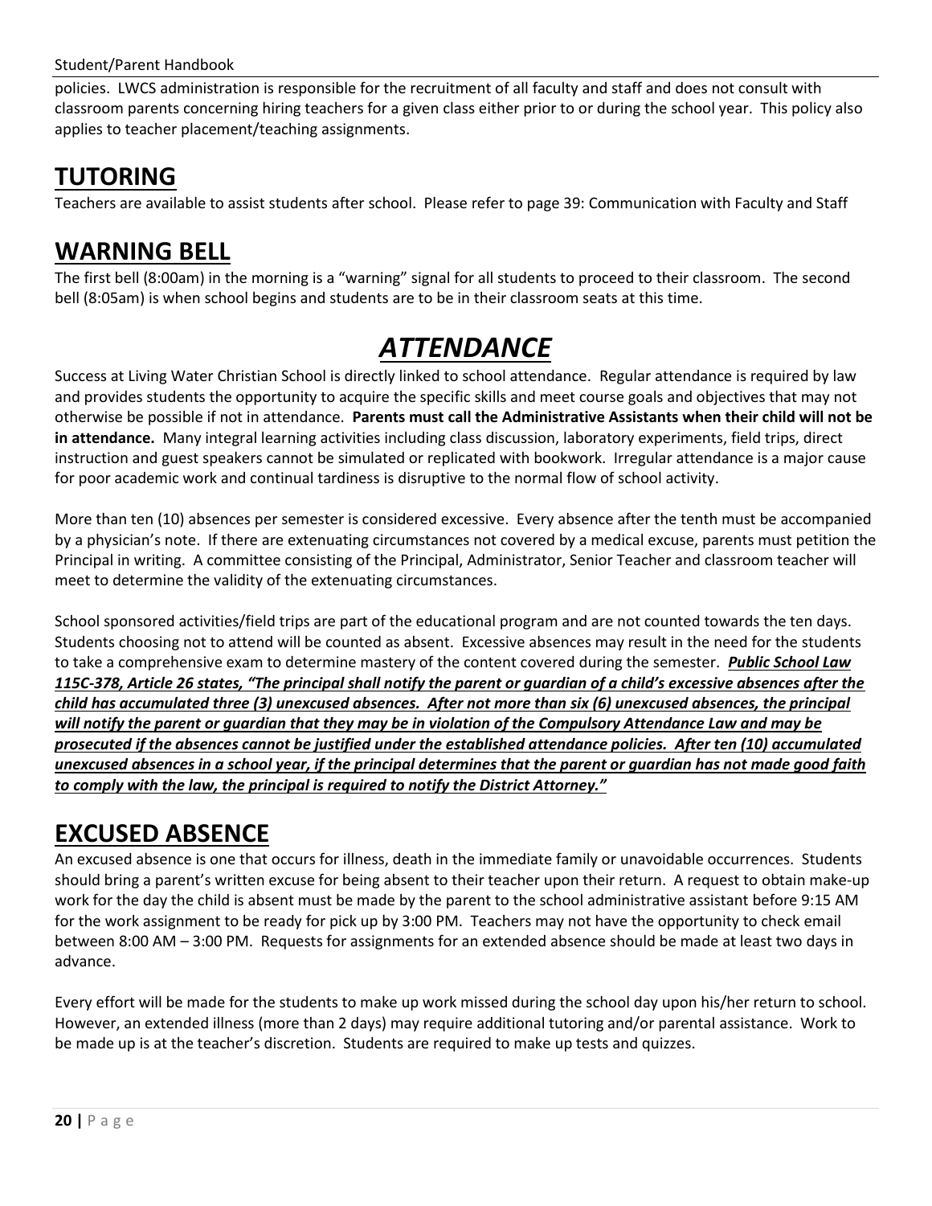policies. LWCS administration is responsible for the recruitment of all faculty and staff and does not consult with classroom parents concerning hiring teachers for a given class either prior to or during the school year. This policy also applies to teacher placement/teaching assignments.

## TUTORING

Teachers are available to assist students after school. Please refer to page 39: Communication with Faculty and Staff

## WARNING BELL

The first bell (8:00am) in the morning is a "warning" signal for all students to proceed to their classroom. The second bell (8:05am) is when school begins and students are to be in their classroom seats at this time.

# *ATTENDANCE*

Success at Living Water Christian School is directly linked to school attendance. Regular attendance is required by law and provides students the opportunity to acquire the specific skills and meet course goals and objectives that may not otherwise be possible if not in attendance. **Parents must call the Administrative Assistants when their child will not be in attendance.** Many integral learning activities including class discussion, laboratory experiments, field trips, direct instruction and guest speakers cannot be simulated or replicated with bookwork. Irregular attendance is a major cause for poor academic work and continual tardiness is disruptive to the normal flow of school activity.

More than ten (10) absences per semester is considered excessive. Every absence after the tenth must be accompanied by a physician's note. If there are extenuating circumstances not covered by a medical excuse, parents must petition the Principal in writing. A committee consisting of the Principal, Administrator, Senior Teacher and classroom teacher will meet to determine the validity of the extenuating circumstances.

School sponsored activities/field trips are part of the educational program and are not counted towards the ten days. Students choosing not to attend will be counted as absent. Excessive absences may result in the need for the students to take a comprehensive exam to determine mastery of the content covered during the semester. ***Public School Law 115C-378, Article 26 states, "The principal shall notify the parent or guardian of a child's excessive absences after the child has accumulated three (3) unexcused absences. After not more than six (6) unexcused absences, the principal will notify the parent or guardian that they may be in violation of the Compulsory Attendance Law and may be prosecuted if the absences cannot be justified under the established attendance policies. After ten (10) accumulated unexcused absences in a school year, if the principal determines that the parent or guardian has not made good faith to comply with the law, the principal is required to notify the District Attorney."***

## EXCUSED ABSENCE

An excused absence is one that occurs for illness, death in the immediate family or unavoidable occurrences. Students should bring a parent's written excuse for being absent to their teacher upon their return. A request to obtain make-up work for the day the child is absent must be made by the parent to the school administrative assistant before 9:15 AM for the work assignment to be ready for pick up by 3:00 PM. Teachers may not have the opportunity to check email between 8:00 AM – 3:00 PM. Requests for assignments for an extended absence should be made at least two days in advance.

Every effort will be made for the students to make up work missed during the school day upon his/her return to school. However, an extended illness (more than 2 days) may require additional tutoring and/or parental assistance. Work to be made up is at the teacher's discretion. Students are required to make up tests and quizzes.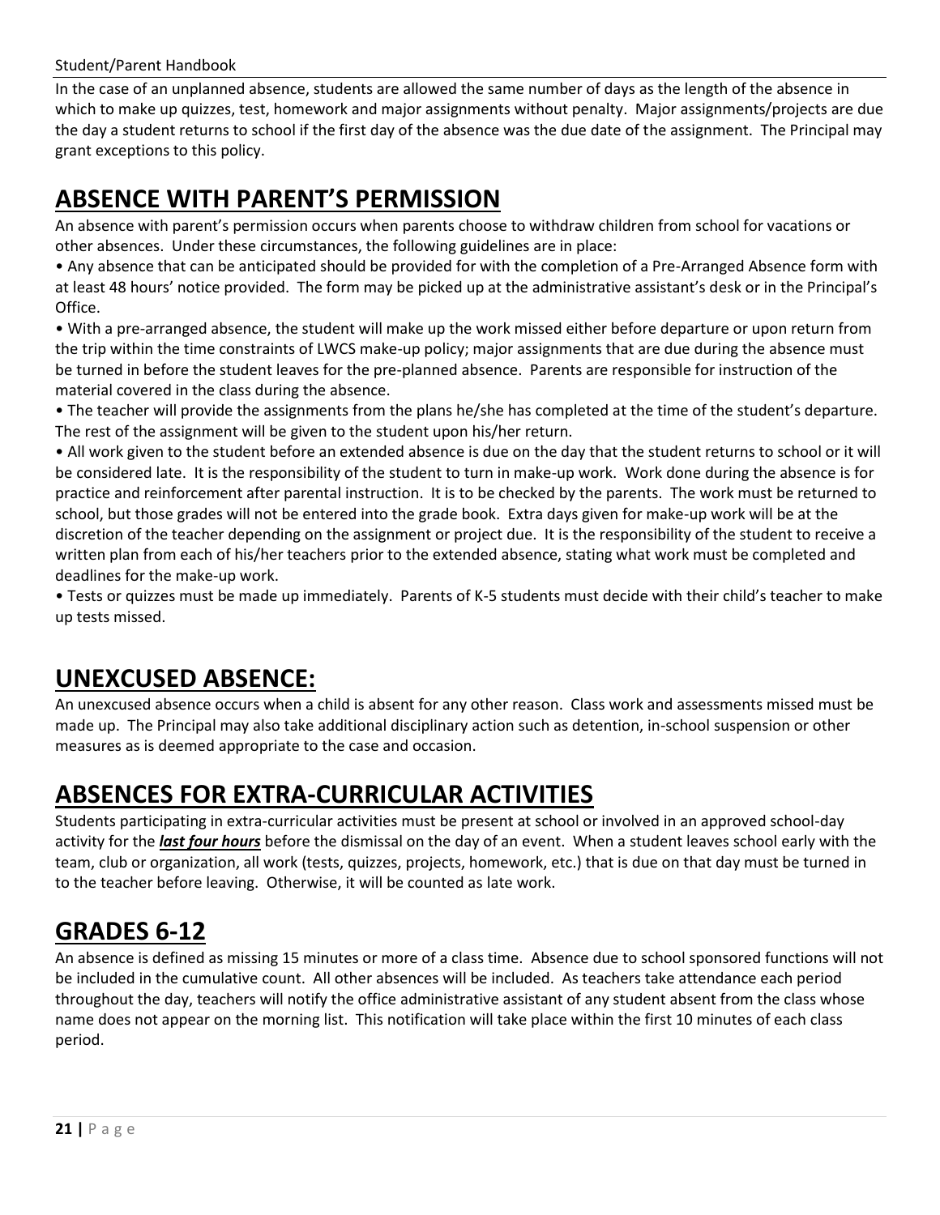In the case of an unplanned absence, students are allowed the same number of days as the length of the absence in which to make up quizzes, test, homework and major assignments without penalty. Major assignments/projects are due the day a student returns to school if the first day of the absence was the due date of the assignment. The Principal may grant exceptions to this policy.

## ABSENCE WITH PARENT'S PERMISSION

An absence with parent's permission occurs when parents choose to withdraw children from school for vacations or other absences. Under these circumstances, the following guidelines are in place:

- Any absence that can be anticipated should be provided for with the completion of a Pre-Arranged Absence form with at least 48 hours' notice provided. The form may be picked up at the administrative assistant's desk or in the Principal's Office.
- With a pre-arranged absence, the student will make up the work missed either before departure or upon return from the trip within the time constraints of LWCS make-up policy; major assignments that are due during the absence must be turned in before the student leaves for the pre-planned absence. Parents are responsible for instruction of the material covered in the class during the absence.
- The teacher will provide the assignments from the plans he/she has completed at the time of the student's departure. The rest of the assignment will be given to the student upon his/her return.
- All work given to the student before an extended absence is due on the day that the student returns to school or it will be considered late. It is the responsibility of the student to turn in make-up work. Work done during the absence is for practice and reinforcement after parental instruction. It is to be checked by the parents. The work must be returned to school, but those grades will not be entered into the grade book. Extra days given for make-up work will be at the discretion of the teacher depending on the assignment or project due. It is the responsibility of the student to receive a written plan from each of his/her teachers prior to the extended absence, stating what work must be completed and deadlines for the make-up work.
- Tests or quizzes must be made up immediately. Parents of K-5 students must decide with their child's teacher to make up tests missed.

## UNEXCUSED ABSENCE:

An unexcused absence occurs when a child is absent for any other reason. Class work and assessments missed must be made up. The Principal may also take additional disciplinary action such as detention, in-school suspension or other measures as is deemed appropriate to the case and occasion.

## ABSENCES FOR EXTRA-CURRICULAR ACTIVITIES

Students participating in extra-curricular activities must be present at school or involved in an approved school-day activity for the ***last four hours*** before the dismissal on the day of an event. When a student leaves school early with the team, club or organization, all work (tests, quizzes, projects, homework, etc.) that is due on that day must be turned in to the teacher before leaving. Otherwise, it will be counted as late work.

## GRADES 6-12

An absence is defined as missing 15 minutes or more of a class time. Absence due to school sponsored functions will not be included in the cumulative count. All other absences will be included. As teachers take attendance each period throughout the day, teachers will notify the office administrative assistant of any student absent from the class whose name does not appear on the morning list. This notification will take place within the first 10 minutes of each class period.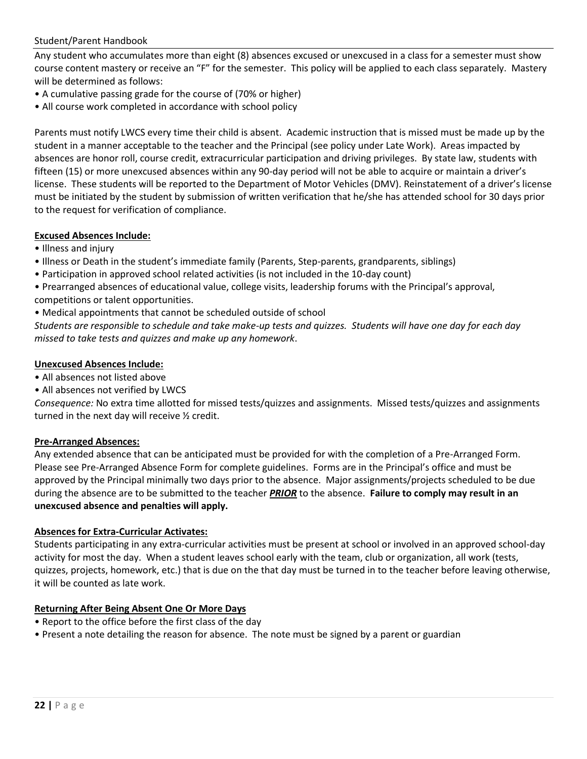Any student who accumulates more than eight (8) absences excused or unexcused in a class for a semester must show course content mastery or receive an "F" for the semester. This policy will be applied to each class separately. Mastery will be determined as follows:

- A cumulative passing grade for the course of (70% or higher)
- All course work completed in accordance with school policy

Parents must notify LWCS every time their child is absent. Academic instruction that is missed must be made up by the student in a manner acceptable to the teacher and the Principal (see policy under Late Work). Areas impacted by absences are honor roll, course credit, extracurricular participation and driving privileges. By state law, students with fifteen (15) or more unexcused absences within any 90-day period will not be able to acquire or maintain a driver's license. These students will be reported to the Department of Motor Vehicles (DMV). Reinstatement of a driver's license must be initiated by the student by submission of written verification that he/she has attended school for 30 days prior to the request for verification of compliance.

**Excused Absences Include:**

- Illness and injury
- Illness or Death in the student's immediate family (Parents, Step-parents, grandparents, siblings)
- Participation in approved school related activities (is not included in the 10-day count)
- Prearranged absences of educational value, college visits, leadership forums with the Principal's approval, competitions or talent opportunities.
- Medical appointments that cannot be scheduled outside of school

*Students are responsible to schedule and take make-up tests and quizzes. Students will have one day for each day missed to take tests and quizzes and make up any homework*.

**Unexcused Absences Include:**

- All absences not listed above
- All absences not verified by LWCS

*Consequence:* No extra time allotted for missed tests/quizzes and assignments. Missed tests/quizzes and assignments turned in the next day will receive ½ credit.

**Pre-Arranged Absences:**

Any extended absence that can be anticipated must be provided for with the completion of a Pre-Arranged Form. Please see Pre-Arranged Absence Form for complete guidelines. Forms are in the Principal's office and must be approved by the Principal minimally two days prior to the absence. Major assignments/projects scheduled to be due during the absence are to be submitted to the teacher ***PRIOR*** to the absence. **Failure to comply may result in an unexcused absence and penalties will apply.**

**Absences for Extra-Curricular Activates:**

Students participating in any extra-curricular activities must be present at school or involved in an approved school-day activity for most the day. When a student leaves school early with the team, club or organization, all work (tests, quizzes, projects, homework, etc.) that is due on the that day must be turned in to the teacher before leaving otherwise, it will be counted as late work.

**Returning After Being Absent One Or More Days**

- Report to the office before the first class of the day
- Present a note detailing the reason for absence. The note must be signed by a parent or guardian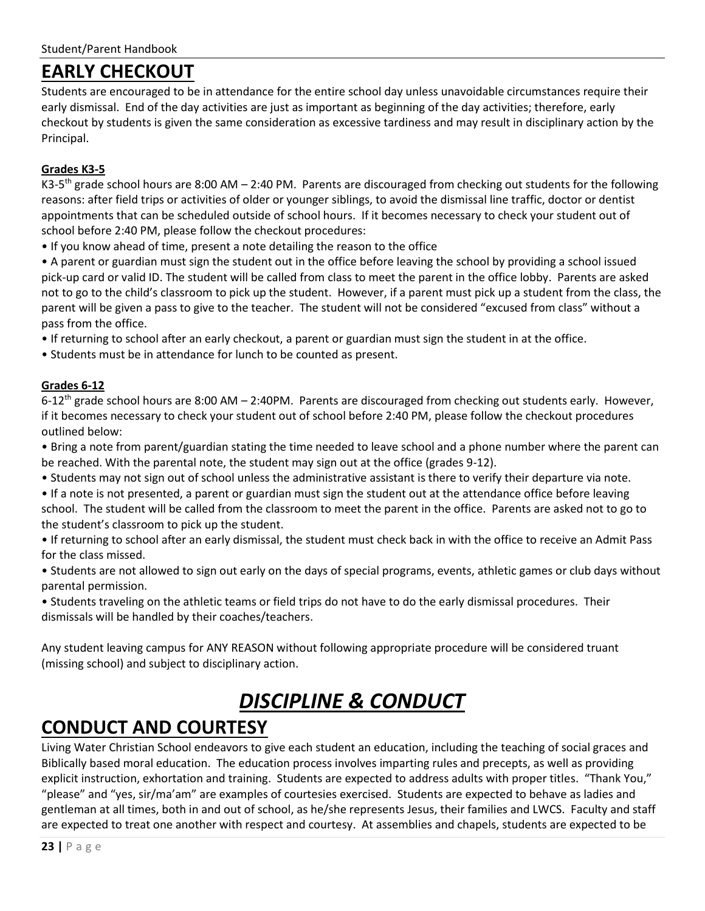# EARLY CHECKOUT

Students are encouraged to be in attendance for the entire school day unless unavoidable circumstances require their early dismissal. End of the day activities are just as important as beginning of the day activities; therefore, early checkout by students is given the same consideration as excessive tardiness and may result in disciplinary action by the Principal.

### Grades K3-5

K3-5th grade school hours are 8:00 AM – 2:40 PM. Parents are discouraged from checking out students for the following reasons: after field trips or activities of older or younger siblings, to avoid the dismissal line traffic, doctor or dentist appointments that can be scheduled outside of school hours. If it becomes necessary to check your student out of school before 2:40 PM, please follow the checkout procedures:

- If you know ahead of time, present a note detailing the reason to the office
- A parent or guardian must sign the student out in the office before leaving the school by providing a school issued pick-up card or valid ID. The student will be called from class to meet the parent in the office lobby. Parents are asked not to go to the child's classroom to pick up the student. However, if a parent must pick up a student from the class, the parent will be given a pass to give to the teacher. The student will not be considered "excused from class" without a pass from the office.
- If returning to school after an early checkout, a parent or guardian must sign the student in at the office.
- Students must be in attendance for lunch to be counted as present.

### Grades 6-12

6-12th grade school hours are 8:00 AM – 2:40PM. Parents are discouraged from checking out students early. However, if it becomes necessary to check your student out of school before 2:40 PM, please follow the checkout procedures outlined below:

- Bring a note from parent/guardian stating the time needed to leave school and a phone number where the parent can be reached. With the parental note, the student may sign out at the office (grades 9-12).
- Students may not sign out of school unless the administrative assistant is there to verify their departure via note.
- If a note is not presented, a parent or guardian must sign the student out at the attendance office before leaving school. The student will be called from the classroom to meet the parent in the office. Parents are asked not to go to the student's classroom to pick up the student.
- If returning to school after an early dismissal, the student must check back in with the office to receive an Admit Pass for the class missed.
- Students are not allowed to sign out early on the days of special programs, events, athletic games or club days without parental permission.
- Students traveling on the athletic teams or field trips do not have to do the early dismissal procedures. Their dismissals will be handled by their coaches/teachers.

Any student leaving campus for ANY REASON without following appropriate procedure will be considered truant (missing school) and subject to disciplinary action.

# *DISCIPLINE & CONDUCT*

# CONDUCT AND COURTESY

Living Water Christian School endeavors to give each student an education, including the teaching of social graces and Biblically based moral education. The education process involves imparting rules and precepts, as well as providing explicit instruction, exhortation and training. Students are expected to address adults with proper titles. "Thank You," "please" and "yes, sir/ma'am" are examples of courtesies exercised. Students are expected to behave as ladies and gentleman at all times, both in and out of school, as he/she represents Jesus, their families and LWCS. Faculty and staff are expected to treat one another with respect and courtesy. At assemblies and chapels, students are expected to be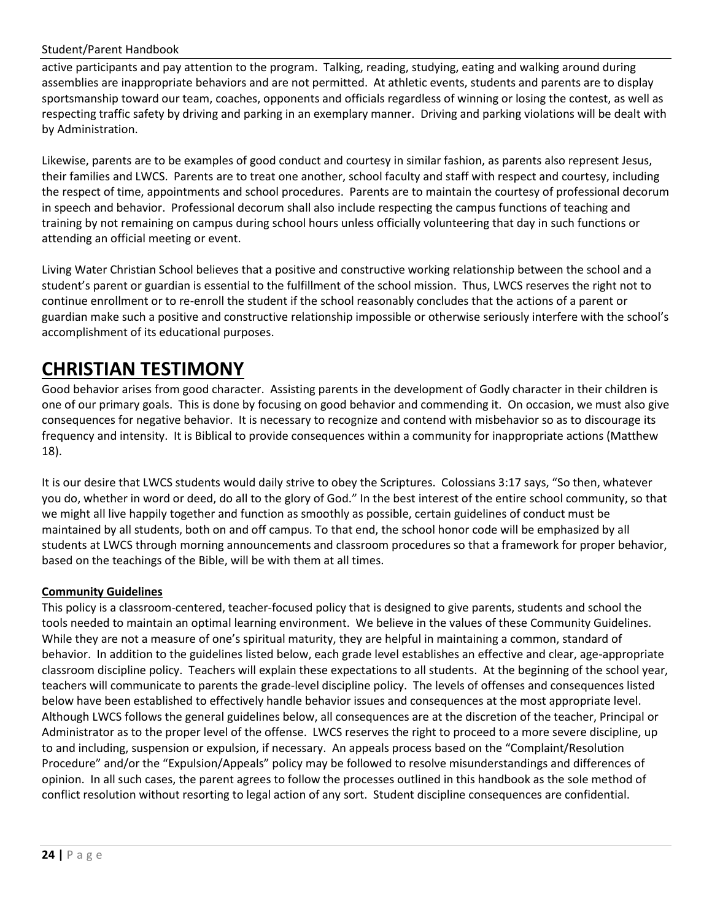active participants and pay attention to the program. Talking, reading, studying, eating and walking around during assemblies are inappropriate behaviors and are not permitted. At athletic events, students and parents are to display sportsmanship toward our team, coaches, opponents and officials regardless of winning or losing the contest, as well as respecting traffic safety by driving and parking in an exemplary manner. Driving and parking violations will be dealt with by Administration.

Likewise, parents are to be examples of good conduct and courtesy in similar fashion, as parents also represent Jesus, their families and LWCS. Parents are to treat one another, school faculty and staff with respect and courtesy, including the respect of time, appointments and school procedures. Parents are to maintain the courtesy of professional decorum in speech and behavior. Professional decorum shall also include respecting the campus functions of teaching and training by not remaining on campus during school hours unless officially volunteering that day in such functions or attending an official meeting or event.

Living Water Christian School believes that a positive and constructive working relationship between the school and a student's parent or guardian is essential to the fulfillment of the school mission. Thus, LWCS reserves the right not to continue enrollment or to re-enroll the student if the school reasonably concludes that the actions of a parent or guardian make such a positive and constructive relationship impossible or otherwise seriously interfere with the school's accomplishment of its educational purposes.

# CHRISTIAN TESTIMONY

Good behavior arises from good character. Assisting parents in the development of Godly character in their children is one of our primary goals. This is done by focusing on good behavior and commending it. On occasion, we must also give consequences for negative behavior. It is necessary to recognize and contend with misbehavior so as to discourage its frequency and intensity. It is Biblical to provide consequences within a community for inappropriate actions (Matthew 18).

It is our desire that LWCS students would daily strive to obey the Scriptures. Colossians 3:17 says, "So then, whatever you do, whether in word or deed, do all to the glory of God." In the best interest of the entire school community, so that we might all live happily together and function as smoothly as possible, certain guidelines of conduct must be maintained by all students, both on and off campus. To that end, the school honor code will be emphasized by all students at LWCS through morning announcements and classroom procedures so that a framework for proper behavior, based on the teachings of the Bible, will be with them at all times.

**Community Guidelines**

This policy is a classroom-centered, teacher-focused policy that is designed to give parents, students and school the tools needed to maintain an optimal learning environment. We believe in the values of these Community Guidelines. While they are not a measure of one's spiritual maturity, they are helpful in maintaining a common, standard of behavior. In addition to the guidelines listed below, each grade level establishes an effective and clear, age-appropriate classroom discipline policy. Teachers will explain these expectations to all students. At the beginning of the school year, teachers will communicate to parents the grade-level discipline policy. The levels of offenses and consequences listed below have been established to effectively handle behavior issues and consequences at the most appropriate level. Although LWCS follows the general guidelines below, all consequences are at the discretion of the teacher, Principal or Administrator as to the proper level of the offense. LWCS reserves the right to proceed to a more severe discipline, up to and including, suspension or expulsion, if necessary. An appeals process based on the "Complaint/Resolution Procedure" and/or the "Expulsion/Appeals" policy may be followed to resolve misunderstandings and differences of opinion. In all such cases, the parent agrees to follow the processes outlined in this handbook as the sole method of conflict resolution without resorting to legal action of any sort. Student discipline consequences are confidential.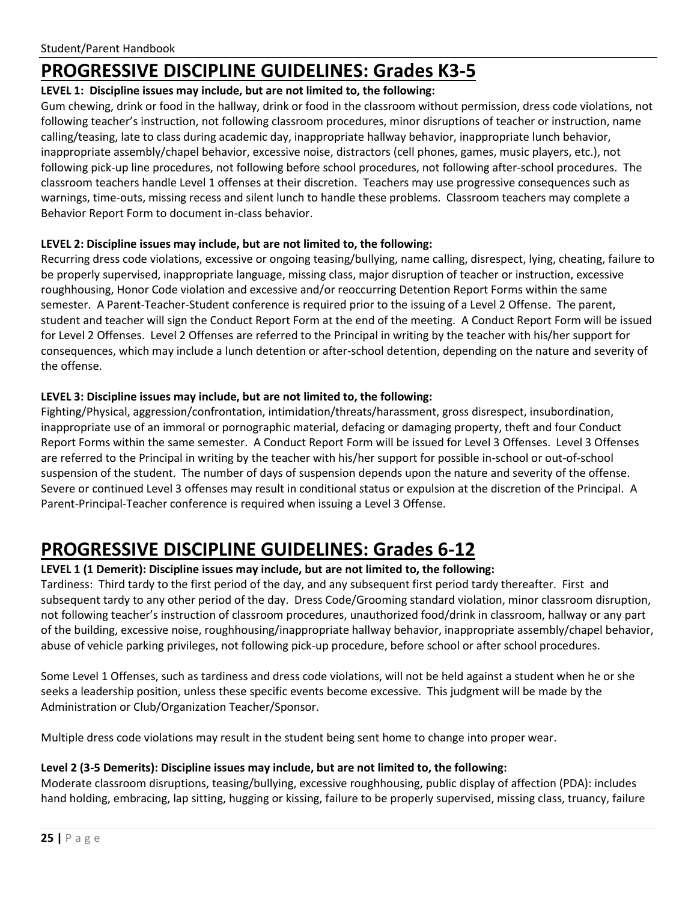# PROGRESSIVE DISCIPLINE GUIDELINES: Grades K3-5

**LEVEL 1: Discipline issues may include, but are not limited to, the following:**

Gum chewing, drink or food in the hallway, drink or food in the classroom without permission, dress code violations, not following teacher's instruction, not following classroom procedures, minor disruptions of teacher or instruction, name calling/teasing, late to class during academic day, inappropriate hallway behavior, inappropriate lunch behavior, inappropriate assembly/chapel behavior, excessive noise, distractors (cell phones, games, music players, etc.), not following pick-up line procedures, not following before school procedures, not following after-school procedures. The classroom teachers handle Level 1 offenses at their discretion. Teachers may use progressive consequences such as warnings, time-outs, missing recess and silent lunch to handle these problems. Classroom teachers may complete a Behavior Report Form to document in-class behavior.

**LEVEL 2: Discipline issues may include, but are not limited to, the following:**

Recurring dress code violations, excessive or ongoing teasing/bullying, name calling, disrespect, lying, cheating, failure to be properly supervised, inappropriate language, missing class, major disruption of teacher or instruction, excessive roughhousing, Honor Code violation and excessive and/or reoccurring Detention Report Forms within the same semester. A Parent-Teacher-Student conference is required prior to the issuing of a Level 2 Offense. The parent, student and teacher will sign the Conduct Report Form at the end of the meeting. A Conduct Report Form will be issued for Level 2 Offenses. Level 2 Offenses are referred to the Principal in writing by the teacher with his/her support for consequences, which may include a lunch detention or after-school detention, depending on the nature and severity of the offense.

**LEVEL 3: Discipline issues may include, but are not limited to, the following:**

Fighting/Physical, aggression/confrontation, intimidation/threats/harassment, gross disrespect, insubordination, inappropriate use of an immoral or pornographic material, defacing or damaging property, theft and four Conduct Report Forms within the same semester. A Conduct Report Form will be issued for Level 3 Offenses. Level 3 Offenses are referred to the Principal in writing by the teacher with his/her support for possible in-school or out-of-school suspension of the student. The number of days of suspension depends upon the nature and severity of the offense. Severe or continued Level 3 offenses may result in conditional status or expulsion at the discretion of the Principal. A Parent-Principal-Teacher conference is required when issuing a Level 3 Offense.

# PROGRESSIVE DISCIPLINE GUIDELINES: Grades 6-12

**LEVEL 1 (1 Demerit): Discipline issues may include, but are not limited to, the following:**

Tardiness: Third tardy to the first period of the day, and any subsequent first period tardy thereafter. First and subsequent tardy to any other period of the day. Dress Code/Grooming standard violation, minor classroom disruption, not following teacher's instruction of classroom procedures, unauthorized food/drink in classroom, hallway or any part of the building, excessive noise, roughhousing/inappropriate hallway behavior, inappropriate assembly/chapel behavior, abuse of vehicle parking privileges, not following pick-up procedure, before school or after school procedures.

Some Level 1 Offenses, such as tardiness and dress code violations, will not be held against a student when he or she seeks a leadership position, unless these specific events become excessive. This judgment will be made by the Administration or Club/Organization Teacher/Sponsor.

Multiple dress code violations may result in the student being sent home to change into proper wear.

**Level 2 (3-5 Demerits): Discipline issues may include, but are not limited to, the following:**

Moderate classroom disruptions, teasing/bullying, excessive roughhousing, public display of affection (PDA): includes hand holding, embracing, lap sitting, hugging or kissing, failure to be properly supervised, missing class, truancy, failure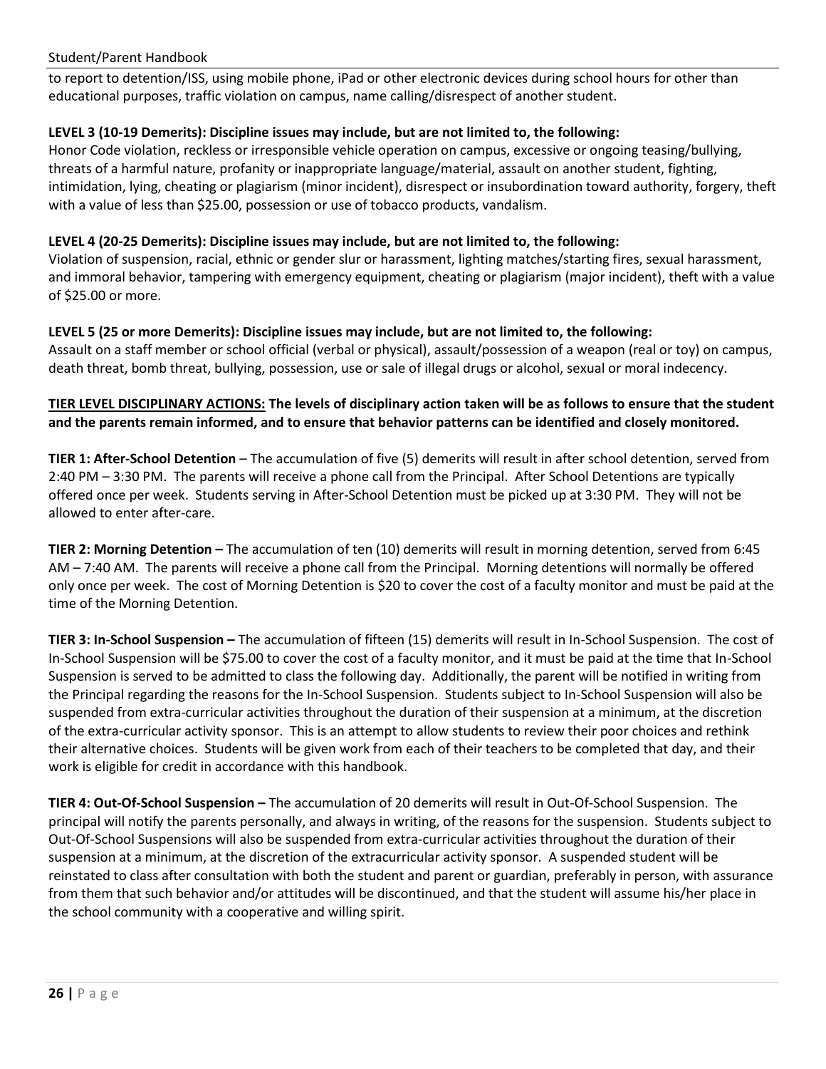to report to detention/ISS, using mobile phone, iPad or other electronic devices during school hours for other than educational purposes, traffic violation on campus, name calling/disrespect of another student.

**LEVEL 3 (10-19 Demerits): Discipline issues may include, but are not limited to, the following:**
Honor Code violation, reckless or irresponsible vehicle operation on campus, excessive or ongoing teasing/bullying, threats of a harmful nature, profanity or inappropriate language/material, assault on another student, fighting, intimidation, lying, cheating or plagiarism (minor incident), disrespect or insubordination toward authority, forgery, theft with a value of less than $25.00, possession or use of tobacco products, vandalism.

**LEVEL 4 (20-25 Demerits): Discipline issues may include, but are not limited to, the following:**
Violation of suspension, racial, ethnic or gender slur or harassment, lighting matches/starting fires, sexual harassment, and immoral behavior, tampering with emergency equipment, cheating or plagiarism (major incident), theft with a value of $25.00 or more.

**LEVEL 5 (25 or more Demerits): Discipline issues may include, but are not limited to, the following:**
Assault on a staff member or school official (verbal or physical), assault/possession of a weapon (real or toy) on campus, death threat, bomb threat, bullying, possession, use or sale of illegal drugs or alcohol, sexual or moral indecency.

**<u>TIER LEVEL DISCIPLINARY ACTIONS:</u> The levels of disciplinary action taken will be as follows to ensure that the student and the parents remain informed, and to ensure that behavior patterns can be identified and closely monitored.**

**TIER 1: After-School Detention** – The accumulation of five (5) demerits will result in after school detention, served from 2:40 PM – 3:30 PM. The parents will receive a phone call from the Principal. After School Detentions are typically offered once per week. Students serving in After-School Detention must be picked up at 3:30 PM. They will not be allowed to enter after-care.

**TIER 2: Morning Detention –** The accumulation of ten (10) demerits will result in morning detention, served from 6:45 AM – 7:40 AM. The parents will receive a phone call from the Principal. Morning detentions will normally be offered only once per week. The cost of Morning Detention is $20 to cover the cost of a faculty monitor and must be paid at the time of the Morning Detention.

**TIER 3: In-School Suspension –** The accumulation of fifteen (15) demerits will result in In-School Suspension. The cost of In-School Suspension will be $75.00 to cover the cost of a faculty monitor, and it must be paid at the time that In-School Suspension is served to be admitted to class the following day. Additionally, the parent will be notified in writing from the Principal regarding the reasons for the In-School Suspension. Students subject to In-School Suspension will also be suspended from extra-curricular activities throughout the duration of their suspension at a minimum, at the discretion of the extra-curricular activity sponsor. This is an attempt to allow students to review their poor choices and rethink their alternative choices. Students will be given work from each of their teachers to be completed that day, and their work is eligible for credit in accordance with this handbook.

**TIER 4: Out-Of-School Suspension –** The accumulation of 20 demerits will result in Out-Of-School Suspension. The principal will notify the parents personally, and always in writing, of the reasons for the suspension. Students subject to Out-Of-School Suspensions will also be suspended from extra-curricular activities throughout the duration of their suspension at a minimum, at the discretion of the extracurricular activity sponsor. A suspended student will be reinstated to class after consultation with both the student and parent or guardian, preferably in person, with assurance from them that such behavior and/or attitudes will be discontinued, and that the student will assume his/her place in the school community with a cooperative and willing spirit.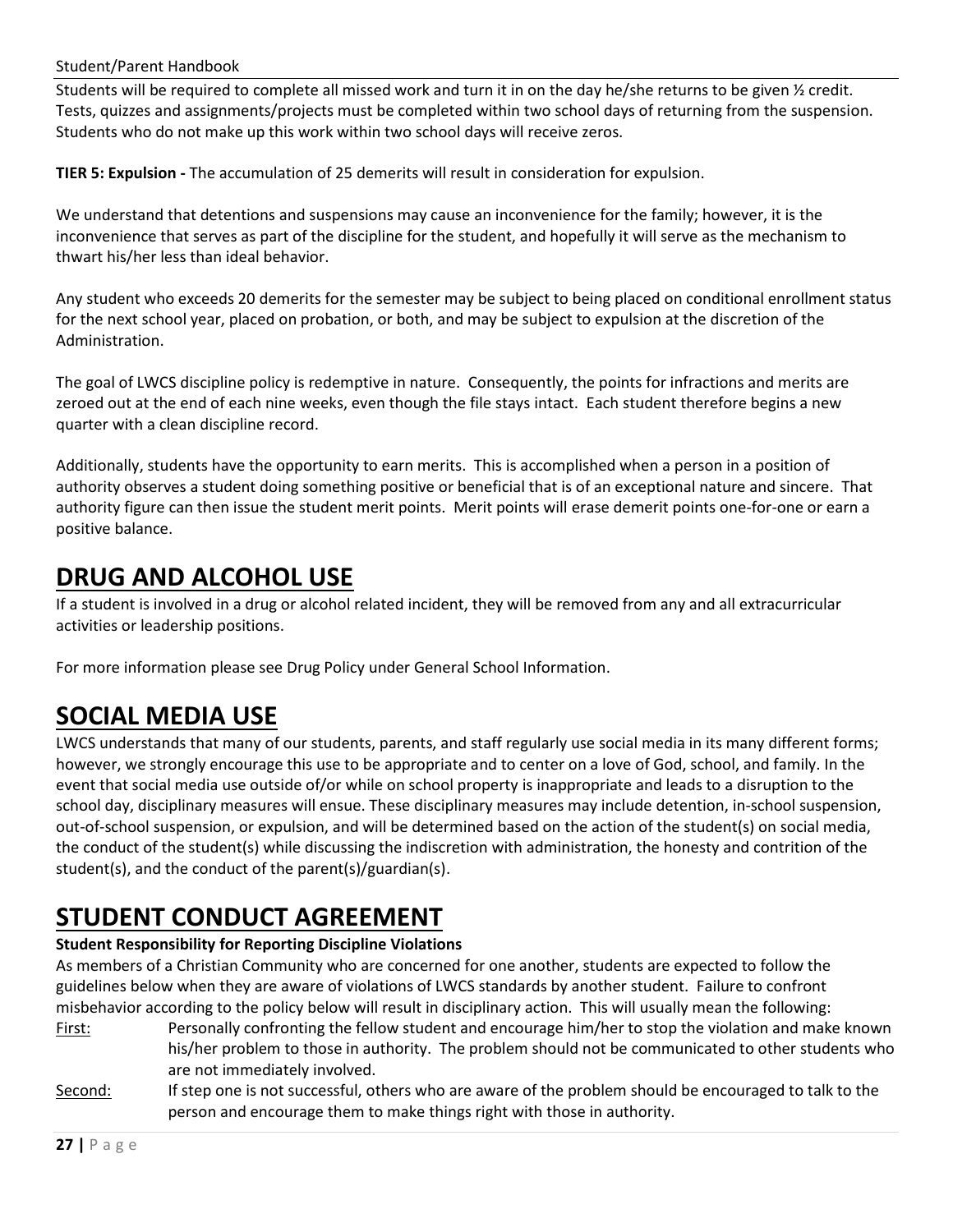Students will be required to complete all missed work and turn it in on the day he/she returns to be given ½ credit. Tests, quizzes and assignments/projects must be completed within two school days of returning from the suspension. Students who do not make up this work within two school days will receive zeros.

**TIER 5: Expulsion -** The accumulation of 25 demerits will result in consideration for expulsion.

We understand that detentions and suspensions may cause an inconvenience for the family; however, it is the inconvenience that serves as part of the discipline for the student, and hopefully it will serve as the mechanism to thwart his/her less than ideal behavior.

Any student who exceeds 20 demerits for the semester may be subject to being placed on conditional enrollment status for the next school year, placed on probation, or both, and may be subject to expulsion at the discretion of the Administration.

The goal of LWCS discipline policy is redemptive in nature. Consequently, the points for infractions and merits are zeroed out at the end of each nine weeks, even though the file stays intact. Each student therefore begins a new quarter with a clean discipline record.

Additionally, students have the opportunity to earn merits. This is accomplished when a person in a position of authority observes a student doing something positive or beneficial that is of an exceptional nature and sincere. That authority figure can then issue the student merit points. Merit points will erase demerit points one-for-one or earn a positive balance.

# DRUG AND ALCOHOL USE

If a student is involved in a drug or alcohol related incident, they will be removed from any and all extracurricular activities or leadership positions.

For more information please see Drug Policy under General School Information.

# SOCIAL MEDIA USE

LWCS understands that many of our students, parents, and staff regularly use social media in its many different forms; however, we strongly encourage this use to be appropriate and to center on a love of God, school, and family. In the event that social media use outside of/or while on school property is inappropriate and leads to a disruption to the school day, disciplinary measures will ensue. These disciplinary measures may include detention, in-school suspension, out-of-school suspension, or expulsion, and will be determined based on the action of the student(s) on social media, the conduct of the student(s) while discussing the indiscretion with administration, the honesty and contrition of the student(s), and the conduct of the parent(s)/guardian(s).

# STUDENT CONDUCT AGREEMENT

**Student Responsibility for Reporting Discipline Violations**

As members of a Christian Community who are concerned for one another, students are expected to follow the guidelines below when they are aware of violations of LWCS standards by another student. Failure to confront misbehavior according to the policy below will result in disciplinary action. This will usually mean the following:

First: Personally confronting the fellow student and encourage him/her to stop the violation and make known his/her problem to those in authority. The problem should not be communicated to other students who are not immediately involved.

Second: If step one is not successful, others who are aware of the problem should be encouraged to talk to the person and encourage them to make things right with those in authority.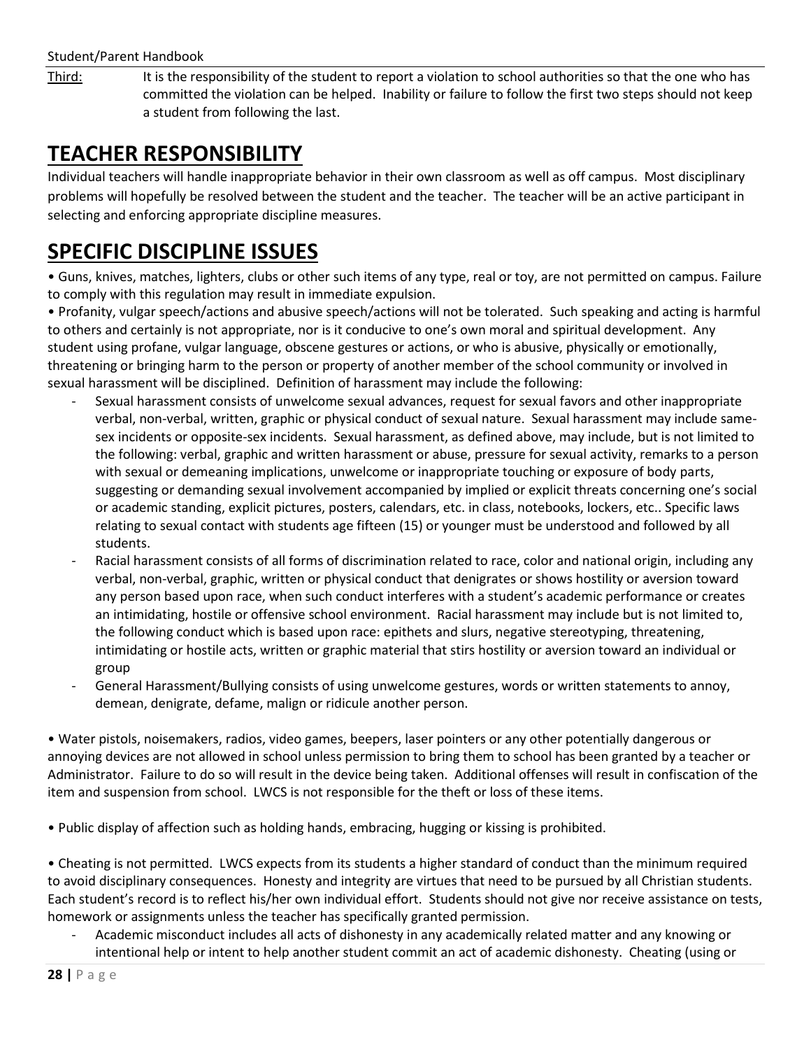Third: It is the responsibility of the student to report a violation to school authorities so that the one who has committed the violation can be helped. Inability or failure to follow the first two steps should not keep a student from following the last.

## TEACHER RESPONSIBILITY

Individual teachers will handle inappropriate behavior in their own classroom as well as off campus. Most disciplinary problems will hopefully be resolved between the student and the teacher. The teacher will be an active participant in selecting and enforcing appropriate discipline measures.

## SPECIFIC DISCIPLINE ISSUES

• Guns, knives, matches, lighters, clubs or other such items of any type, real or toy, are not permitted on campus. Failure to comply with this regulation may result in immediate expulsion.

• Profanity, vulgar speech/actions and abusive speech/actions will not be tolerated. Such speaking and acting is harmful to others and certainly is not appropriate, nor is it conducive to one's own moral and spiritual development. Any student using profane, vulgar language, obscene gestures or actions, or who is abusive, physically or emotionally, threatening or bringing harm to the person or property of another member of the school community or involved in sexual harassment will be disciplined. Definition of harassment may include the following:

- Sexual harassment consists of unwelcome sexual advances, request for sexual favors and other inappropriate verbal, non-verbal, written, graphic or physical conduct of sexual nature. Sexual harassment may include same-sex incidents or opposite-sex incidents. Sexual harassment, as defined above, may include, but is not limited to the following: verbal, graphic and written harassment or abuse, pressure for sexual activity, remarks to a person with sexual or demeaning implications, unwelcome or inappropriate touching or exposure of body parts, suggesting or demanding sexual involvement accompanied by implied or explicit threats concerning one's social or academic standing, explicit pictures, posters, calendars, etc. in class, notebooks, lockers, etc.. Specific laws relating to sexual contact with students age fifteen (15) or younger must be understood and followed by all students.
- Racial harassment consists of all forms of discrimination related to race, color and national origin, including any verbal, non-verbal, graphic, written or physical conduct that denigrates or shows hostility or aversion toward any person based upon race, when such conduct interferes with a student's academic performance or creates an intimidating, hostile or offensive school environment. Racial harassment may include but is not limited to, the following conduct which is based upon race: epithets and slurs, negative stereotyping, threatening, intimidating or hostile acts, written or graphic material that stirs hostility or aversion toward an individual or group
- General Harassment/Bullying consists of using unwelcome gestures, words or written statements to annoy, demean, denigrate, defame, malign or ridicule another person.

• Water pistols, noisemakers, radios, video games, beepers, laser pointers or any other potentially dangerous or annoying devices are not allowed in school unless permission to bring them to school has been granted by a teacher or Administrator. Failure to do so will result in the device being taken. Additional offenses will result in confiscation of the item and suspension from school. LWCS is not responsible for the theft or loss of these items.

• Public display of affection such as holding hands, embracing, hugging or kissing is prohibited.

• Cheating is not permitted. LWCS expects from its students a higher standard of conduct than the minimum required to avoid disciplinary consequences. Honesty and integrity are virtues that need to be pursued by all Christian students. Each student's record is to reflect his/her own individual effort. Students should not give nor receive assistance on tests, homework or assignments unless the teacher has specifically granted permission.

- Academic misconduct includes all acts of dishonesty in any academically related matter and any knowing or intentional help or intent to help another student commit an act of academic dishonesty. Cheating (using or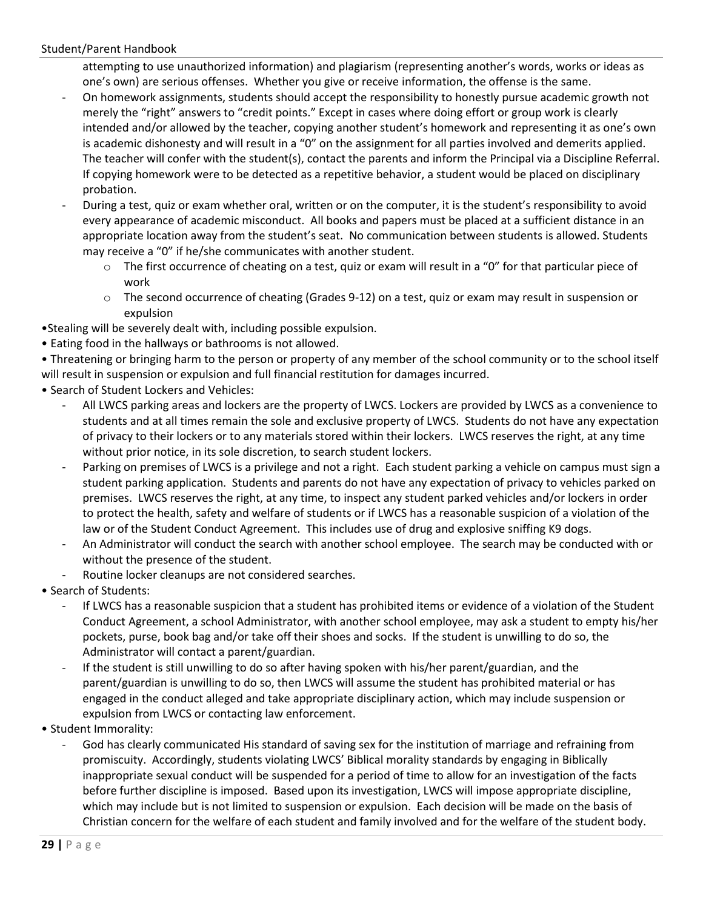attempting to use unauthorized information) and plagiarism (representing another's words, works or ideas as one's own) are serious offenses. Whether you give or receive information, the offense is the same.

- On homework assignments, students should accept the responsibility to honestly pursue academic growth not merely the "right" answers to "credit points." Except in cases where doing effort or group work is clearly intended and/or allowed by the teacher, copying another student's homework and representing it as one's own is academic dishonesty and will result in a "0" on the assignment for all parties involved and demerits applied. The teacher will confer with the student(s), contact the parents and inform the Principal via a Discipline Referral. If copying homework were to be detected as a repetitive behavior, a student would be placed on disciplinary probation.
- During a test, quiz or exam whether oral, written or on the computer, it is the student's responsibility to avoid every appearance of academic misconduct. All books and papers must be placed at a sufficient distance in an appropriate location away from the student's seat. No communication between students is allowed. Students may receive a "0" if he/she communicates with another student.
    - The first occurrence of cheating on a test, quiz or exam will result in a "0" for that particular piece of work
    - The second occurrence of cheating (Grades 9-12) on a test, quiz or exam may result in suspension or expulsion

- Stealing will be severely dealt with, including possible expulsion.
- Eating food in the hallways or bathrooms is not allowed.
- Threatening or bringing harm to the person or property of any member of the school community or to the school itself will result in suspension or expulsion and full financial restitution for damages incurred.
- Search of Student Lockers and Vehicles:
    - All LWCS parking areas and lockers are the property of LWCS. Lockers are provided by LWCS as a convenience to students and at all times remain the sole and exclusive property of LWCS. Students do not have any expectation of privacy to their lockers or to any materials stored within their lockers. LWCS reserves the right, at any time without prior notice, in its sole discretion, to search student lockers.
    - Parking on premises of LWCS is a privilege and not a right. Each student parking a vehicle on campus must sign a student parking application. Students and parents do not have any expectation of privacy to vehicles parked on premises. LWCS reserves the right, at any time, to inspect any student parked vehicles and/or lockers in order to protect the health, safety and welfare of students or if LWCS has a reasonable suspicion of a violation of the law or of the Student Conduct Agreement. This includes use of drug and explosive sniffing K9 dogs.
    - An Administrator will conduct the search with another school employee. The search may be conducted with or without the presence of the student.
    - Routine locker cleanups are not considered searches.
- Search of Students:
    - If LWCS has a reasonable suspicion that a student has prohibited items or evidence of a violation of the Student Conduct Agreement, a school Administrator, with another school employee, may ask a student to empty his/her pockets, purse, book bag and/or take off their shoes and socks. If the student is unwilling to do so, the Administrator will contact a parent/guardian.
    - If the student is still unwilling to do so after having spoken with his/her parent/guardian, and the parent/guardian is unwilling to do so, then LWCS will assume the student has prohibited material or has engaged in the conduct alleged and take appropriate disciplinary action, which may include suspension or expulsion from LWCS or contacting law enforcement.
- Student Immorality:
    - God has clearly communicated His standard of saving sex for the institution of marriage and refraining from promiscuity. Accordingly, students violating LWCS' Biblical morality standards by engaging in Biblically inappropriate sexual conduct will be suspended for a period of time to allow for an investigation of the facts before further discipline is imposed. Based upon its investigation, LWCS will impose appropriate discipline, which may include but is not limited to suspension or expulsion. Each decision will be made on the basis of Christian concern for the welfare of each student and family involved and for the welfare of the student body.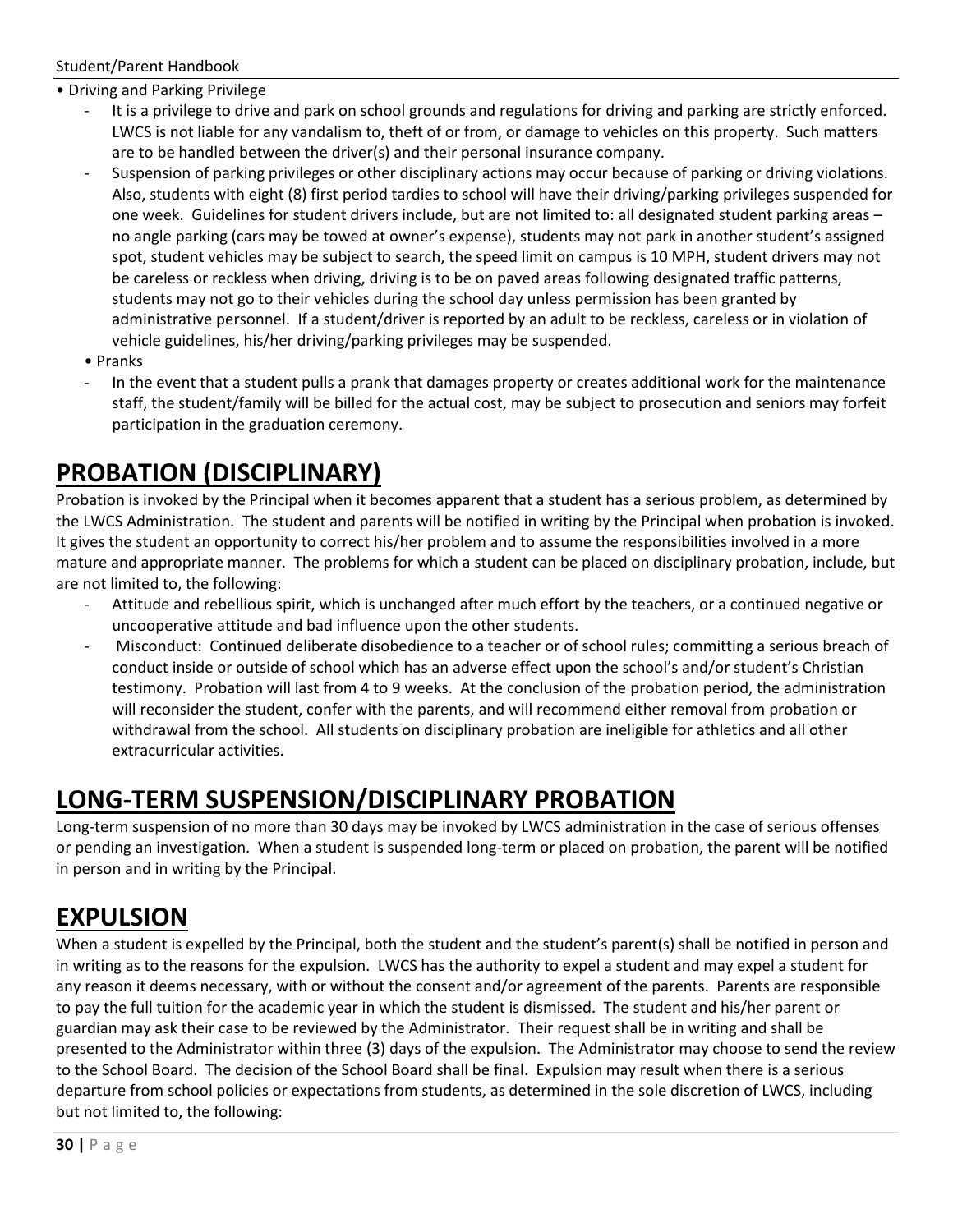- Driving and Parking Privilege
  - It is a privilege to drive and park on school grounds and regulations for driving and parking are strictly enforced. LWCS is not liable for any vandalism to, theft of or from, or damage to vehicles on this property. Such matters are to be handled between the driver(s) and their personal insurance company.
  - Suspension of parking privileges or other disciplinary actions may occur because of parking or driving violations. Also, students with eight (8) first period tardies to school will have their driving/parking privileges suspended for one week. Guidelines for student drivers include, but are not limited to: all designated student parking areas – no angle parking (cars may be towed at owner's expense), students may not park in another student's assigned spot, student vehicles may be subject to search, the speed limit on campus is 10 MPH, student drivers may not be careless or reckless when driving, driving is to be on paved areas following designated traffic patterns, students may not go to their vehicles during the school day unless permission has been granted by administrative personnel. If a student/driver is reported by an adult to be reckless, careless or in violation of vehicle guidelines, his/her driving/parking privileges may be suspended.
- Pranks
  - In the event that a student pulls a prank that damages property or creates additional work for the maintenance staff, the student/family will be billed for the actual cost, may be subject to prosecution and seniors may forfeit participation in the graduation ceremony.

# PROBATION (DISCIPLINARY)

Probation is invoked by the Principal when it becomes apparent that a student has a serious problem, as determined by the LWCS Administration. The student and parents will be notified in writing by the Principal when probation is invoked. It gives the student an opportunity to correct his/her problem and to assume the responsibilities involved in a more mature and appropriate manner. The problems for which a student can be placed on disciplinary probation, include, but are not limited to, the following:

- Attitude and rebellious spirit, which is unchanged after much effort by the teachers, or a continued negative or uncooperative attitude and bad influence upon the other students.
- Misconduct: Continued deliberate disobedience to a teacher or of school rules; committing a serious breach of conduct inside or outside of school which has an adverse effect upon the school's and/or student's Christian testimony. Probation will last from 4 to 9 weeks. At the conclusion of the probation period, the administration will reconsider the student, confer with the parents, and will recommend either removal from probation or withdrawal from the school. All students on disciplinary probation are ineligible for athletics and all other extracurricular activities.

# LONG-TERM SUSPENSION/DISCIPLINARY PROBATION

Long-term suspension of no more than 30 days may be invoked by LWCS administration in the case of serious offenses or pending an investigation. When a student is suspended long-term or placed on probation, the parent will be notified in person and in writing by the Principal.

# EXPULSION

When a student is expelled by the Principal, both the student and the student's parent(s) shall be notified in person and in writing as to the reasons for the expulsion. LWCS has the authority to expel a student and may expel a student for any reason it deems necessary, with or without the consent and/or agreement of the parents. Parents are responsible to pay the full tuition for the academic year in which the student is dismissed. The student and his/her parent or guardian may ask their case to be reviewed by the Administrator. Their request shall be in writing and shall be presented to the Administrator within three (3) days of the expulsion. The Administrator may choose to send the review to the School Board. The decision of the School Board shall be final. Expulsion may result when there is a serious departure from school policies or expectations from students, as determined in the sole discretion of LWCS, including but not limited to, the following: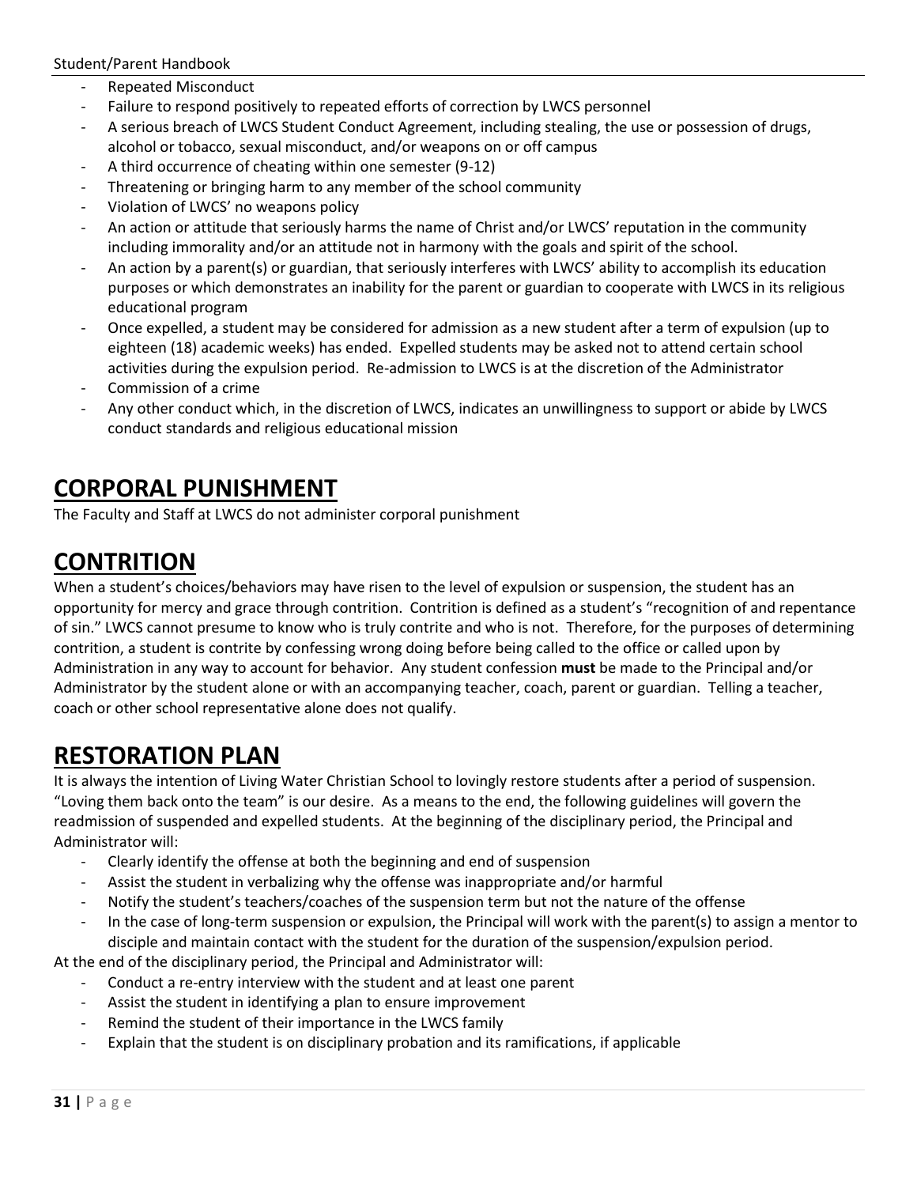- Repeated Misconduct
- Failure to respond positively to repeated efforts of correction by LWCS personnel
- A serious breach of LWCS Student Conduct Agreement, including stealing, the use or possession of drugs, alcohol or tobacco, sexual misconduct, and/or weapons on or off campus
- A third occurrence of cheating within one semester (9-12)
- Threatening or bringing harm to any member of the school community
- Violation of LWCS' no weapons policy
- An action or attitude that seriously harms the name of Christ and/or LWCS' reputation in the community including immorality and/or an attitude not in harmony with the goals and spirit of the school.
- An action by a parent(s) or guardian, that seriously interferes with LWCS' ability to accomplish its education purposes or which demonstrates an inability for the parent or guardian to cooperate with LWCS in its religious educational program
- Once expelled, a student may be considered for admission as a new student after a term of expulsion (up to eighteen (18) academic weeks) has ended. Expelled students may be asked not to attend certain school activities during the expulsion period. Re-admission to LWCS is at the discretion of the Administrator
- Commission of a crime
- Any other conduct which, in the discretion of LWCS, indicates an unwillingness to support or abide by LWCS conduct standards and religious educational mission

# CORPORAL PUNISHMENT

The Faculty and Staff at LWCS do not administer corporal punishment

# CONTRITION

When a student's choices/behaviors may have risen to the level of expulsion or suspension, the student has an opportunity for mercy and grace through contrition. Contrition is defined as a student's "recognition of and repentance of sin." LWCS cannot presume to know who is truly contrite and who is not. Therefore, for the purposes of determining contrition, a student is contrite by confessing wrong doing before being called to the office or called upon by Administration in any way to account for behavior. Any student confession **must** be made to the Principal and/or Administrator by the student alone or with an accompanying teacher, coach, parent or guardian. Telling a teacher, coach or other school representative alone does not qualify.

# RESTORATION PLAN

It is always the intention of Living Water Christian School to lovingly restore students after a period of suspension. "Loving them back onto the team" is our desire. As a means to the end, the following guidelines will govern the readmission of suspended and expelled students. At the beginning of the disciplinary period, the Principal and Administrator will:

- Clearly identify the offense at both the beginning and end of suspension
- Assist the student in verbalizing why the offense was inappropriate and/or harmful
- Notify the student's teachers/coaches of the suspension term but not the nature of the offense
- In the case of long-term suspension or expulsion, the Principal will work with the parent(s) to assign a mentor to disciple and maintain contact with the student for the duration of the suspension/expulsion period.

At the end of the disciplinary period, the Principal and Administrator will:

- Conduct a re-entry interview with the student and at least one parent
- Assist the student in identifying a plan to ensure improvement
- Remind the student of their importance in the LWCS family
- Explain that the student is on disciplinary probation and its ramifications, if applicable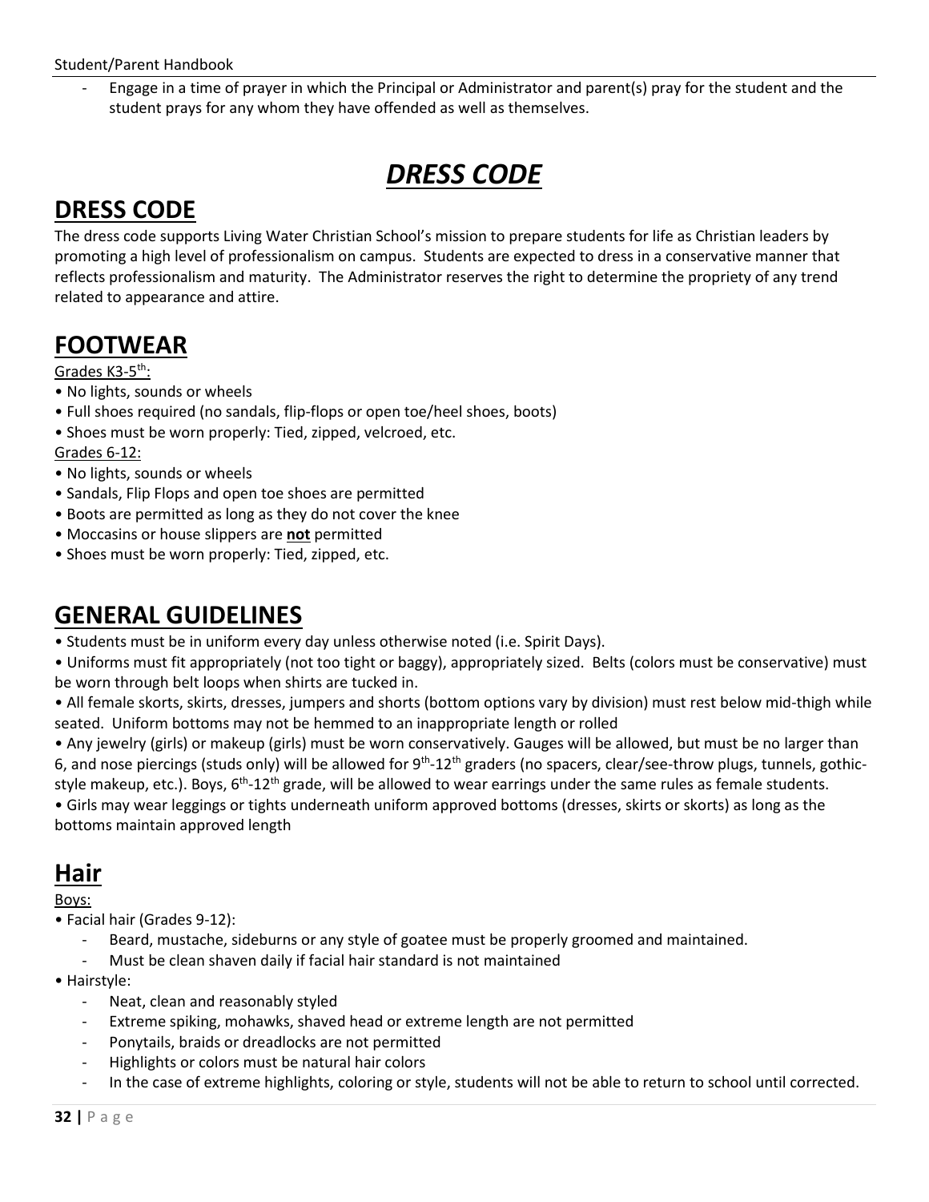- Engage in a time of prayer in which the Principal or Administrator and parent(s) pray for the student and the student prays for any whom they have offended as well as themselves.

# ***DRESS CODE***

## DRESS CODE

The dress code supports Living Water Christian School's mission to prepare students for life as Christian leaders by promoting a high level of professionalism on campus. Students are expected to dress in a conservative manner that reflects professionalism and maturity. The Administrator reserves the right to determine the propriety of any trend related to appearance and attire.

## FOOTWEAR

Grades K3-5th:

- No lights, sounds or wheels
- Full shoes required (no sandals, flip-flops or open toe/heel shoes, boots)
- Shoes must be worn properly: Tied, zipped, velcroed, etc.

Grades 6-12:

- No lights, sounds or wheels
- Sandals, Flip Flops and open toe shoes are permitted
- Boots are permitted as long as they do not cover the knee
- Moccasins or house slippers are **not** permitted
- Shoes must be worn properly: Tied, zipped, etc.

## GENERAL GUIDELINES

- Students must be in uniform every day unless otherwise noted (i.e. Spirit Days).
- Uniforms must fit appropriately (not too tight or baggy), appropriately sized. Belts (colors must be conservative) must be worn through belt loops when shirts are tucked in.
- All female skorts, skirts, dresses, jumpers and shorts (bottom options vary by division) must rest below mid-thigh while seated. Uniform bottoms may not be hemmed to an inappropriate length or rolled
- Any jewelry (girls) or makeup (girls) must be worn conservatively. Gauges will be allowed, but must be no larger than 6, and nose piercings (studs only) will be allowed for 9th-12th graders (no spacers, clear/see-throw plugs, tunnels, gothic-style makeup, etc.). Boys, 6th-12th grade, will be allowed to wear earrings under the same rules as female students.
- Girls may wear leggings or tights underneath uniform approved bottoms (dresses, skirts or skorts) as long as the bottoms maintain approved length

## Hair

Boys:

- Facial hair (Grades 9-12):
  - Beard, mustache, sideburns or any style of goatee must be properly groomed and maintained.
  - Must be clean shaven daily if facial hair standard is not maintained
- Hairstyle:
  - Neat, clean and reasonably styled
  - Extreme spiking, mohawks, shaved head or extreme length are not permitted
  - Ponytails, braids or dreadlocks are not permitted
  - Highlights or colors must be natural hair colors
  - In the case of extreme highlights, coloring or style, students will not be able to return to school until corrected.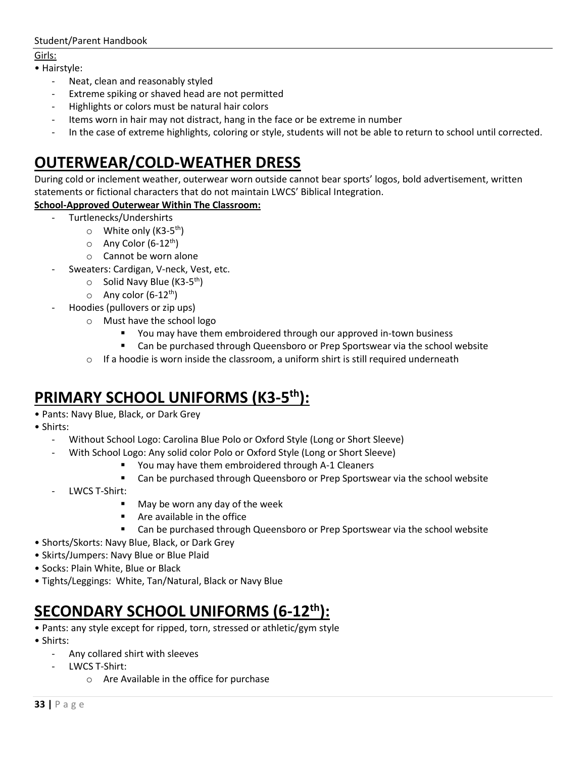Girls:

- Hairstyle:
  - Neat, clean and reasonably styled
  - Extreme spiking or shaved head are not permitted
  - Highlights or colors must be natural hair colors
  - Items worn in hair may not distract, hang in the face or be extreme in number
  - In the case of extreme highlights, coloring or style, students will not be able to return to school until corrected.

# OUTERWEAR/COLD-WEATHER DRESS

During cold or inclement weather, outerwear worn outside cannot bear sports' logos, bold advertisement, written statements or fictional characters that do not maintain LWCS' Biblical Integration.

**School-Approved Outerwear Within The Classroom:**

- Turtlenecks/Undershirts
  - White only (K3-5th)
  - Any Color (6-12th)
  - Cannot be worn alone
- Sweaters: Cardigan, V-neck, Vest, etc.
  - Solid Navy Blue (K3-5th)
  - Any color (6-12th)
- Hoodies (pullovers or zip ups)
  - Must have the school logo
    - You may have them embroidered through our approved in-town business
    - Can be purchased through Queensboro or Prep Sportswear via the school website
  - If a hoodie is worn inside the classroom, a uniform shirt is still required underneath

# PRIMARY SCHOOL UNIFORMS (K3-5th):

- Pants: Navy Blue, Black, or Dark Grey
- Shirts:
  - Without School Logo: Carolina Blue Polo or Oxford Style (Long or Short Sleeve)
  - With School Logo: Any solid color Polo or Oxford Style (Long or Short Sleeve)
    - You may have them embroidered through A-1 Cleaners
    - Can be purchased through Queensboro or Prep Sportswear via the school website
  - LWCS T-Shirt:
    - May be worn any day of the week
    - Are available in the office
    - Can be purchased through Queensboro or Prep Sportswear via the school website
- Shorts/Skorts: Navy Blue, Black, or Dark Grey
- Skirts/Jumpers: Navy Blue or Blue Plaid
- Socks: Plain White, Blue or Black
- Tights/Leggings: White, Tan/Natural, Black or Navy Blue

# SECONDARY SCHOOL UNIFORMS (6-12th):

- Pants: any style except for ripped, torn, stressed or athletic/gym style
- Shirts:
  - Any collared shirt with sleeves
  - LWCS T-Shirt:
    - Are Available in the office for purchase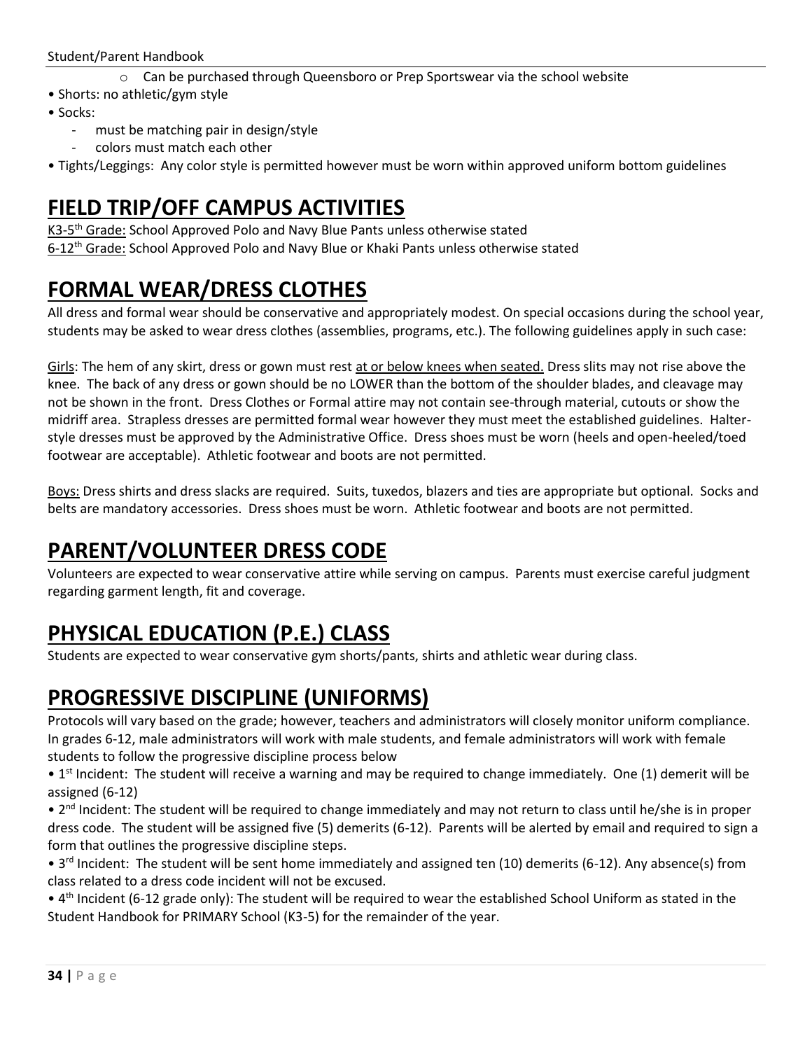- Can be purchased through Queensboro or Prep Sportswear via the school website

- Shorts: no athletic/gym style
- Socks:
    - must be matching pair in design/style
    - colors must match each other
- Tights/Leggings: Any color style is permitted however must be worn within approved uniform bottom guidelines

# FIELD TRIP/OFF CAMPUS ACTIVITIES

K3-5th Grade: School Approved Polo and Navy Blue Pants unless otherwise stated
6-12th Grade: School Approved Polo and Navy Blue or Khaki Pants unless otherwise stated

# FORMAL WEAR/DRESS CLOTHES

All dress and formal wear should be conservative and appropriately modest. On special occasions during the school year, students may be asked to wear dress clothes (assemblies, programs, etc.). The following guidelines apply in such case:

Girls: The hem of any skirt, dress or gown must rest at or below knees when seated. Dress slits may not rise above the knee. The back of any dress or gown should be no LOWER than the bottom of the shoulder blades, and cleavage may not be shown in the front. Dress Clothes or Formal attire may not contain see-through material, cutouts or show the midriff area. Strapless dresses are permitted formal wear however they must meet the established guidelines. Halter-style dresses must be approved by the Administrative Office. Dress shoes must be worn (heels and open-heeled/toed footwear are acceptable). Athletic footwear and boots are not permitted.

Boys: Dress shirts and dress slacks are required. Suits, tuxedos, blazers and ties are appropriate but optional. Socks and belts are mandatory accessories. Dress shoes must be worn. Athletic footwear and boots are not permitted.

# PARENT/VOLUNTEER DRESS CODE

Volunteers are expected to wear conservative attire while serving on campus. Parents must exercise careful judgment regarding garment length, fit and coverage.

# PHYSICAL EDUCATION (P.E.) CLASS

Students are expected to wear conservative gym shorts/pants, shirts and athletic wear during class.

# PROGRESSIVE DISCIPLINE (UNIFORMS)

Protocols will vary based on the grade; however, teachers and administrators will closely monitor uniform compliance. In grades 6-12, male administrators will work with male students, and female administrators will work with female students to follow the progressive discipline process below

- 1st Incident: The student will receive a warning and may be required to change immediately. One (1) demerit will be assigned (6-12)
- 2nd Incident: The student will be required to change immediately and may not return to class until he/she is in proper dress code. The student will be assigned five (5) demerits (6-12). Parents will be alerted by email and required to sign a form that outlines the progressive discipline steps.
- 3rd Incident: The student will be sent home immediately and assigned ten (10) demerits (6-12). Any absence(s) from class related to a dress code incident will not be excused.
- 4th Incident (6-12 grade only): The student will be required to wear the established School Uniform as stated in the Student Handbook for PRIMARY School (K3-5) for the remainder of the year.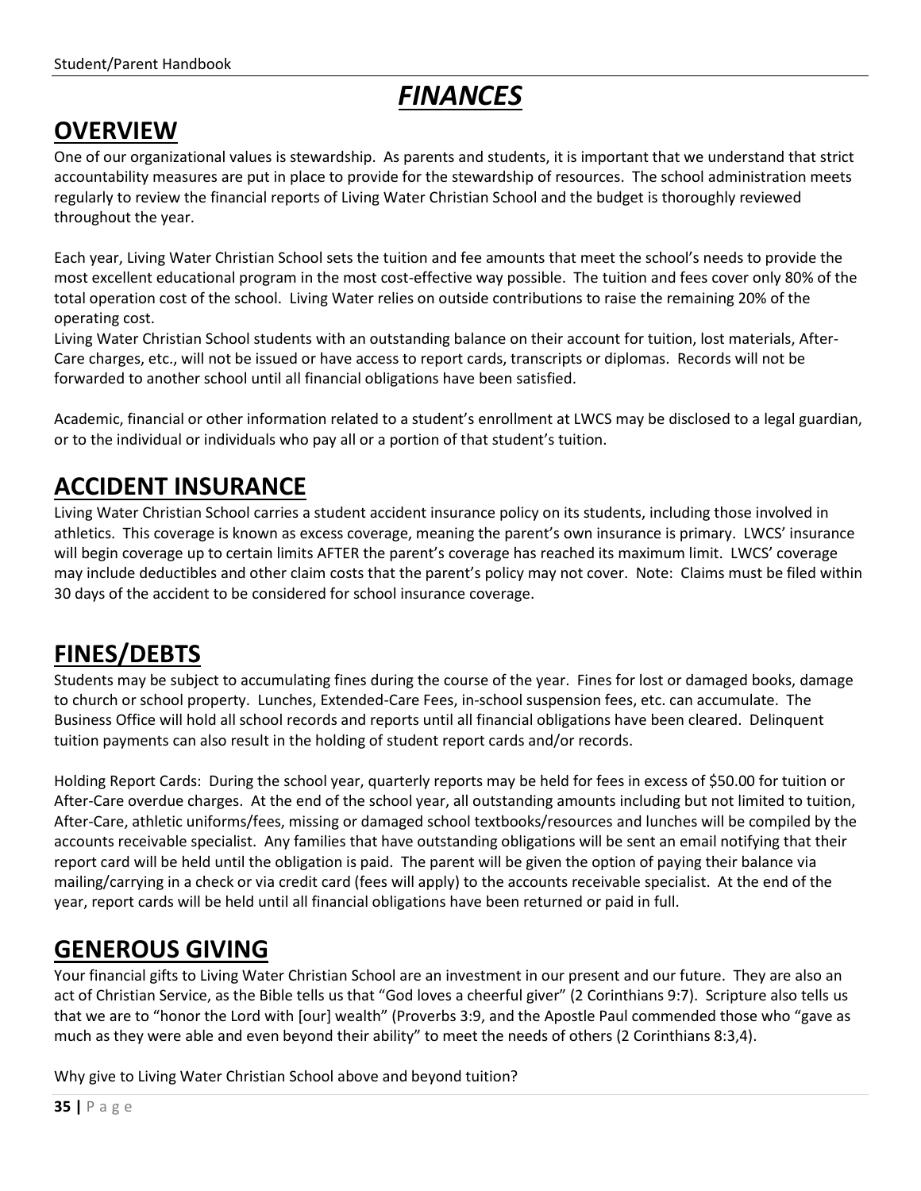# *FINANCES*

## OVERVIEW

One of our organizational values is stewardship. As parents and students, it is important that we understand that strict accountability measures are put in place to provide for the stewardship of resources. The school administration meets regularly to review the financial reports of Living Water Christian School and the budget is thoroughly reviewed throughout the year.

Each year, Living Water Christian School sets the tuition and fee amounts that meet the school's needs to provide the most excellent educational program in the most cost-effective way possible. The tuition and fees cover only 80% of the total operation cost of the school. Living Water relies on outside contributions to raise the remaining 20% of the operating cost.

Living Water Christian School students with an outstanding balance on their account for tuition, lost materials, After-Care charges, etc., will not be issued or have access to report cards, transcripts or diplomas. Records will not be forwarded to another school until all financial obligations have been satisfied.

Academic, financial or other information related to a student's enrollment at LWCS may be disclosed to a legal guardian, or to the individual or individuals who pay all or a portion of that student's tuition.

## ACCIDENT INSURANCE

Living Water Christian School carries a student accident insurance policy on its students, including those involved in athletics. This coverage is known as excess coverage, meaning the parent's own insurance is primary. LWCS' insurance will begin coverage up to certain limits AFTER the parent's coverage has reached its maximum limit. LWCS' coverage may include deductibles and other claim costs that the parent's policy may not cover. Note: Claims must be filed within 30 days of the accident to be considered for school insurance coverage.

## FINES/DEBTS

Students may be subject to accumulating fines during the course of the year. Fines for lost or damaged books, damage to church or school property. Lunches, Extended-Care Fees, in-school suspension fees, etc. can accumulate. The Business Office will hold all school records and reports until all financial obligations have been cleared. Delinquent tuition payments can also result in the holding of student report cards and/or records.

Holding Report Cards: During the school year, quarterly reports may be held for fees in excess of $50.00 for tuition or After-Care overdue charges. At the end of the school year, all outstanding amounts including but not limited to tuition, After-Care, athletic uniforms/fees, missing or damaged school textbooks/resources and lunches will be compiled by the accounts receivable specialist. Any families that have outstanding obligations will be sent an email notifying that their report card will be held until the obligation is paid. The parent will be given the option of paying their balance via mailing/carrying in a check or via credit card (fees will apply) to the accounts receivable specialist. At the end of the year, report cards will be held until all financial obligations have been returned or paid in full.

## GENEROUS GIVING

Your financial gifts to Living Water Christian School are an investment in our present and our future. They are also an act of Christian Service, as the Bible tells us that "God loves a cheerful giver" (2 Corinthians 9:7). Scripture also tells us that we are to "honor the Lord with [our] wealth" (Proverbs 3:9, and the Apostle Paul commended those who "gave as much as they were able and even beyond their ability" to meet the needs of others (2 Corinthians 8:3,4).

Why give to Living Water Christian School above and beyond tuition?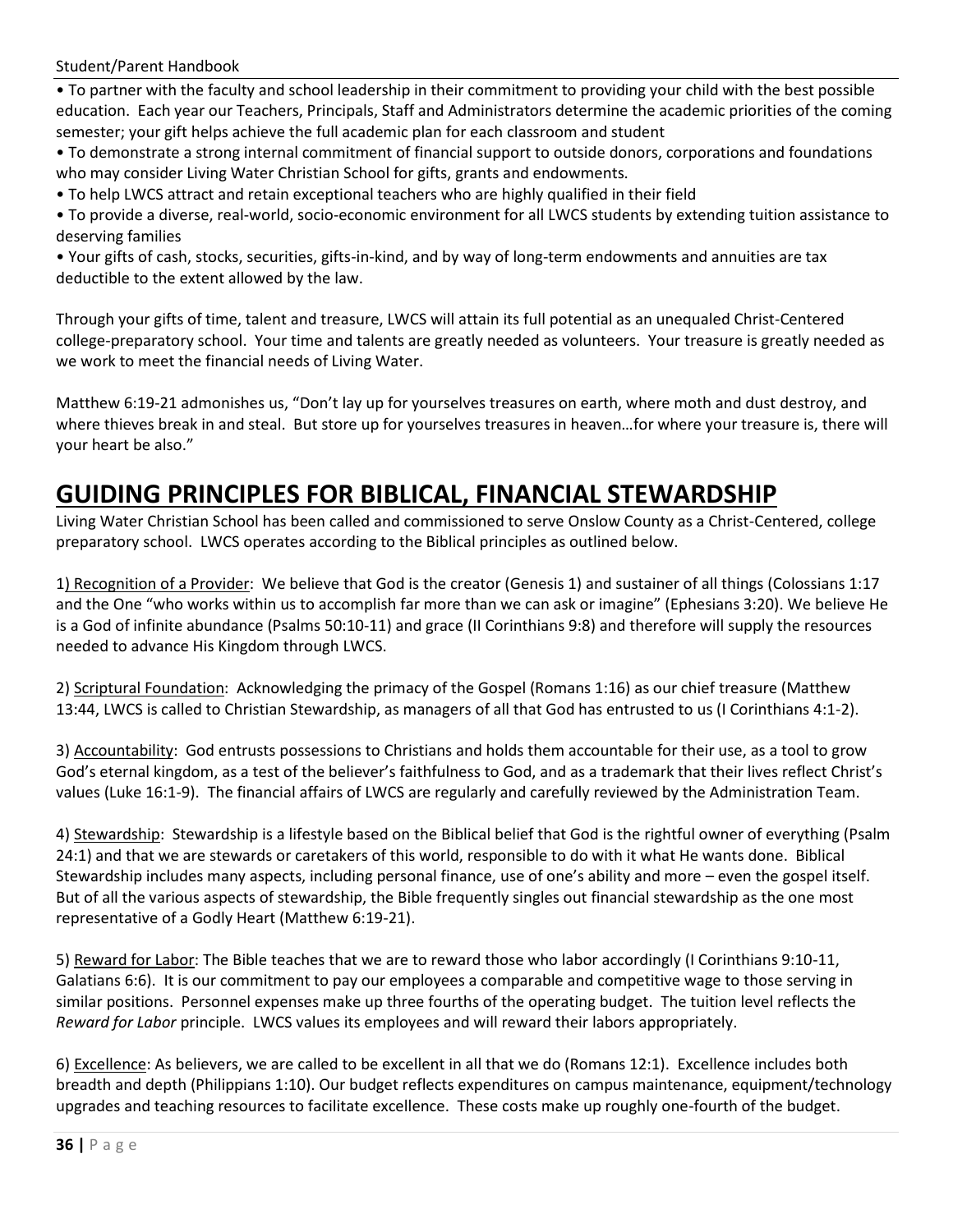• To partner with the faculty and school leadership in their commitment to providing your child with the best possible education. Each year our Teachers, Principals, Staff and Administrators determine the academic priorities of the coming semester; your gift helps achieve the full academic plan for each classroom and student

• To demonstrate a strong internal commitment of financial support to outside donors, corporations and foundations who may consider Living Water Christian School for gifts, grants and endowments.

• To help LWCS attract and retain exceptional teachers who are highly qualified in their field

• To provide a diverse, real-world, socio-economic environment for all LWCS students by extending tuition assistance to deserving families

• Your gifts of cash, stocks, securities, gifts-in-kind, and by way of long-term endowments and annuities are tax deductible to the extent allowed by the law.

Through your gifts of time, talent and treasure, LWCS will attain its full potential as an unequaled Christ-Centered college-preparatory school. Your time and talents are greatly needed as volunteers. Your treasure is greatly needed as we work to meet the financial needs of Living Water.

Matthew 6:19-21 admonishes us, "Don't lay up for yourselves treasures on earth, where moth and dust destroy, and where thieves break in and steal. But store up for yourselves treasures in heaven…for where your treasure is, there will your heart be also."

# GUIDING PRINCIPLES FOR BIBLICAL, FINANCIAL STEWARDSHIP

Living Water Christian School has been called and commissioned to serve Onslow County as a Christ-Centered, college preparatory school. LWCS operates according to the Biblical principles as outlined below.

1) Recognition of a Provider: We believe that God is the creator (Genesis 1) and sustainer of all things (Colossians 1:17 and the One "who works within us to accomplish far more than we can ask or imagine" (Ephesians 3:20). We believe He is a God of infinite abundance (Psalms 50:10-11) and grace (II Corinthians 9:8) and therefore will supply the resources needed to advance His Kingdom through LWCS.

2) Scriptural Foundation: Acknowledging the primacy of the Gospel (Romans 1:16) as our chief treasure (Matthew 13:44, LWCS is called to Christian Stewardship, as managers of all that God has entrusted to us (I Corinthians 4:1-2).

3) Accountability: God entrusts possessions to Christians and holds them accountable for their use, as a tool to grow God's eternal kingdom, as a test of the believer's faithfulness to God, and as a trademark that their lives reflect Christ's values (Luke 16:1-9). The financial affairs of LWCS are regularly and carefully reviewed by the Administration Team.

4) Stewardship: Stewardship is a lifestyle based on the Biblical belief that God is the rightful owner of everything (Psalm 24:1) and that we are stewards or caretakers of this world, responsible to do with it what He wants done. Biblical Stewardship includes many aspects, including personal finance, use of one's ability and more – even the gospel itself. But of all the various aspects of stewardship, the Bible frequently singles out financial stewardship as the one most representative of a Godly Heart (Matthew 6:19-21).

5) Reward for Labor: The Bible teaches that we are to reward those who labor accordingly (I Corinthians 9:10-11, Galatians 6:6). It is our commitment to pay our employees a comparable and competitive wage to those serving in similar positions. Personnel expenses make up three fourths of the operating budget. The tuition level reflects the *Reward for Labor* principle. LWCS values its employees and will reward their labors appropriately.

6) Excellence: As believers, we are called to be excellent in all that we do (Romans 12:1). Excellence includes both breadth and depth (Philippians 1:10). Our budget reflects expenditures on campus maintenance, equipment/technology upgrades and teaching resources to facilitate excellence. These costs make up roughly one-fourth of the budget.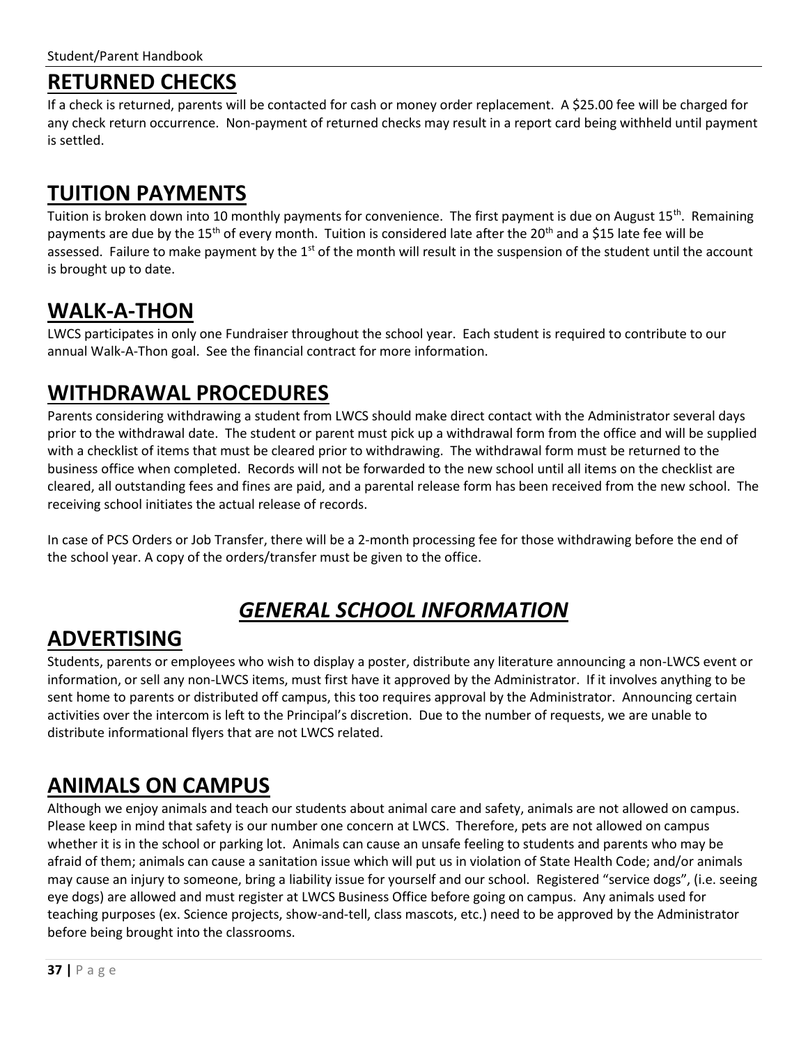## RETURNED CHECKS

If a check is returned, parents will be contacted for cash or money order replacement. A $25.00 fee will be charged for any check return occurrence. Non-payment of returned checks may result in a report card being withheld until payment is settled.

## TUITION PAYMENTS

Tuition is broken down into 10 monthly payments for convenience. The first payment is due on August 15th. Remaining payments are due by the 15th of every month. Tuition is considered late after the 20th and a $15 late fee will be assessed. Failure to make payment by the 1st of the month will result in the suspension of the student until the account is brought up to date.

## WALK-A-THON

LWCS participates in only one Fundraiser throughout the school year. Each student is required to contribute to our annual Walk-A-Thon goal. See the financial contract for more information.

## WITHDRAWAL PROCEDURES

Parents considering withdrawing a student from LWCS should make direct contact with the Administrator several days prior to the withdrawal date. The student or parent must pick up a withdrawal form from the office and will be supplied with a checklist of items that must be cleared prior to withdrawing. The withdrawal form must be returned to the business office when completed. Records will not be forwarded to the new school until all items on the checklist are cleared, all outstanding fees and fines are paid, and a parental release form has been received from the new school. The receiving school initiates the actual release of records.

In case of PCS Orders or Job Transfer, there will be a 2-month processing fee for those withdrawing before the end of the school year. A copy of the orders/transfer must be given to the office.

# *GENERAL SCHOOL INFORMATION*

## ADVERTISING

Students, parents or employees who wish to display a poster, distribute any literature announcing a non-LWCS event or information, or sell any non-LWCS items, must first have it approved by the Administrator. If it involves anything to be sent home to parents or distributed off campus, this too requires approval by the Administrator. Announcing certain activities over the intercom is left to the Principal's discretion. Due to the number of requests, we are unable to distribute informational flyers that are not LWCS related.

## ANIMALS ON CAMPUS

Although we enjoy animals and teach our students about animal care and safety, animals are not allowed on campus. Please keep in mind that safety is our number one concern at LWCS. Therefore, pets are not allowed on campus whether it is in the school or parking lot. Animals can cause an unsafe feeling to students and parents who may be afraid of them; animals can cause a sanitation issue which will put us in violation of State Health Code; and/or animals may cause an injury to someone, bring a liability issue for yourself and our school. Registered "service dogs", (i.e. seeing eye dogs) are allowed and must register at LWCS Business Office before going on campus. Any animals used for teaching purposes (ex. Science projects, show-and-tell, class mascots, etc.) need to be approved by the Administrator before being brought into the classrooms.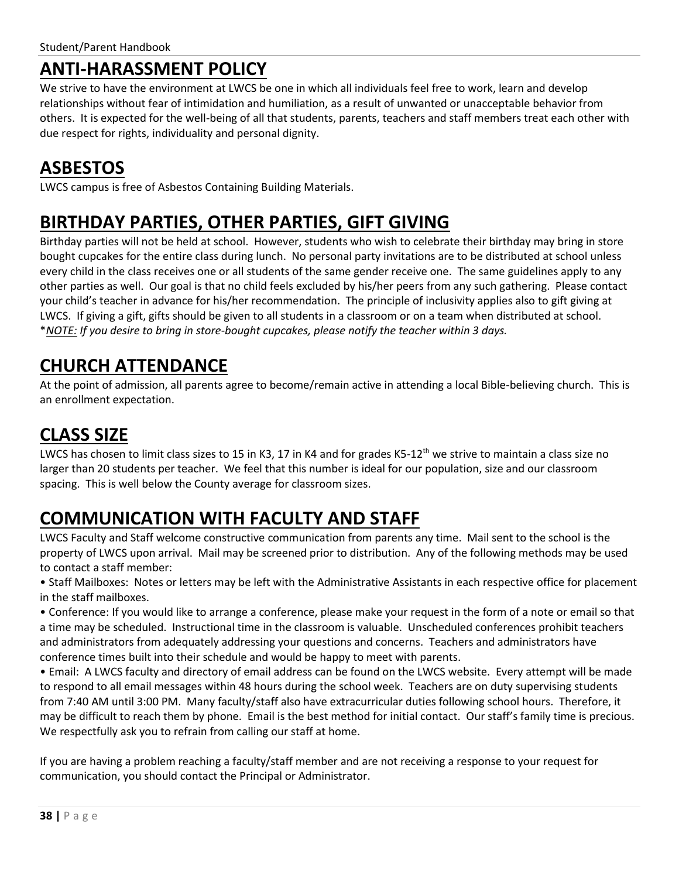## ANTI-HARASSMENT POLICY

We strive to have the environment at LWCS be one in which all individuals feel free to work, learn and develop relationships without fear of intimidation and humiliation, as a result of unwanted or unacceptable behavior from others. It is expected for the well-being of all that students, parents, teachers and staff members treat each other with due respect for rights, individuality and personal dignity.

## ASBESTOS

LWCS campus is free of Asbestos Containing Building Materials.

## BIRTHDAY PARTIES, OTHER PARTIES, GIFT GIVING

Birthday parties will not be held at school. However, students who wish to celebrate their birthday may bring in store bought cupcakes for the entire class during lunch. No personal party invitations are to be distributed at school unless every child in the class receives one or all students of the same gender receive one. The same guidelines apply to any other parties as well. Our goal is that no child feels excluded by his/her peers from any such gathering. Please contact your child's teacher in advance for his/her recommendation. The principle of inclusivity applies also to gift giving at LWCS. If giving a gift, gifts should be given to all students in a classroom or on a team when distributed at school.
*<u>*NOTE:*</u> *If you desire to bring in store-bought cupcakes, please notify the teacher within 3 days.*

## CHURCH ATTENDANCE

At the point of admission, all parents agree to become/remain active in attending a local Bible-believing church. This is an enrollment expectation.

## CLASS SIZE

LWCS has chosen to limit class sizes to 15 in K3, 17 in K4 and for grades K5-12th we strive to maintain a class size no larger than 20 students per teacher. We feel that this number is ideal for our population, size and our classroom spacing. This is well below the County average for classroom sizes.

## COMMUNICATION WITH FACULTY AND STAFF

LWCS Faculty and Staff welcome constructive communication from parents any time. Mail sent to the school is the property of LWCS upon arrival. Mail may be screened prior to distribution. Any of the following methods may be used to contact a staff member:

- Staff Mailboxes: Notes or letters may be left with the Administrative Assistants in each respective office for placement in the staff mailboxes.
- Conference: If you would like to arrange a conference, please make your request in the form of a note or email so that a time may be scheduled. Instructional time in the classroom is valuable. Unscheduled conferences prohibit teachers and administrators from adequately addressing your questions and concerns. Teachers and administrators have conference times built into their schedule and would be happy to meet with parents.
- Email: A LWCS faculty and directory of email address can be found on the LWCS website. Every attempt will be made to respond to all email messages within 48 hours during the school week. Teachers are on duty supervising students from 7:40 AM until 3:00 PM. Many faculty/staff also have extracurricular duties following school hours. Therefore, it may be difficult to reach them by phone. Email is the best method for initial contact. Our staff's family time is precious. We respectfully ask you to refrain from calling our staff at home.

If you are having a problem reaching a faculty/staff member and are not receiving a response to your request for communication, you should contact the Principal or Administrator.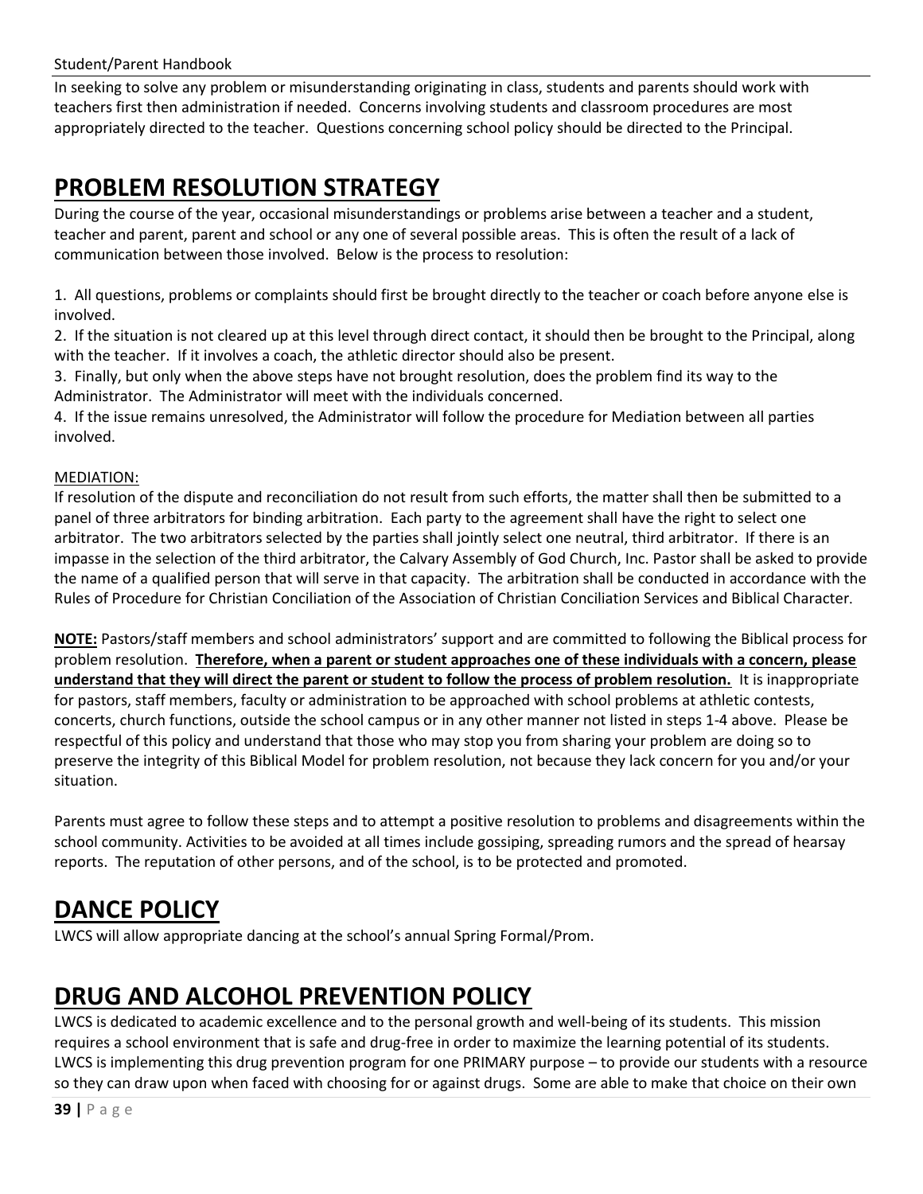In seeking to solve any problem or misunderstanding originating in class, students and parents should work with teachers first then administration if needed. Concerns involving students and classroom procedures are most appropriately directed to the teacher. Questions concerning school policy should be directed to the Principal.

# PROBLEM RESOLUTION STRATEGY

During the course of the year, occasional misunderstandings or problems arise between a teacher and a student, teacher and parent, parent and school or any one of several possible areas. This is often the result of a lack of communication between those involved. Below is the process to resolution:

1. All questions, problems or complaints should first be brought directly to the teacher or coach before anyone else is involved.
2. If the situation is not cleared up at this level through direct contact, it should then be brought to the Principal, along with the teacher. If it involves a coach, the athletic director should also be present.
3. Finally, but only when the above steps have not brought resolution, does the problem find its way to the Administrator. The Administrator will meet with the individuals concerned.
4. If the issue remains unresolved, the Administrator will follow the procedure for Mediation between all parties involved.

MEDIATION:

If resolution of the dispute and reconciliation do not result from such efforts, the matter shall then be submitted to a panel of three arbitrators for binding arbitration. Each party to the agreement shall have the right to select one arbitrator. The two arbitrators selected by the parties shall jointly select one neutral, third arbitrator. If there is an impasse in the selection of the third arbitrator, the Calvary Assembly of God Church, Inc. Pastor shall be asked to provide the name of a qualified person that will serve in that capacity. The arbitration shall be conducted in accordance with the Rules of Procedure for Christian Conciliation of the Association of Christian Conciliation Services and Biblical Character.

**NOTE:** Pastors/staff members and school administrators' support and are committed to following the Biblical process for problem resolution. **Therefore, when a parent or student approaches one of these individuals with a concern, please understand that they will direct the parent or student to follow the process of problem resolution.** It is inappropriate for pastors, staff members, faculty or administration to be approached with school problems at athletic contests, concerts, church functions, outside the school campus or in any other manner not listed in steps 1-4 above. Please be respectful of this policy and understand that those who may stop you from sharing your problem are doing so to preserve the integrity of this Biblical Model for problem resolution, not because they lack concern for you and/or your situation.

Parents must agree to follow these steps and to attempt a positive resolution to problems and disagreements within the school community. Activities to be avoided at all times include gossiping, spreading rumors and the spread of hearsay reports. The reputation of other persons, and of the school, is to be protected and promoted.

# DANCE POLICY

LWCS will allow appropriate dancing at the school's annual Spring Formal/Prom.

# DRUG AND ALCOHOL PREVENTION POLICY

LWCS is dedicated to academic excellence and to the personal growth and well-being of its students. This mission requires a school environment that is safe and drug-free in order to maximize the learning potential of its students. LWCS is implementing this drug prevention program for one PRIMARY purpose – to provide our students with a resource so they can draw upon when faced with choosing for or against drugs. Some are able to make that choice on their own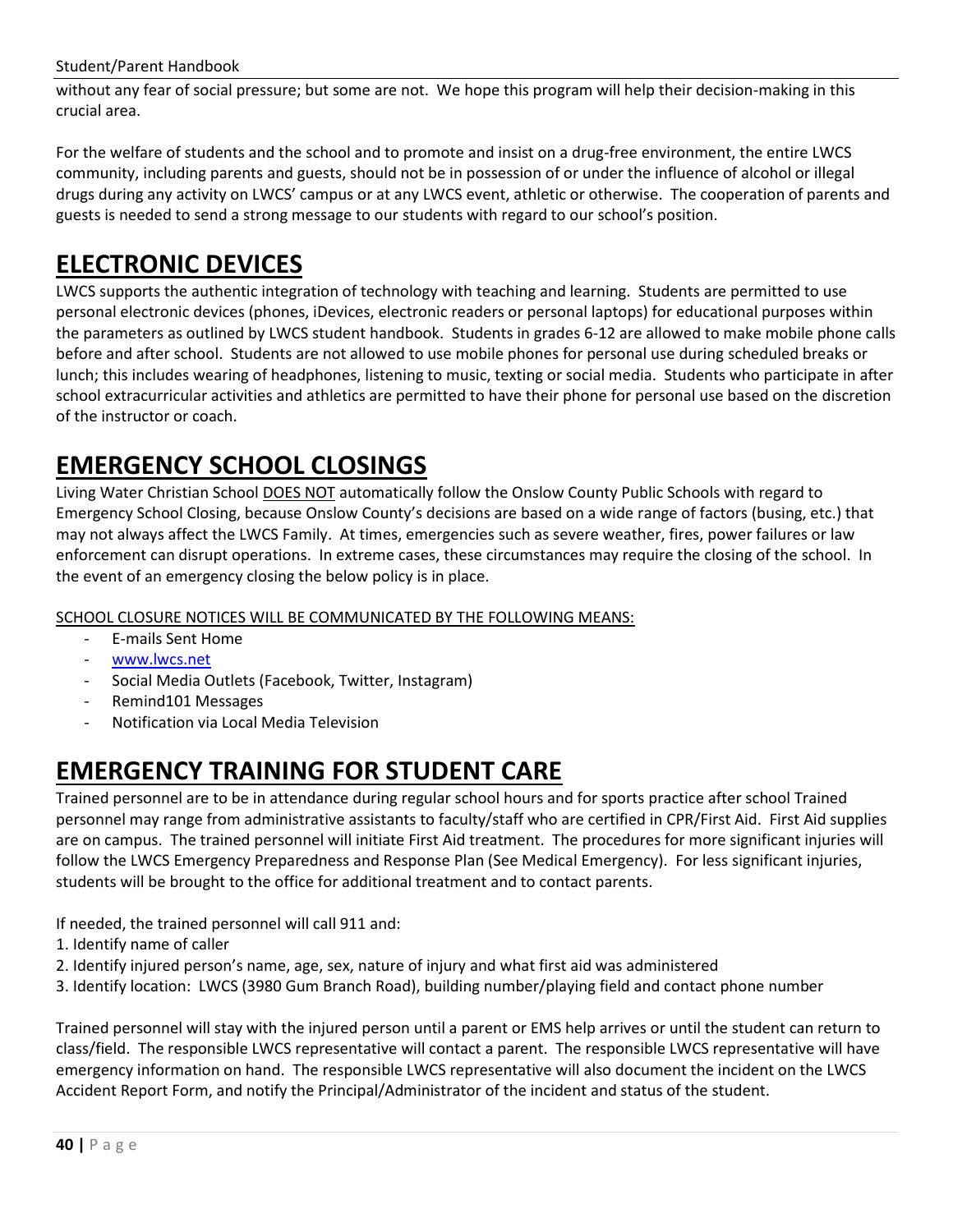without any fear of social pressure; but some are not. We hope this program will help their decision-making in this crucial area.

For the welfare of students and the school and to promote and insist on a drug-free environment, the entire LWCS community, including parents and guests, should not be in possession of or under the influence of alcohol or illegal drugs during any activity on LWCS' campus or at any LWCS event, athletic or otherwise. The cooperation of parents and guests is needed to send a strong message to our students with regard to our school's position.

# ELECTRONIC DEVICES

LWCS supports the authentic integration of technology with teaching and learning. Students are permitted to use personal electronic devices (phones, iDevices, electronic readers or personal laptops) for educational purposes within the parameters as outlined by LWCS student handbook. Students in grades 6-12 are allowed to make mobile phone calls before and after school. Students are not allowed to use mobile phones for personal use during scheduled breaks or lunch; this includes wearing of headphones, listening to music, texting or social media. Students who participate in after school extracurricular activities and athletics are permitted to have their phone for personal use based on the discretion of the instructor or coach.

# EMERGENCY SCHOOL CLOSINGS

Living Water Christian School DOES NOT automatically follow the Onslow County Public Schools with regard to Emergency School Closing, because Onslow County's decisions are based on a wide range of factors (busing, etc.) that may not always affect the LWCS Family. At times, emergencies such as severe weather, fires, power failures or law enforcement can disrupt operations. In extreme cases, these circumstances may require the closing of the school. In the event of an emergency closing the below policy is in place.

SCHOOL CLOSURE NOTICES WILL BE COMMUNICATED BY THE FOLLOWING MEANS:

- E-mails Sent Home
- www.lwcs.net
- Social Media Outlets (Facebook, Twitter, Instagram)
- Remind101 Messages
- Notification via Local Media Television

# EMERGENCY TRAINING FOR STUDENT CARE

Trained personnel are to be in attendance during regular school hours and for sports practice after school Trained personnel may range from administrative assistants to faculty/staff who are certified in CPR/First Aid. First Aid supplies are on campus. The trained personnel will initiate First Aid treatment. The procedures for more significant injuries will follow the LWCS Emergency Preparedness and Response Plan (See Medical Emergency). For less significant injuries, students will be brought to the office for additional treatment and to contact parents.

If needed, the trained personnel will call 911 and:

1. Identify name of caller
2. Identify injured person's name, age, sex, nature of injury and what first aid was administered
3. Identify location: LWCS (3980 Gum Branch Road), building number/playing field and contact phone number

Trained personnel will stay with the injured person until a parent or EMS help arrives or until the student can return to class/field. The responsible LWCS representative will contact a parent. The responsible LWCS representative will have emergency information on hand. The responsible LWCS representative will also document the incident on the LWCS Accident Report Form, and notify the Principal/Administrator of the incident and status of the student.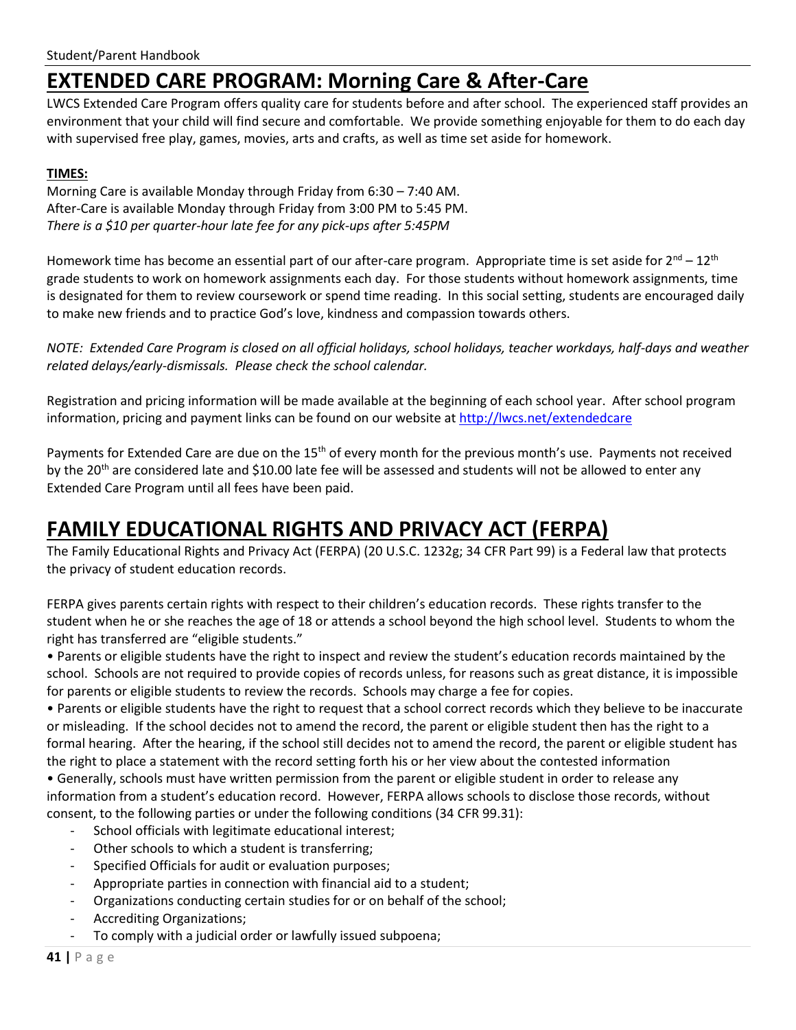# EXTENDED CARE PROGRAM: Morning Care & After-Care

LWCS Extended Care Program offers quality care for students before and after school. The experienced staff provides an environment that your child will find secure and comfortable. We provide something enjoyable for them to do each day with supervised free play, games, movies, arts and crafts, as well as time set aside for homework.

**TIMES:**

Morning Care is available Monday through Friday from 6:30 – 7:40 AM.
After-Care is available Monday through Friday from 3:00 PM to 5:45 PM.
*There is a $10 per quarter-hour late fee for any pick-ups after 5:45PM*

Homework time has become an essential part of our after-care program. Appropriate time is set aside for 2nd – 12th grade students to work on homework assignments each day. For those students without homework assignments, time is designated for them to review coursework or spend time reading. In this social setting, students are encouraged daily to make new friends and to practice God's love, kindness and compassion towards others.

*NOTE: Extended Care Program is closed on all official holidays, school holidays, teacher workdays, half-days and weather related delays/early-dismissals. Please check the school calendar.*

Registration and pricing information will be made available at the beginning of each school year. After school program information, pricing and payment links can be found on our website at http://lwcs.net/extendedcare

Payments for Extended Care are due on the 15th of every month for the previous month's use. Payments not received by the 20th are considered late and $10.00 late fee will be assessed and students will not be allowed to enter any Extended Care Program until all fees have been paid.

# FAMILY EDUCATIONAL RIGHTS AND PRIVACY ACT (FERPA)

The Family Educational Rights and Privacy Act (FERPA) (20 U.S.C. 1232g; 34 CFR Part 99) is a Federal law that protects the privacy of student education records.

FERPA gives parents certain rights with respect to their children's education records. These rights transfer to the student when he or she reaches the age of 18 or attends a school beyond the high school level. Students to whom the right has transferred are "eligible students."

• Parents or eligible students have the right to inspect and review the student's education records maintained by the school. Schools are not required to provide copies of records unless, for reasons such as great distance, it is impossible for parents or eligible students to review the records. Schools may charge a fee for copies.

• Parents or eligible students have the right to request that a school correct records which they believe to be inaccurate or misleading. If the school decides not to amend the record, the parent or eligible student then has the right to a formal hearing. After the hearing, if the school still decides not to amend the record, the parent or eligible student has the right to place a statement with the record setting forth his or her view about the contested information

• Generally, schools must have written permission from the parent or eligible student in order to release any information from a student's education record. However, FERPA allows schools to disclose those records, without consent, to the following parties or under the following conditions (34 CFR 99.31):

- School officials with legitimate educational interest;
- Other schools to which a student is transferring;
- Specified Officials for audit or evaluation purposes;
- Appropriate parties in connection with financial aid to a student;
- Organizations conducting certain studies for or on behalf of the school;
- Accrediting Organizations;
- To comply with a judicial order or lawfully issued subpoena;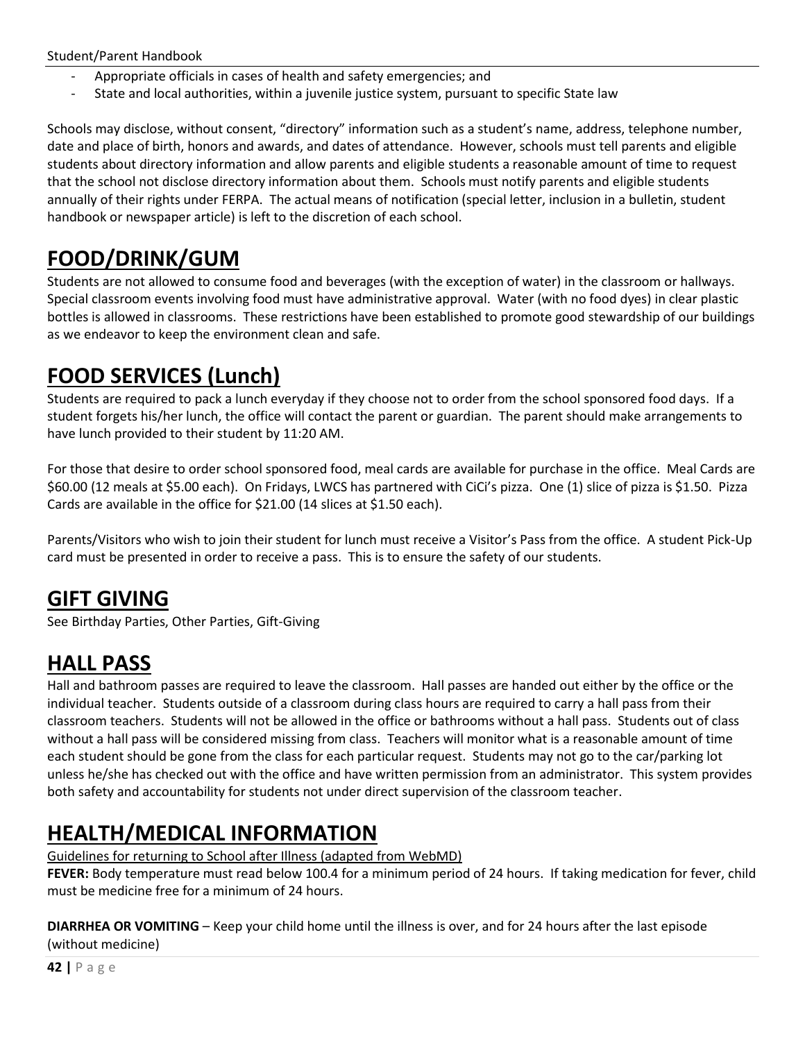- Appropriate officials in cases of health and safety emergencies; and
- State and local authorities, within a juvenile justice system, pursuant to specific State law

Schools may disclose, without consent, "directory" information such as a student's name, address, telephone number, date and place of birth, honors and awards, and dates of attendance. However, schools must tell parents and eligible students about directory information and allow parents and eligible students a reasonable amount of time to request that the school not disclose directory information about them. Schools must notify parents and eligible students annually of their rights under FERPA. The actual means of notification (special letter, inclusion in a bulletin, student handbook or newspaper article) is left to the discretion of each school.

# FOOD/DRINK/GUM

Students are not allowed to consume food and beverages (with the exception of water) in the classroom or hallways. Special classroom events involving food must have administrative approval. Water (with no food dyes) in clear plastic bottles is allowed in classrooms. These restrictions have been established to promote good stewardship of our buildings as we endeavor to keep the environment clean and safe.

# FOOD SERVICES (Lunch)

Students are required to pack a lunch everyday if they choose not to order from the school sponsored food days. If a student forgets his/her lunch, the office will contact the parent or guardian. The parent should make arrangements to have lunch provided to their student by 11:20 AM.

For those that desire to order school sponsored food, meal cards are available for purchase in the office. Meal Cards are $60.00 (12 meals at $5.00 each). On Fridays, LWCS has partnered with CiCi's pizza. One (1) slice of pizza is $1.50. Pizza Cards are available in the office for $21.00 (14 slices at $1.50 each).

Parents/Visitors who wish to join their student for lunch must receive a Visitor's Pass from the office. A student Pick-Up card must be presented in order to receive a pass. This is to ensure the safety of our students.

# GIFT GIVING

See Birthday Parties, Other Parties, Gift-Giving

# HALL PASS

Hall and bathroom passes are required to leave the classroom. Hall passes are handed out either by the office or the individual teacher. Students outside of a classroom during class hours are required to carry a hall pass from their classroom teachers. Students will not be allowed in the office or bathrooms without a hall pass. Students out of class without a hall pass will be considered missing from class. Teachers will monitor what is a reasonable amount of time each student should be gone from the class for each particular request. Students may not go to the car/parking lot unless he/she has checked out with the office and have written permission from an administrator. This system provides both safety and accountability for students not under direct supervision of the classroom teacher.

# HEALTH/MEDICAL INFORMATION

Guidelines for returning to School after Illness (adapted from WebMD)

**FEVER:** Body temperature must read below 100.4 for a minimum period of 24 hours. If taking medication for fever, child must be medicine free for a minimum of 24 hours.

**DIARRHEA OR VOMITING** – Keep your child home until the illness is over, and for 24 hours after the last episode (without medicine)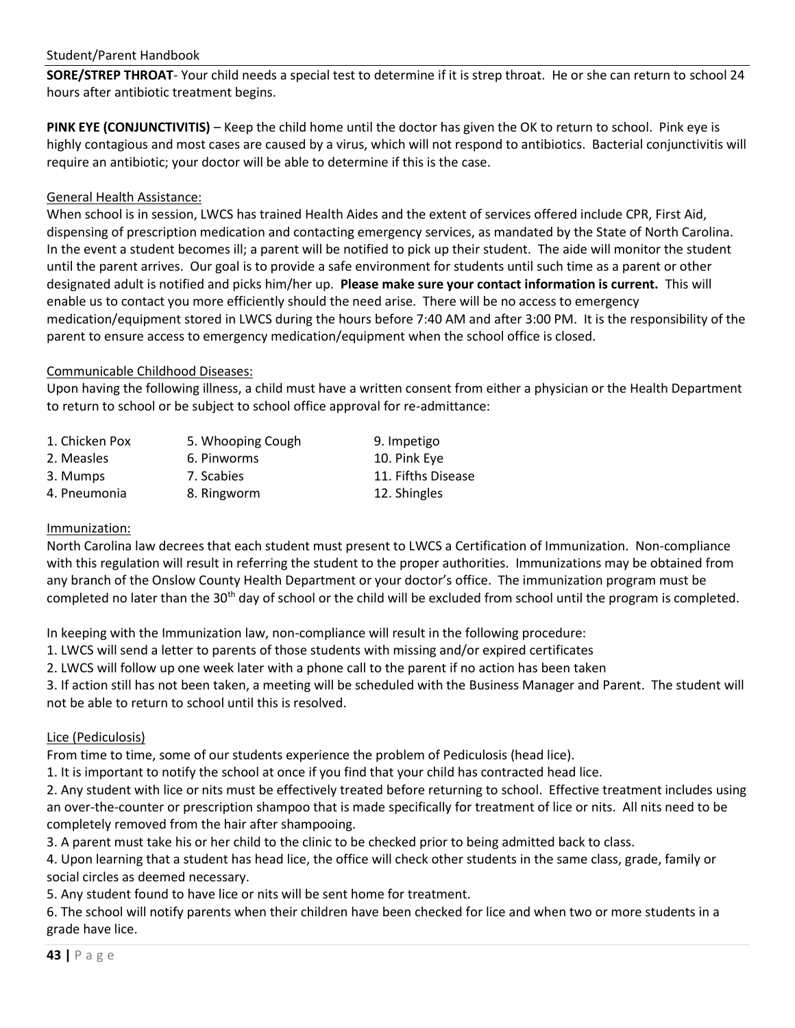**SORE/STREP THROAT**- Your child needs a special test to determine if it is strep throat. He or she can return to school 24 hours after antibiotic treatment begins.

**PINK EYE (CONJUNCTIVITIS)** – Keep the child home until the doctor has given the OK to return to school. Pink eye is highly contagious and most cases are caused by a virus, which will not respond to antibiotics. Bacterial conjunctivitis will require an antibiotic; your doctor will be able to determine if this is the case.

## General Health Assistance:

When school is in session, LWCS has trained Health Aides and the extent of services offered include CPR, First Aid, dispensing of prescription medication and contacting emergency services, as mandated by the State of North Carolina. In the event a student becomes ill; a parent will be notified to pick up their student. The aide will monitor the student until the parent arrives. Our goal is to provide a safe environment for students until such time as a parent or other designated adult is notified and picks him/her up. **Please make sure your contact information is current.** This will enable us to contact you more efficiently should the need arise. There will be no access to emergency medication/equipment stored in LWCS during the hours before 7:40 AM and after 3:00 PM. It is the responsibility of the parent to ensure access to emergency medication/equipment when the school office is closed.

## Communicable Childhood Diseases:

Upon having the following illness, a child must have a written consent from either a physician or the Health Department to return to school or be subject to school office approval for re-admittance:

1. Chicken Pox
2. Measles
3. Mumps
4. Pneumonia
5. Whooping Cough
6. Pinworms
7. Scabies
8. Ringworm
9. Impetigo
10. Pink Eye
11. Fifths Disease
12. Shingles

## Immunization:

North Carolina law decrees that each student must present to LWCS a Certification of Immunization. Non-compliance with this regulation will result in referring the student to the proper authorities. Immunizations may be obtained from any branch of the Onslow County Health Department or your doctor's office. The immunization program must be completed no later than the 30th day of school or the child will be excluded from school until the program is completed.

In keeping with the Immunization law, non-compliance will result in the following procedure:

1. LWCS will send a letter to parents of those students with missing and/or expired certificates
2. LWCS will follow up one week later with a phone call to the parent if no action has been taken
3. If action still has not been taken, a meeting will be scheduled with the Business Manager and Parent. The student will not be able to return to school until this is resolved.

## Lice (Pediculosis)

From time to time, some of our students experience the problem of Pediculosis (head lice).

1. It is important to notify the school at once if you find that your child has contracted head lice.
2. Any student with lice or nits must be effectively treated before returning to school. Effective treatment includes using an over-the-counter or prescription shampoo that is made specifically for treatment of lice or nits. All nits need to be completely removed from the hair after shampooing.
3. A parent must take his or her child to the clinic to be checked prior to being admitted back to class.
4. Upon learning that a student has head lice, the office will check other students in the same class, grade, family or social circles as deemed necessary.
5. Any student found to have lice or nits will be sent home for treatment.
6. The school will notify parents when their children have been checked for lice and when two or more students in a grade have lice.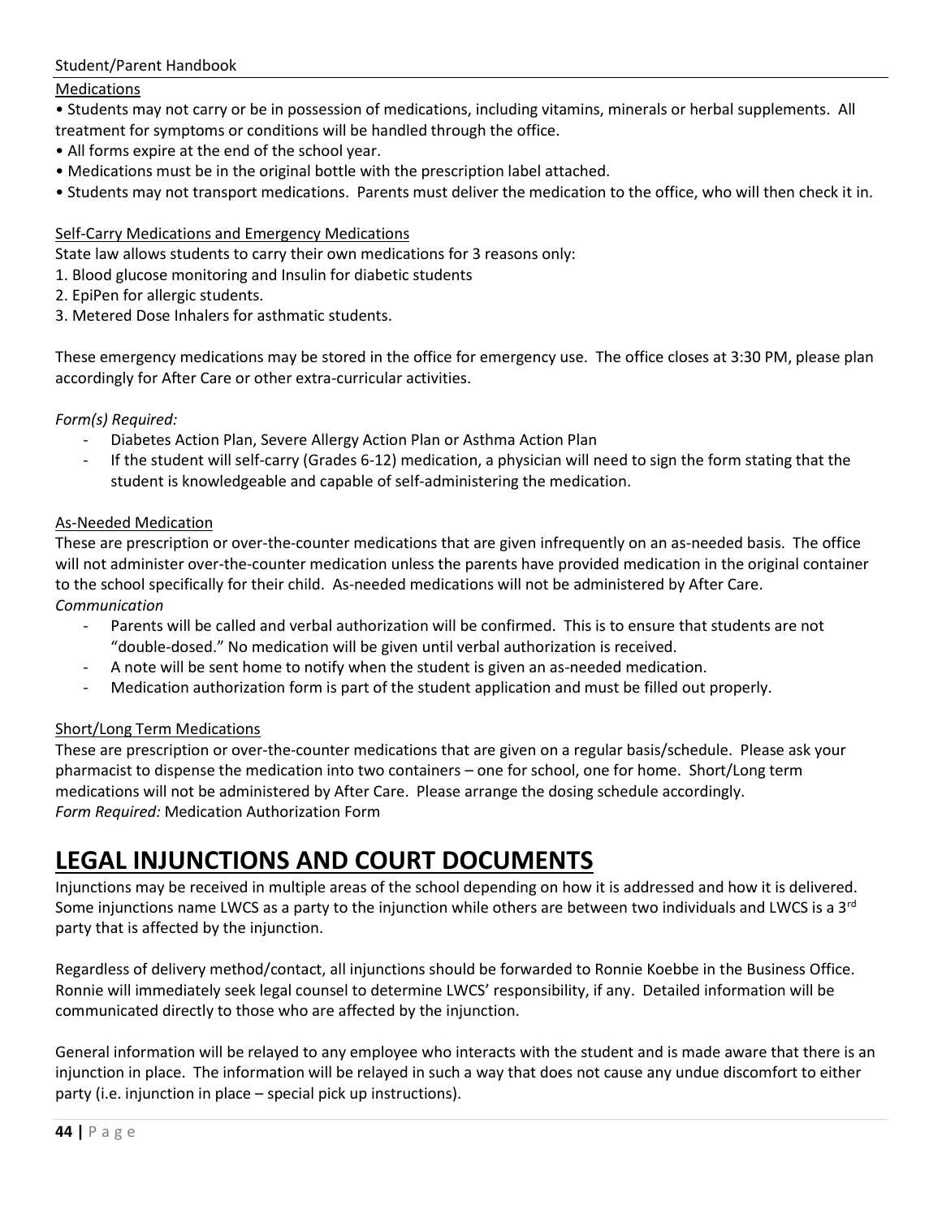Medications

• Students may not carry or be in possession of medications, including vitamins, minerals or herbal supplements. All treatment for symptoms or conditions will be handled through the office.
• All forms expire at the end of the school year.
• Medications must be in the original bottle with the prescription label attached.
• Students may not transport medications. Parents must deliver the medication to the office, who will then check it in.

Self-Carry Medications and Emergency Medications

State law allows students to carry their own medications for 3 reasons only:

1. Blood glucose monitoring and Insulin for diabetic students
2. EpiPen for allergic students.
3. Metered Dose Inhalers for asthmatic students.

These emergency medications may be stored in the office for emergency use. The office closes at 3:30 PM, please plan accordingly for After Care or other extra-curricular activities.

*Form(s) Required:*

- Diabetes Action Plan, Severe Allergy Action Plan or Asthma Action Plan
- If the student will self-carry (Grades 6-12) medication, a physician will need to sign the form stating that the student is knowledgeable and capable of self-administering the medication.

As-Needed Medication

These are prescription or over-the-counter medications that are given infrequently on an as-needed basis. The office will not administer over-the-counter medication unless the parents have provided medication in the original container to the school specifically for their child. As-needed medications will not be administered by After Care.

*Communication*

- Parents will be called and verbal authorization will be confirmed. This is to ensure that students are not "double-dosed." No medication will be given until verbal authorization is received.
- A note will be sent home to notify when the student is given an as-needed medication.
- Medication authorization form is part of the student application and must be filled out properly.

Short/Long Term Medications

These are prescription or over-the-counter medications that are given on a regular basis/schedule. Please ask your pharmacist to dispense the medication into two containers – one for school, one for home. Short/Long term medications will not be administered by After Care. Please arrange the dosing schedule accordingly.

*Form Required:* Medication Authorization Form

# LEGAL INJUNCTIONS AND COURT DOCUMENTS

Injunctions may be received in multiple areas of the school depending on how it is addressed and how it is delivered. Some injunctions name LWCS as a party to the injunction while others are between two individuals and LWCS is a 3rd party that is affected by the injunction.

Regardless of delivery method/contact, all injunctions should be forwarded to Ronnie Koebbe in the Business Office. Ronnie will immediately seek legal counsel to determine LWCS' responsibility, if any. Detailed information will be communicated directly to those who are affected by the injunction.

General information will be relayed to any employee who interacts with the student and is made aware that there is an injunction in place. The information will be relayed in such a way that does not cause any undue discomfort to either party (i.e. injunction in place – special pick up instructions).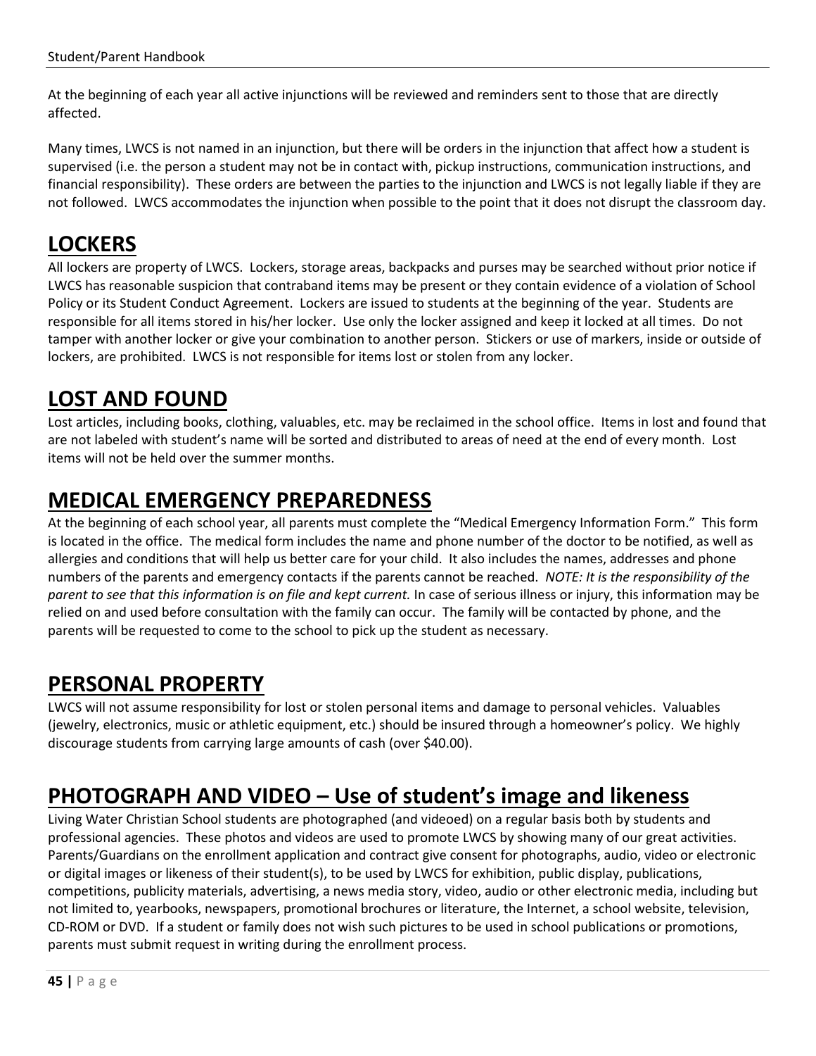At the beginning of each year all active injunctions will be reviewed and reminders sent to those that are directly affected.

Many times, LWCS is not named in an injunction, but there will be orders in the injunction that affect how a student is supervised (i.e. the person a student may not be in contact with, pickup instructions, communication instructions, and financial responsibility). These orders are between the parties to the injunction and LWCS is not legally liable if they are not followed. LWCS accommodates the injunction when possible to the point that it does not disrupt the classroom day.

# LOCKERS

All lockers are property of LWCS. Lockers, storage areas, backpacks and purses may be searched without prior notice if LWCS has reasonable suspicion that contraband items may be present or they contain evidence of a violation of School Policy or its Student Conduct Agreement. Lockers are issued to students at the beginning of the year. Students are responsible for all items stored in his/her locker. Use only the locker assigned and keep it locked at all times. Do not tamper with another locker or give your combination to another person. Stickers or use of markers, inside or outside of lockers, are prohibited. LWCS is not responsible for items lost or stolen from any locker.

# LOST AND FOUND

Lost articles, including books, clothing, valuables, etc. may be reclaimed in the school office. Items in lost and found that are not labeled with student's name will be sorted and distributed to areas of need at the end of every month. Lost items will not be held over the summer months.

# MEDICAL EMERGENCY PREPAREDNESS

At the beginning of each school year, all parents must complete the "Medical Emergency Information Form." This form is located in the office. The medical form includes the name and phone number of the doctor to be notified, as well as allergies and conditions that will help us better care for your child. It also includes the names, addresses and phone numbers of the parents and emergency contacts if the parents cannot be reached. *NOTE: It is the responsibility of the parent to see that this information is on file and kept current.* In case of serious illness or injury, this information may be relied on and used before consultation with the family can occur. The family will be contacted by phone, and the parents will be requested to come to the school to pick up the student as necessary.

# PERSONAL PROPERTY

LWCS will not assume responsibility for lost or stolen personal items and damage to personal vehicles. Valuables (jewelry, electronics, music or athletic equipment, etc.) should be insured through a homeowner's policy. We highly discourage students from carrying large amounts of cash (over $40.00).

# PHOTOGRAPH AND VIDEO – Use of student's image and likeness

Living Water Christian School students are photographed (and videoed) on a regular basis both by students and professional agencies. These photos and videos are used to promote LWCS by showing many of our great activities. Parents/Guardians on the enrollment application and contract give consent for photographs, audio, video or electronic or digital images or likeness of their student(s), to be used by LWCS for exhibition, public display, publications, competitions, publicity materials, advertising, a news media story, video, audio or other electronic media, including but not limited to, yearbooks, newspapers, promotional brochures or literature, the Internet, a school website, television, CD-ROM or DVD. If a student or family does not wish such pictures to be used in school publications or promotions, parents must submit request in writing during the enrollment process.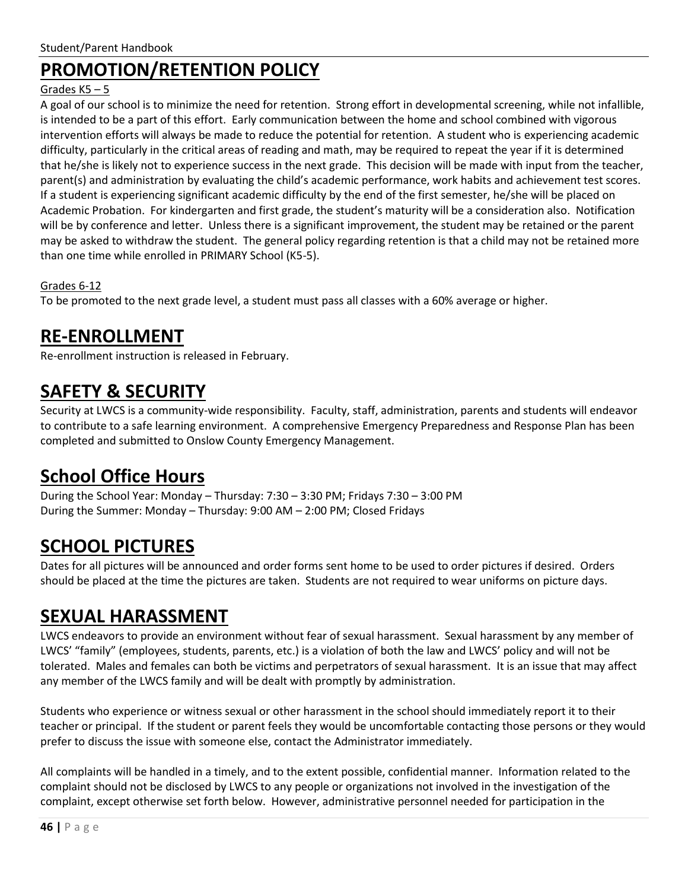# PROMOTION/RETENTION POLICY

Grades K5 – 5

A goal of our school is to minimize the need for retention. Strong effort in developmental screening, while not infallible, is intended to be a part of this effort. Early communication between the home and school combined with vigorous intervention efforts will always be made to reduce the potential for retention. A student who is experiencing academic difficulty, particularly in the critical areas of reading and math, may be required to repeat the year if it is determined that he/she is likely not to experience success in the next grade. This decision will be made with input from the teacher, parent(s) and administration by evaluating the child's academic performance, work habits and achievement test scores. If a student is experiencing significant academic difficulty by the end of the first semester, he/she will be placed on Academic Probation. For kindergarten and first grade, the student's maturity will be a consideration also. Notification will be by conference and letter. Unless there is a significant improvement, the student may be retained or the parent may be asked to withdraw the student. The general policy regarding retention is that a child may not be retained more than one time while enrolled in PRIMARY School (K5-5).

Grades 6-12

To be promoted to the next grade level, a student must pass all classes with a 60% average or higher.

# RE-ENROLLMENT

Re-enrollment instruction is released in February.

# SAFETY & SECURITY

Security at LWCS is a community-wide responsibility. Faculty, staff, administration, parents and students will endeavor to contribute to a safe learning environment. A comprehensive Emergency Preparedness and Response Plan has been completed and submitted to Onslow County Emergency Management.

# School Office Hours

During the School Year: Monday – Thursday: 7:30 – 3:30 PM; Fridays 7:30 – 3:00 PM
During the Summer: Monday – Thursday: 9:00 AM – 2:00 PM; Closed Fridays

# SCHOOL PICTURES

Dates for all pictures will be announced and order forms sent home to be used to order pictures if desired. Orders should be placed at the time the pictures are taken. Students are not required to wear uniforms on picture days.

# SEXUAL HARASSMENT

LWCS endeavors to provide an environment without fear of sexual harassment. Sexual harassment by any member of LWCS' "family" (employees, students, parents, etc.) is a violation of both the law and LWCS' policy and will not be tolerated. Males and females can both be victims and perpetrators of sexual harassment. It is an issue that may affect any member of the LWCS family and will be dealt with promptly by administration.

Students who experience or witness sexual or other harassment in the school should immediately report it to their teacher or principal. If the student or parent feels they would be uncomfortable contacting those persons or they would prefer to discuss the issue with someone else, contact the Administrator immediately.

All complaints will be handled in a timely, and to the extent possible, confidential manner. Information related to the complaint should not be disclosed by LWCS to any people or organizations not involved in the investigation of the complaint, except otherwise set forth below. However, administrative personnel needed for participation in the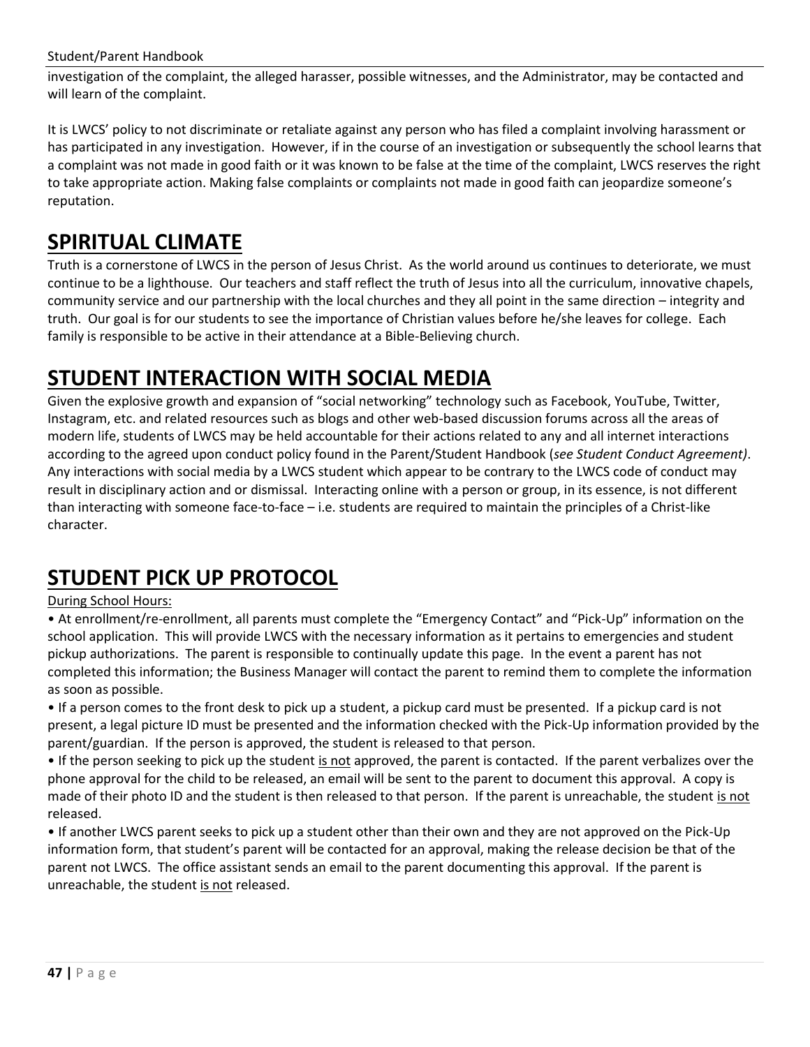investigation of the complaint, the alleged harasser, possible witnesses, and the Administrator, may be contacted and will learn of the complaint.

It is LWCS' policy to not discriminate or retaliate against any person who has filed a complaint involving harassment or has participated in any investigation. However, if in the course of an investigation or subsequently the school learns that a complaint was not made in good faith or it was known to be false at the time of the complaint, LWCS reserves the right to take appropriate action. Making false complaints or complaints not made in good faith can jeopardize someone's reputation.

# SPIRITUAL CLIMATE

Truth is a cornerstone of LWCS in the person of Jesus Christ. As the world around us continues to deteriorate, we must continue to be a lighthouse. Our teachers and staff reflect the truth of Jesus into all the curriculum, innovative chapels, community service and our partnership with the local churches and they all point in the same direction – integrity and truth. Our goal is for our students to see the importance of Christian values before he/she leaves for college. Each family is responsible to be active in their attendance at a Bible-Believing church.

# STUDENT INTERACTION WITH SOCIAL MEDIA

Given the explosive growth and expansion of "social networking" technology such as Facebook, YouTube, Twitter, Instagram, etc. and related resources such as blogs and other web-based discussion forums across all the areas of modern life, students of LWCS may be held accountable for their actions related to any and all internet interactions according to the agreed upon conduct policy found in the Parent/Student Handbook (*see Student Conduct Agreement)*. Any interactions with social media by a LWCS student which appear to be contrary to the LWCS code of conduct may result in disciplinary action and or dismissal. Interacting online with a person or group, in its essence, is not different than interacting with someone face-to-face – i.e. students are required to maintain the principles of a Christ-like character.

# STUDENT PICK UP PROTOCOL

<u>During School Hours:</u>

• At enrollment/re-enrollment, all parents must complete the "Emergency Contact" and "Pick-Up" information on the school application. This will provide LWCS with the necessary information as it pertains to emergencies and student pickup authorizations. The parent is responsible to continually update this page. In the event a parent has not completed this information; the Business Manager will contact the parent to remind them to complete the information as soon as possible.

• If a person comes to the front desk to pick up a student, a pickup card must be presented. If a pickup card is not present, a legal picture ID must be presented and the information checked with the Pick-Up information provided by the parent/guardian. If the person is approved, the student is released to that person.

• If the person seeking to pick up the student <u>is not</u> approved, the parent is contacted. If the parent verbalizes over the phone approval for the child to be released, an email will be sent to the parent to document this approval. A copy is made of their photo ID and the student is then released to that person. If the parent is unreachable, the student <u>is not</u> released.

• If another LWCS parent seeks to pick up a student other than their own and they are not approved on the Pick-Up information form, that student's parent will be contacted for an approval, making the release decision be that of the parent not LWCS. The office assistant sends an email to the parent documenting this approval. If the parent is unreachable, the student <u>is not</u> released.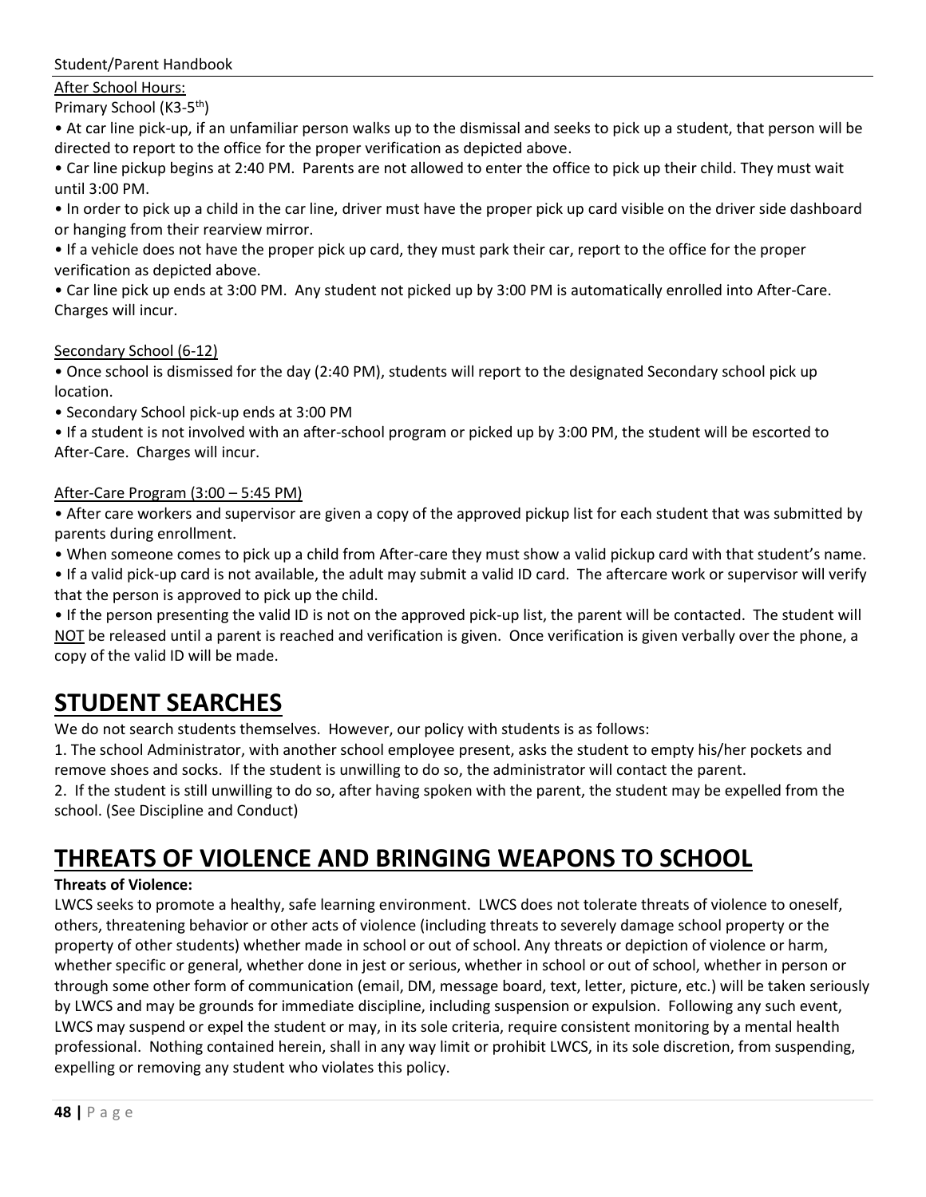After School Hours:

Primary School (K3-5th)

- At car line pick-up, if an unfamiliar person walks up to the dismissal and seeks to pick up a student, that person will be directed to report to the office for the proper verification as depicted above.
- Car line pickup begins at 2:40 PM. Parents are not allowed to enter the office to pick up their child. They must wait until 3:00 PM.
- In order to pick up a child in the car line, driver must have the proper pick up card visible on the driver side dashboard or hanging from their rearview mirror.
- If a vehicle does not have the proper pick up card, they must park their car, report to the office for the proper verification as depicted above.
- Car line pick up ends at 3:00 PM. Any student not picked up by 3:00 PM is automatically enrolled into After-Care. Charges will incur.

Secondary School (6-12)

- Once school is dismissed for the day (2:40 PM), students will report to the designated Secondary school pick up location.
- Secondary School pick-up ends at 3:00 PM
- If a student is not involved with an after-school program or picked up by 3:00 PM, the student will be escorted to After-Care. Charges will incur.

After-Care Program (3:00 – 5:45 PM)

- After care workers and supervisor are given a copy of the approved pickup list for each student that was submitted by parents during enrollment.
- When someone comes to pick up a child from After-care they must show a valid pickup card with that student's name.
- If a valid pick-up card is not available, the adult may submit a valid ID card. The aftercare work or supervisor will verify that the person is approved to pick up the child.
- If the person presenting the valid ID is not on the approved pick-up list, the parent will be contacted. The student will NOT be released until a parent is reached and verification is given. Once verification is given verbally over the phone, a copy of the valid ID will be made.

# STUDENT SEARCHES

We do not search students themselves. However, our policy with students is as follows:

1. The school Administrator, with another school employee present, asks the student to empty his/her pockets and remove shoes and socks. If the student is unwilling to do so, the administrator will contact the parent.
2. If the student is still unwilling to do so, after having spoken with the parent, the student may be expelled from the school. (See Discipline and Conduct)

# THREATS OF VIOLENCE AND BRINGING WEAPONS TO SCHOOL

**Threats of Violence:**

LWCS seeks to promote a healthy, safe learning environment. LWCS does not tolerate threats of violence to oneself, others, threatening behavior or other acts of violence (including threats to severely damage school property or the property of other students) whether made in school or out of school. Any threats or depiction of violence or harm, whether specific or general, whether done in jest or serious, whether in school or out of school, whether in person or through some other form of communication (email, DM, message board, text, letter, picture, etc.) will be taken seriously by LWCS and may be grounds for immediate discipline, including suspension or expulsion. Following any such event, LWCS may suspend or expel the student or may, in its sole criteria, require consistent monitoring by a mental health professional. Nothing contained herein, shall in any way limit or prohibit LWCS, in its sole discretion, from suspending, expelling or removing any student who violates this policy.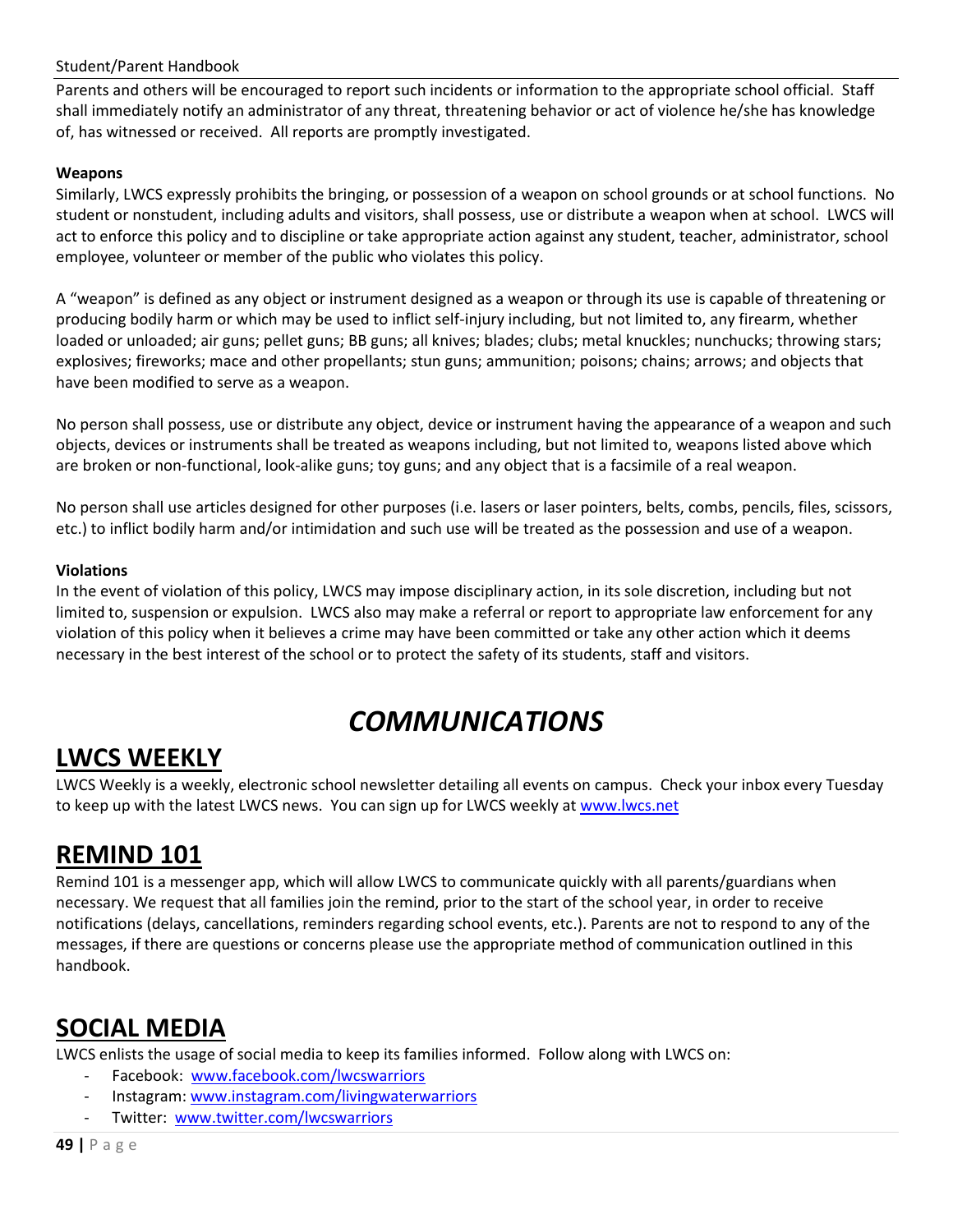Parents and others will be encouraged to report such incidents or information to the appropriate school official. Staff shall immediately notify an administrator of any threat, threatening behavior or act of violence he/she has knowledge of, has witnessed or received. All reports are promptly investigated.

**Weapons**

Similarly, LWCS expressly prohibits the bringing, or possession of a weapon on school grounds or at school functions. No student or nonstudent, including adults and visitors, shall possess, use or distribute a weapon when at school. LWCS will act to enforce this policy and to discipline or take appropriate action against any student, teacher, administrator, school employee, volunteer or member of the public who violates this policy.

A "weapon" is defined as any object or instrument designed as a weapon or through its use is capable of threatening or producing bodily harm or which may be used to inflict self-injury including, but not limited to, any firearm, whether loaded or unloaded; air guns; pellet guns; BB guns; all knives; blades; clubs; metal knuckles; nunchucks; throwing stars; explosives; fireworks; mace and other propellants; stun guns; ammunition; poisons; chains; arrows; and objects that have been modified to serve as a weapon.

No person shall possess, use or distribute any object, device or instrument having the appearance of a weapon and such objects, devices or instruments shall be treated as weapons including, but not limited to, weapons listed above which are broken or non-functional, look-alike guns; toy guns; and any object that is a facsimile of a real weapon.

No person shall use articles designed for other purposes (i.e. lasers or laser pointers, belts, combs, pencils, files, scissors, etc.) to inflict bodily harm and/or intimidation and such use will be treated as the possession and use of a weapon.

**Violations**

In the event of violation of this policy, LWCS may impose disciplinary action, in its sole discretion, including but not limited to, suspension or expulsion. LWCS also may make a referral or report to appropriate law enforcement for any violation of this policy when it believes a crime may have been committed or take any other action which it deems necessary in the best interest of the school or to protect the safety of its students, staff and visitors.

# *COMMUNICATIONS*

## LWCS WEEKLY

LWCS Weekly is a weekly, electronic school newsletter detailing all events on campus. Check your inbox every Tuesday to keep up with the latest LWCS news. You can sign up for LWCS weekly at www.lwcs.net

## REMIND 101

Remind 101 is a messenger app, which will allow LWCS to communicate quickly with all parents/guardians when necessary. We request that all families join the remind, prior to the start of the school year, in order to receive notifications (delays, cancellations, reminders regarding school events, etc.). Parents are not to respond to any of the messages, if there are questions or concerns please use the appropriate method of communication outlined in this handbook.

## SOCIAL MEDIA

LWCS enlists the usage of social media to keep its families informed. Follow along with LWCS on:

- Facebook: www.facebook.com/lwcswarriors
- Instagram: www.instagram.com/livingwaterwarriors
- Twitter: www.twitter.com/lwcswarriors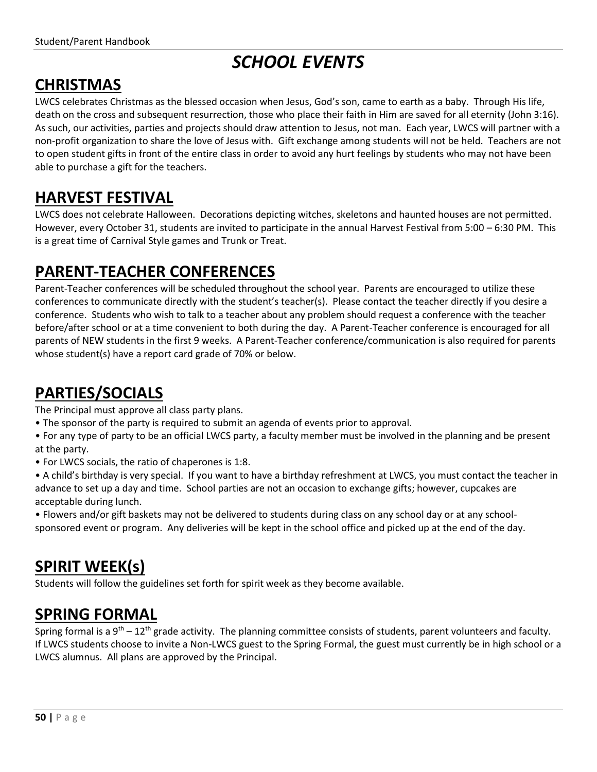# *SCHOOL EVENTS*

## CHRISTMAS

LWCS celebrates Christmas as the blessed occasion when Jesus, God's son, came to earth as a baby. Through His life, death on the cross and subsequent resurrection, those who place their faith in Him are saved for all eternity (John 3:16). As such, our activities, parties and projects should draw attention to Jesus, not man. Each year, LWCS will partner with a non-profit organization to share the love of Jesus with. Gift exchange among students will not be held. Teachers are not to open student gifts in front of the entire class in order to avoid any hurt feelings by students who may not have been able to purchase a gift for the teachers.

## HARVEST FESTIVAL

LWCS does not celebrate Halloween. Decorations depicting witches, skeletons and haunted houses are not permitted. However, every October 31, students are invited to participate in the annual Harvest Festival from 5:00 – 6:30 PM. This is a great time of Carnival Style games and Trunk or Treat.

## PARENT-TEACHER CONFERENCES

Parent-Teacher conferences will be scheduled throughout the school year. Parents are encouraged to utilize these conferences to communicate directly with the student's teacher(s). Please contact the teacher directly if you desire a conference. Students who wish to talk to a teacher about any problem should request a conference with the teacher before/after school or at a time convenient to both during the day. A Parent-Teacher conference is encouraged for all parents of NEW students in the first 9 weeks. A Parent-Teacher conference/communication is also required for parents whose student(s) have a report card grade of 70% or below.

## PARTIES/SOCIALS

The Principal must approve all class party plans.

- The sponsor of the party is required to submit an agenda of events prior to approval.
- For any type of party to be an official LWCS party, a faculty member must be involved in the planning and be present at the party.
- For LWCS socials, the ratio of chaperones is 1:8.
- A child's birthday is very special. If you want to have a birthday refreshment at LWCS, you must contact the teacher in advance to set up a day and time. School parties are not an occasion to exchange gifts; however, cupcakes are acceptable during lunch.
- Flowers and/or gift baskets may not be delivered to students during class on any school day or at any school-sponsored event or program. Any deliveries will be kept in the school office and picked up at the end of the day.

## SPIRIT WEEK(s)

Students will follow the guidelines set forth for spirit week as they become available.

## SPRING FORMAL

Spring formal is a 9th – 12th grade activity. The planning committee consists of students, parent volunteers and faculty. If LWCS students choose to invite a Non-LWCS guest to the Spring Formal, the guest must currently be in high school or a LWCS alumnus. All plans are approved by the Principal.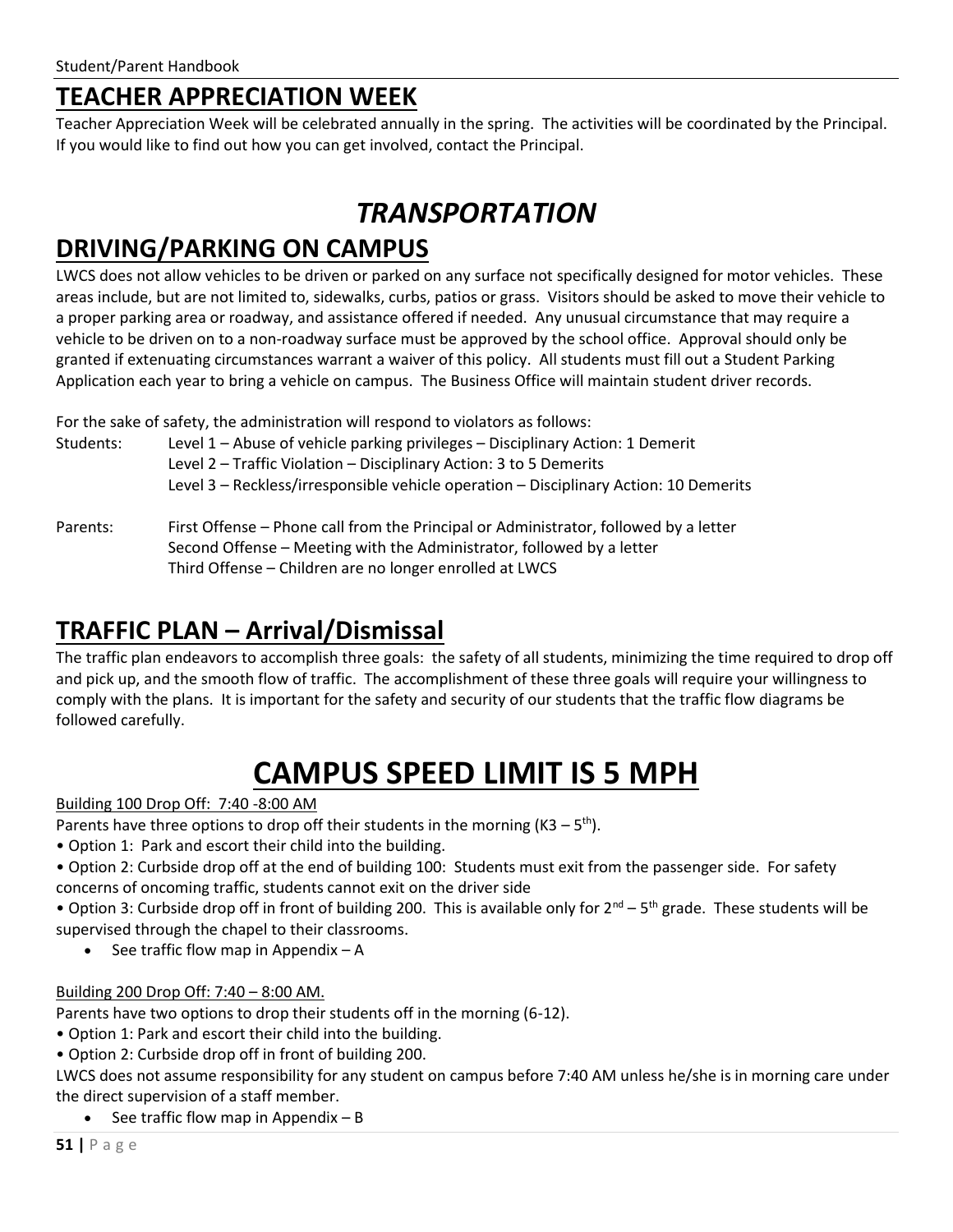## TEACHER APPRECIATION WEEK

Teacher Appreciation Week will be celebrated annually in the spring. The activities will be coordinated by the Principal. If you would like to find out how you can get involved, contact the Principal.

# *TRANSPORTATION*

## DRIVING/PARKING ON CAMPUS

LWCS does not allow vehicles to be driven or parked on any surface not specifically designed for motor vehicles. These areas include, but are not limited to, sidewalks, curbs, patios or grass. Visitors should be asked to move their vehicle to a proper parking area or roadway, and assistance offered if needed. Any unusual circumstance that may require a vehicle to be driven on to a non-roadway surface must be approved by the school office. Approval should only be granted if extenuating circumstances warrant a waiver of this policy. All students must fill out a Student Parking Application each year to bring a vehicle on campus. The Business Office will maintain student driver records.

For the sake of safety, the administration will respond to violators as follows:

Students:
- Level 1 – Abuse of vehicle parking privileges – Disciplinary Action: 1 Demerit
- Level 2 – Traffic Violation – Disciplinary Action: 3 to 5 Demerits
- Level 3 – Reckless/irresponsible vehicle operation – Disciplinary Action: 10 Demerits

Parents:
- First Offense – Phone call from the Principal or Administrator, followed by a letter
- Second Offense – Meeting with the Administrator, followed by a letter
- Third Offense – Children are no longer enrolled at LWCS

## TRAFFIC PLAN – Arrival/Dismissal

The traffic plan endeavors to accomplish three goals: the safety of all students, minimizing the time required to drop off and pick up, and the smooth flow of traffic. The accomplishment of these three goals will require your willingness to comply with the plans. It is important for the safety and security of our students that the traffic flow diagrams be followed carefully.

# CAMPUS SPEED LIMIT IS 5 MPH

Building 100 Drop Off: 7:40 -8:00 AM

Parents have three options to drop off their students in the morning (K3 – 5th).

- Option 1: Park and escort their child into the building.
- Option 2: Curbside drop off at the end of building 100: Students must exit from the passenger side. For safety concerns of oncoming traffic, students cannot exit on the driver side
- Option 3: Curbside drop off in front of building 200. This is available only for 2nd – 5th grade. These students will be supervised through the chapel to their classrooms.
  - See traffic flow map in Appendix – A

Building 200 Drop Off: 7:40 – 8:00 AM.

Parents have two options to drop their students off in the morning (6-12).

- Option 1: Park and escort their child into the building.
- Option 2: Curbside drop off in front of building 200.

LWCS does not assume responsibility for any student on campus before 7:40 AM unless he/she is in morning care under the direct supervision of a staff member.

- See traffic flow map in Appendix – B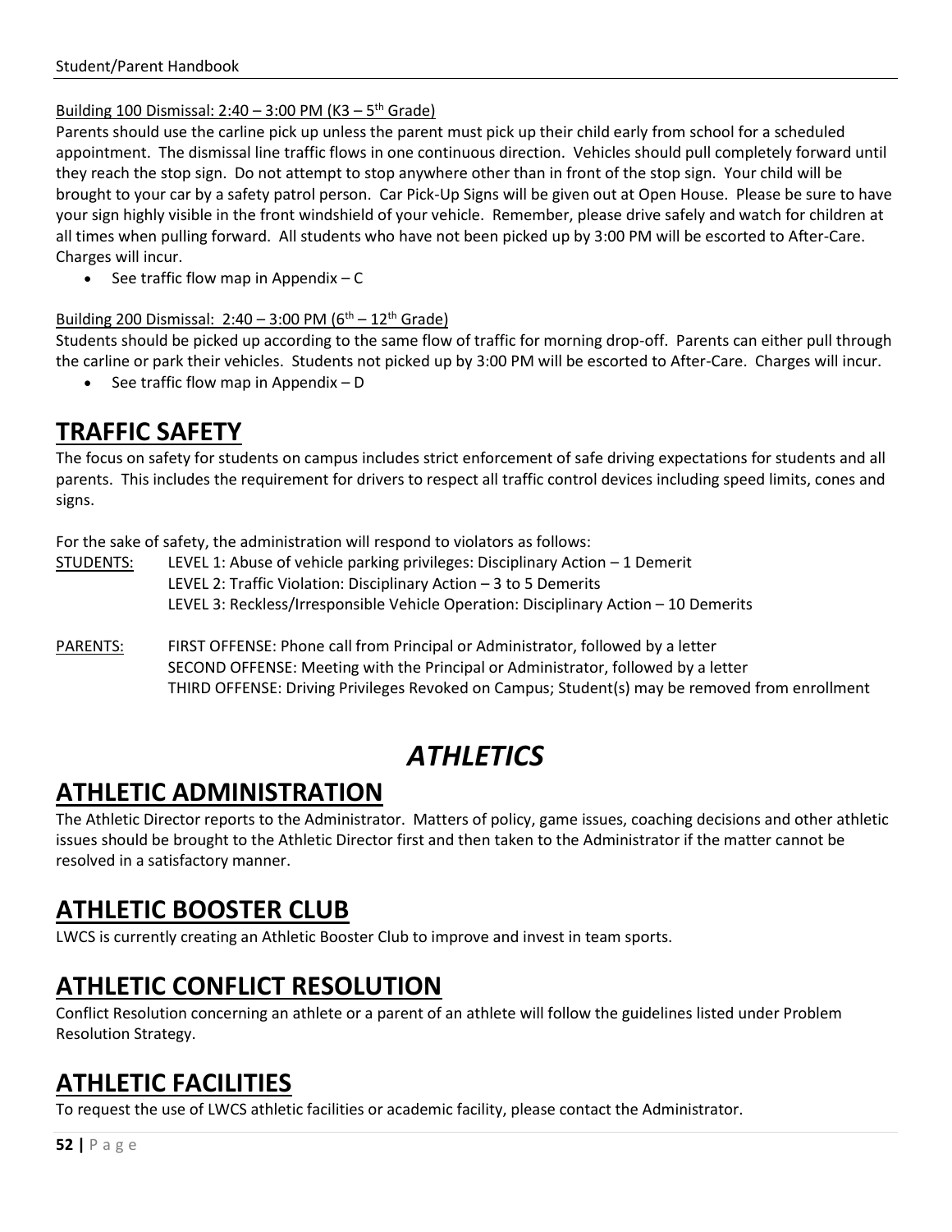Building 100 Dismissal: 2:40 – 3:00 PM (K3 – 5th Grade)

Parents should use the carline pick up unless the parent must pick up their child early from school for a scheduled appointment. The dismissal line traffic flows in one continuous direction. Vehicles should pull completely forward until they reach the stop sign. Do not attempt to stop anywhere other than in front of the stop sign. Your child will be brought to your car by a safety patrol person. Car Pick-Up Signs will be given out at Open House. Please be sure to have your sign highly visible in the front windshield of your vehicle. Remember, please drive safely and watch for children at all times when pulling forward. All students who have not been picked up by 3:00 PM will be escorted to After-Care. Charges will incur.

- See traffic flow map in Appendix – C

Building 200 Dismissal: 2:40 – 3:00 PM (6th – 12th Grade)

Students should be picked up according to the same flow of traffic for morning drop-off. Parents can either pull through the carline or park their vehicles. Students not picked up by 3:00 PM will be escorted to After-Care. Charges will incur.

- See traffic flow map in Appendix – D

## TRAFFIC SAFETY

The focus on safety for students on campus includes strict enforcement of safe driving expectations for students and all parents. This includes the requirement for drivers to respect all traffic control devices including speed limits, cones and signs.

For the sake of safety, the administration will respond to violators as follows:

STUDENTS:
- LEVEL 1: Abuse of vehicle parking privileges: Disciplinary Action – 1 Demerit
- LEVEL 2: Traffic Violation: Disciplinary Action – 3 to 5 Demerits
- LEVEL 3: Reckless/Irresponsible Vehicle Operation: Disciplinary Action – 10 Demerits

PARENTS:
- FIRST OFFENSE: Phone call from Principal or Administrator, followed by a letter
- SECOND OFFENSE: Meeting with the Principal or Administrator, followed by a letter
- THIRD OFFENSE: Driving Privileges Revoked on Campus; Student(s) may be removed from enrollment

# *ATHLETICS*

## ATHLETIC ADMINISTRATION

The Athletic Director reports to the Administrator. Matters of policy, game issues, coaching decisions and other athletic issues should be brought to the Athletic Director first and then taken to the Administrator if the matter cannot be resolved in a satisfactory manner.

## ATHLETIC BOOSTER CLUB

LWCS is currently creating an Athletic Booster Club to improve and invest in team sports.

## ATHLETIC CONFLICT RESOLUTION

Conflict Resolution concerning an athlete or a parent of an athlete will follow the guidelines listed under Problem Resolution Strategy.

## ATHLETIC FACILITIES

To request the use of LWCS athletic facilities or academic facility, please contact the Administrator.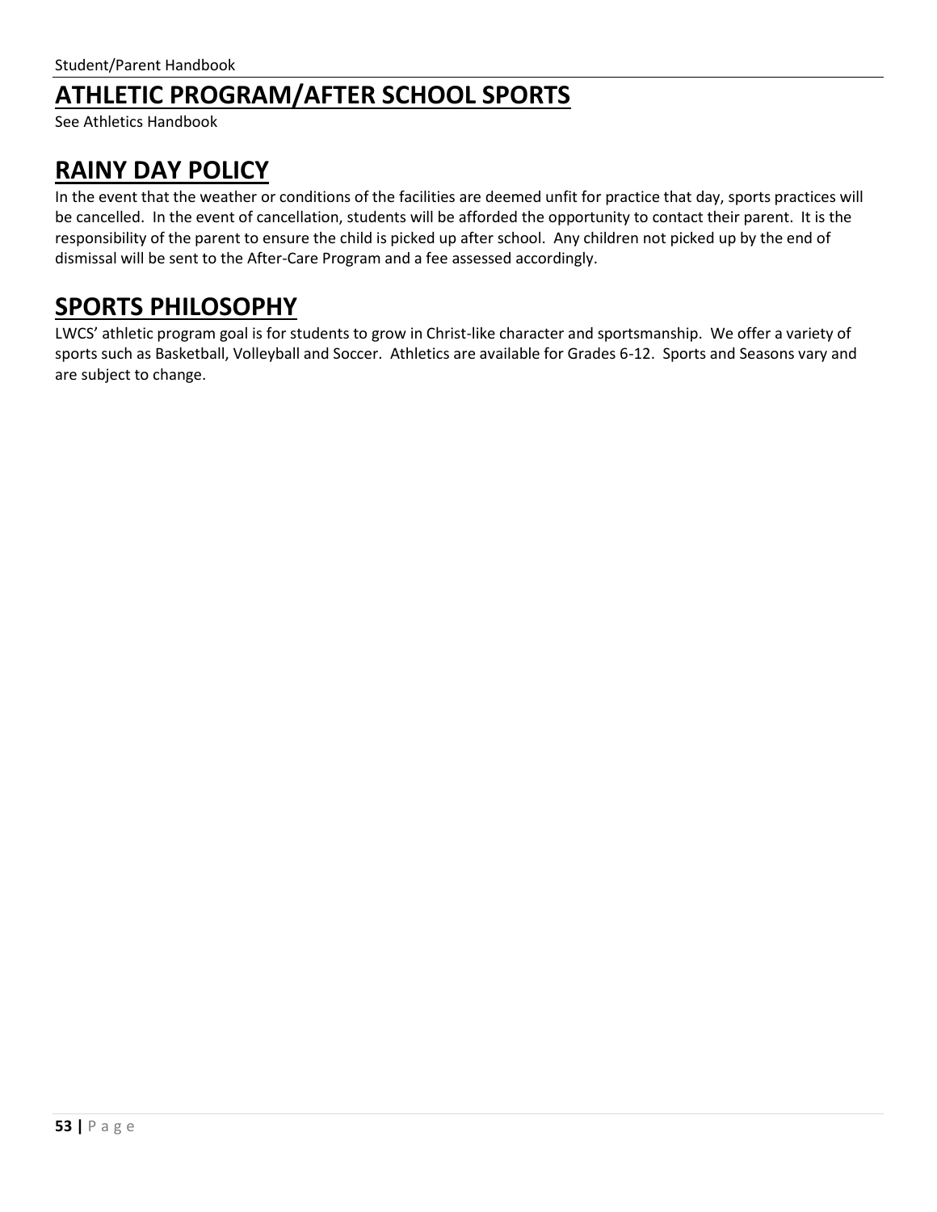## ATHLETIC PROGRAM/AFTER SCHOOL SPORTS

See Athletics Handbook

## RAINY DAY POLICY

In the event that the weather or conditions of the facilities are deemed unfit for practice that day, sports practices will be cancelled. In the event of cancellation, students will be afforded the opportunity to contact their parent. It is the responsibility of the parent to ensure the child is picked up after school. Any children not picked up by the end of dismissal will be sent to the After-Care Program and a fee assessed accordingly.

## SPORTS PHILOSOPHY

LWCS' athletic program goal is for students to grow in Christ-like character and sportsmanship. We offer a variety of sports such as Basketball, Volleyball and Soccer. Athletics are available for Grades 6-12. Sports and Seasons vary and are subject to change.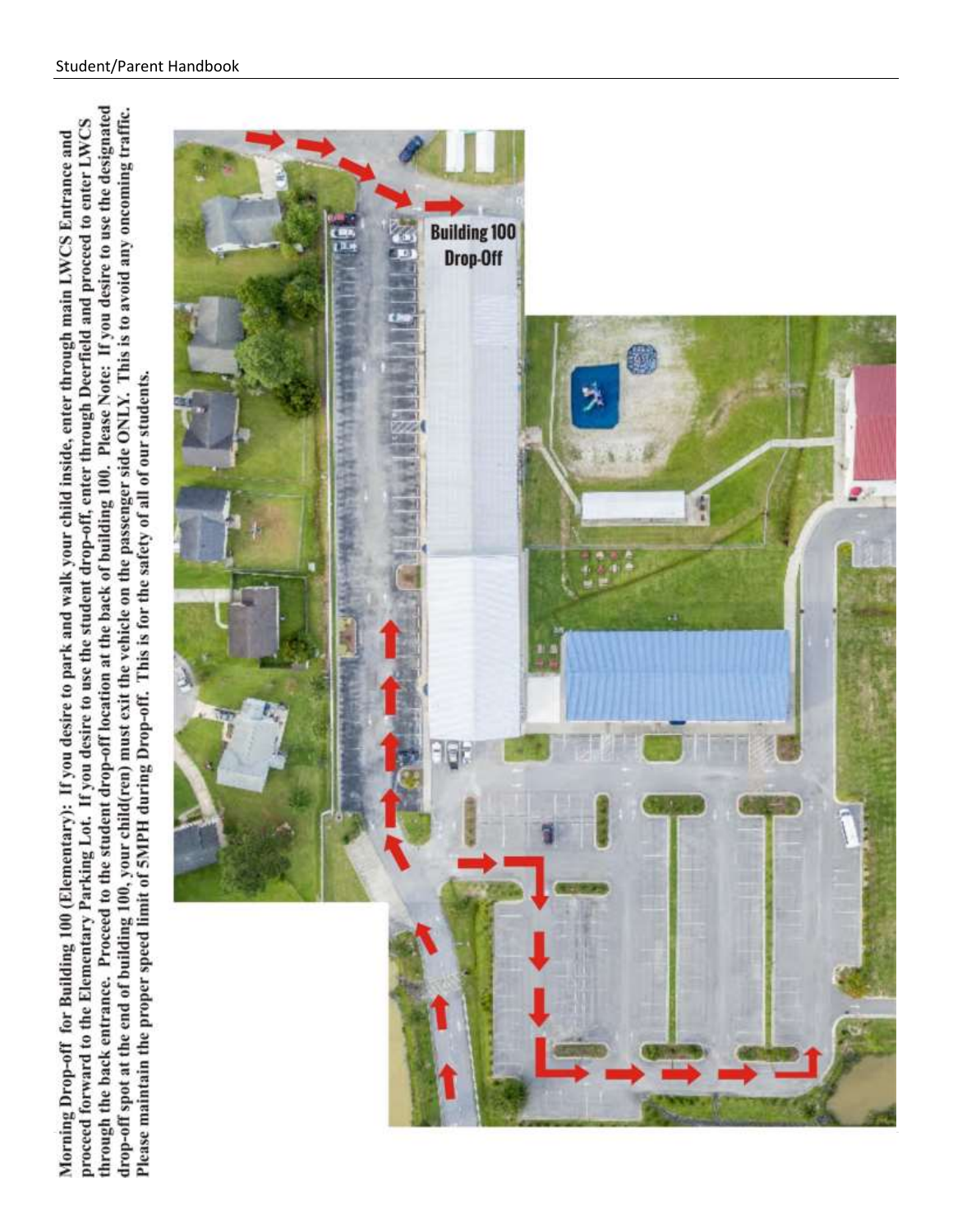**Morning Drop-off for Building 100 (Elementary):** If you desire to park and walk your child inside, enter through main LWCS Entrance and proceed forward to the Elementary Parking Lot. If you desire to use the student drop-off, enter through Deerfield and proceed to enter LWCS through the back entrance. Proceed to the student drop-off location at the back of building 100. Please Note: If you desire to use the designated drop-off spot at the end of building 100, your child(ren) must exit the vehicle on the passenger side ONLY. This is to avoid any oncoming traffic. Please maintain the proper speed limit of 5MPH during Drop-off. This is for the safety of all of our students.

Building 100 Drop-Off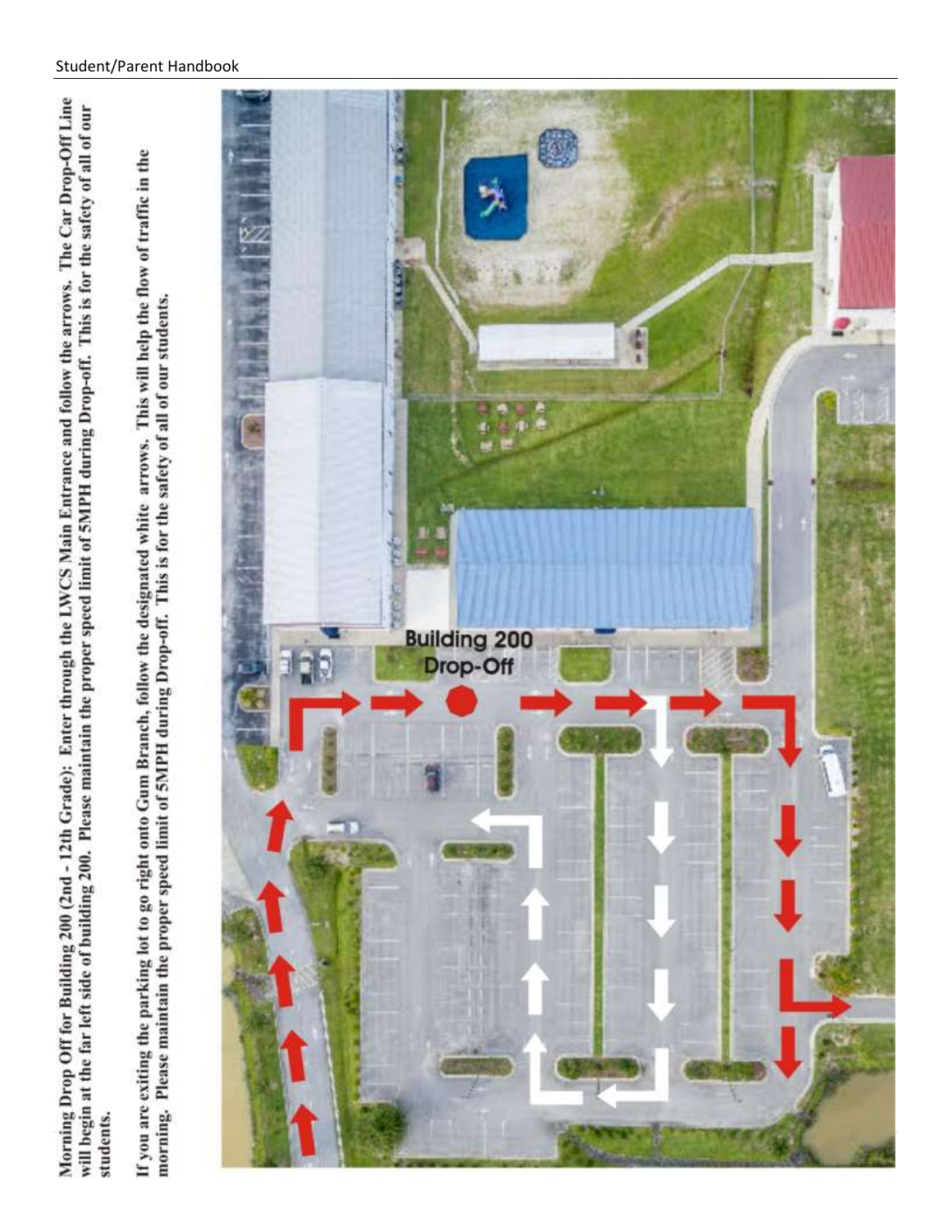Morning Drop Off for Building 200 (2nd - 12th Grade): Enter through the LWCS Main Entrance and follow the arrows. The Car Drop-Off Line will begin at the far left side of building 200. Please maintain the proper speed limit of 5MPH during Drop-off. This is for the safety of all of our students.

If you are exiting the parking lot to go right onto Gum Branch, follow the designated white arrows. This will help the flow of traffic in the morning. Please maintain the proper speed limit of 5MPH during Drop-off. This is for the safety of all of our students.

Building 200 Drop-Off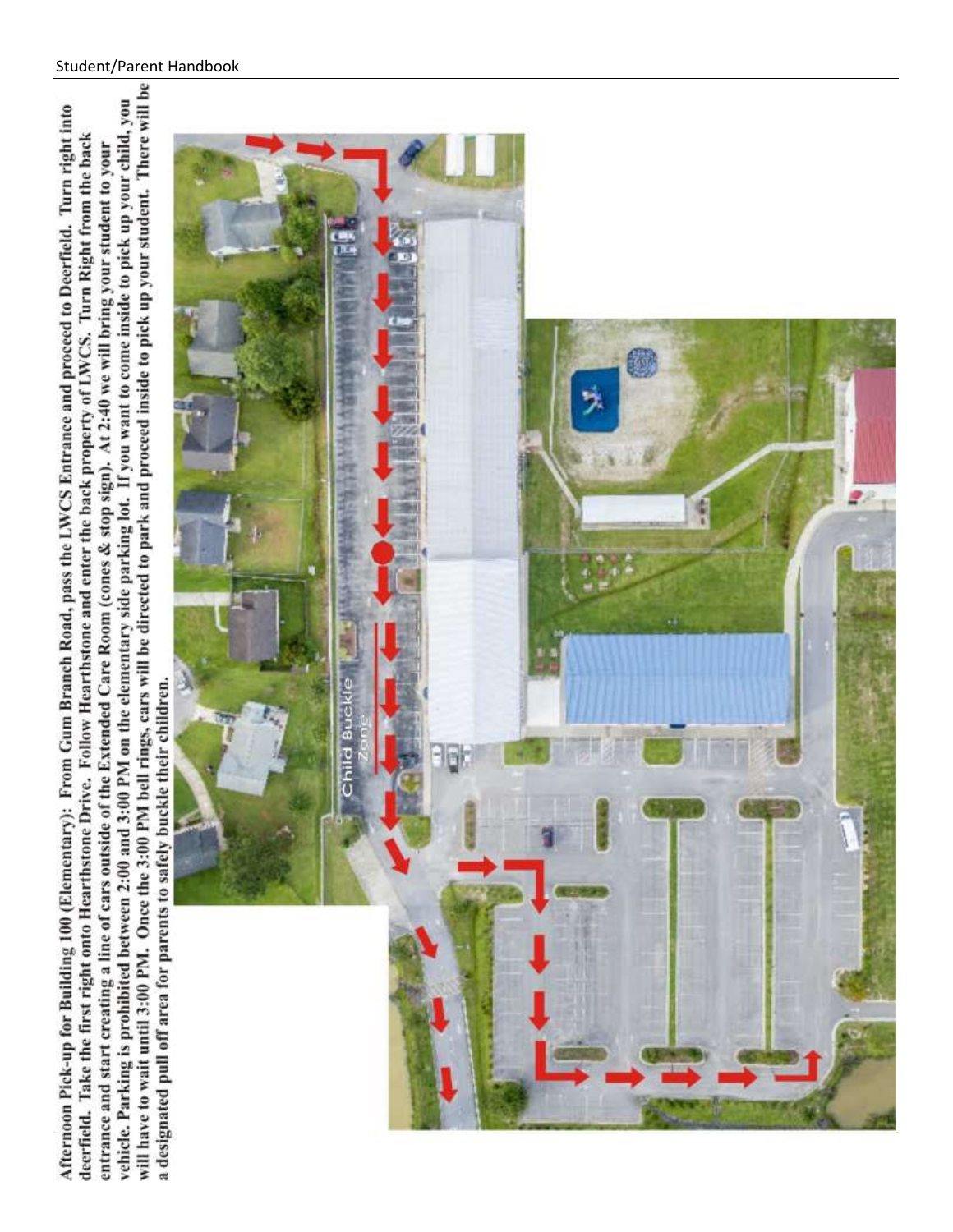Afternoon Pick-up for Building 100 (Elementary): From Gum Branch Road, pass the LWCS Entrance and proceed to Deerfield. Turn right into deerfield. Take the first right onto Hearthstone Drive. Follow Hearthstone and enter the back property of LWCS. Turn Right from the back entrance and start creating a line of cars outside of the Extended Care Room (cones & stop sign). At 2:40 we will bring your student to your vehicle. Parking is prohibited between 2:00 and 3:00 PM on the elementary side parking lot. If you want to come inside to pick up your child, you will have to wait until 3:00 PM. Once the 3:00 PM bell rings, cars will be directed to park and proceed inside to pick up your student. There will be a designated pull off area for parents to safely buckle their children.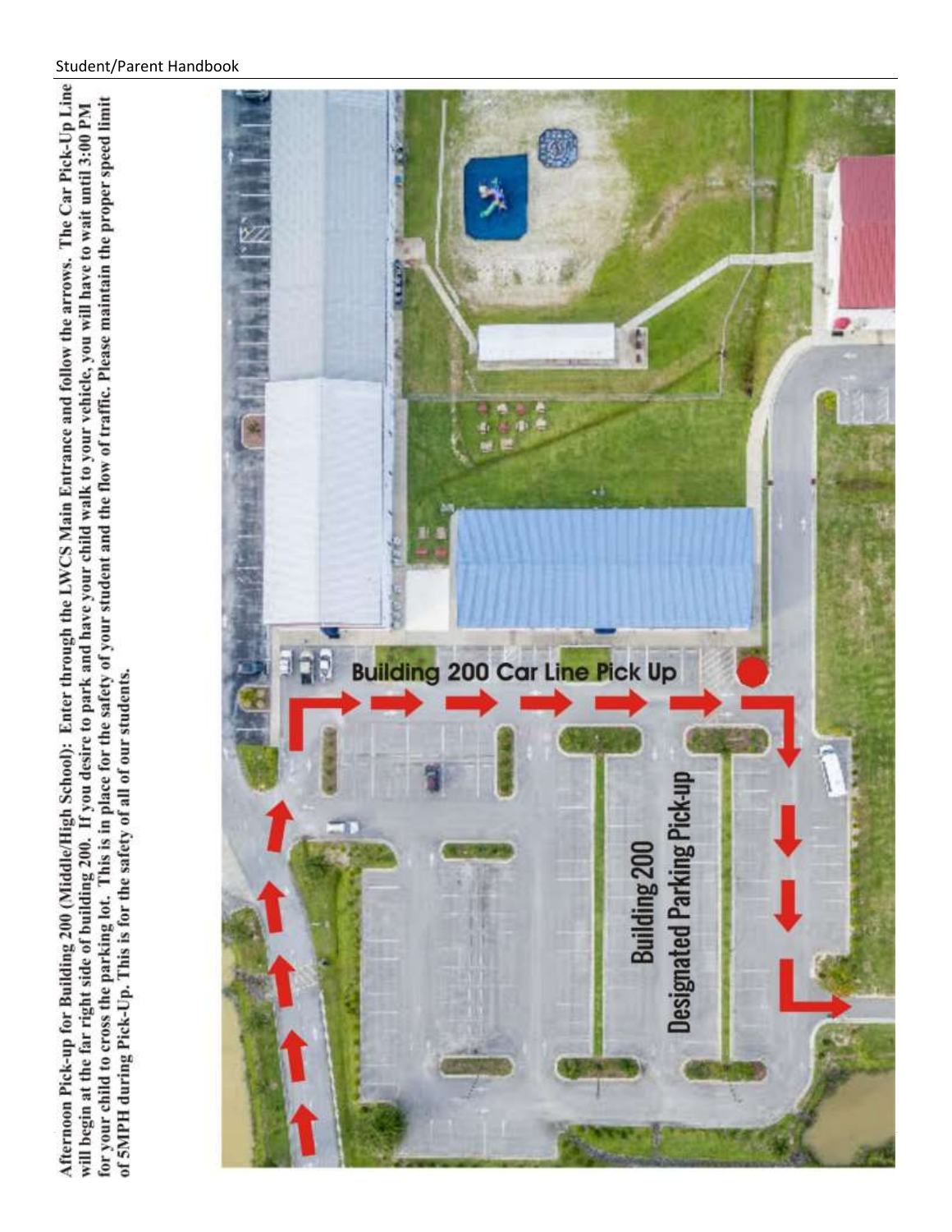Afternoon Pick-up for Building 200 (Middle/High School): Enter through the LWCS Main Entrance and follow the arrows. The Car Pick-Up Line will begin at the far right side of building 200. If you desire to park and have your child walk to your vehicle, you will have to wait until 3:00 PM for your child to cross the parking lot. This is in place for the safety of your student and the flow of traffic. Please maintain the proper speed limit of 5MPH during Pick-Up. This is for the safety of all of our students.

Building 200 Car Line Pick Up

Building 200
Designated Parking Pick-up